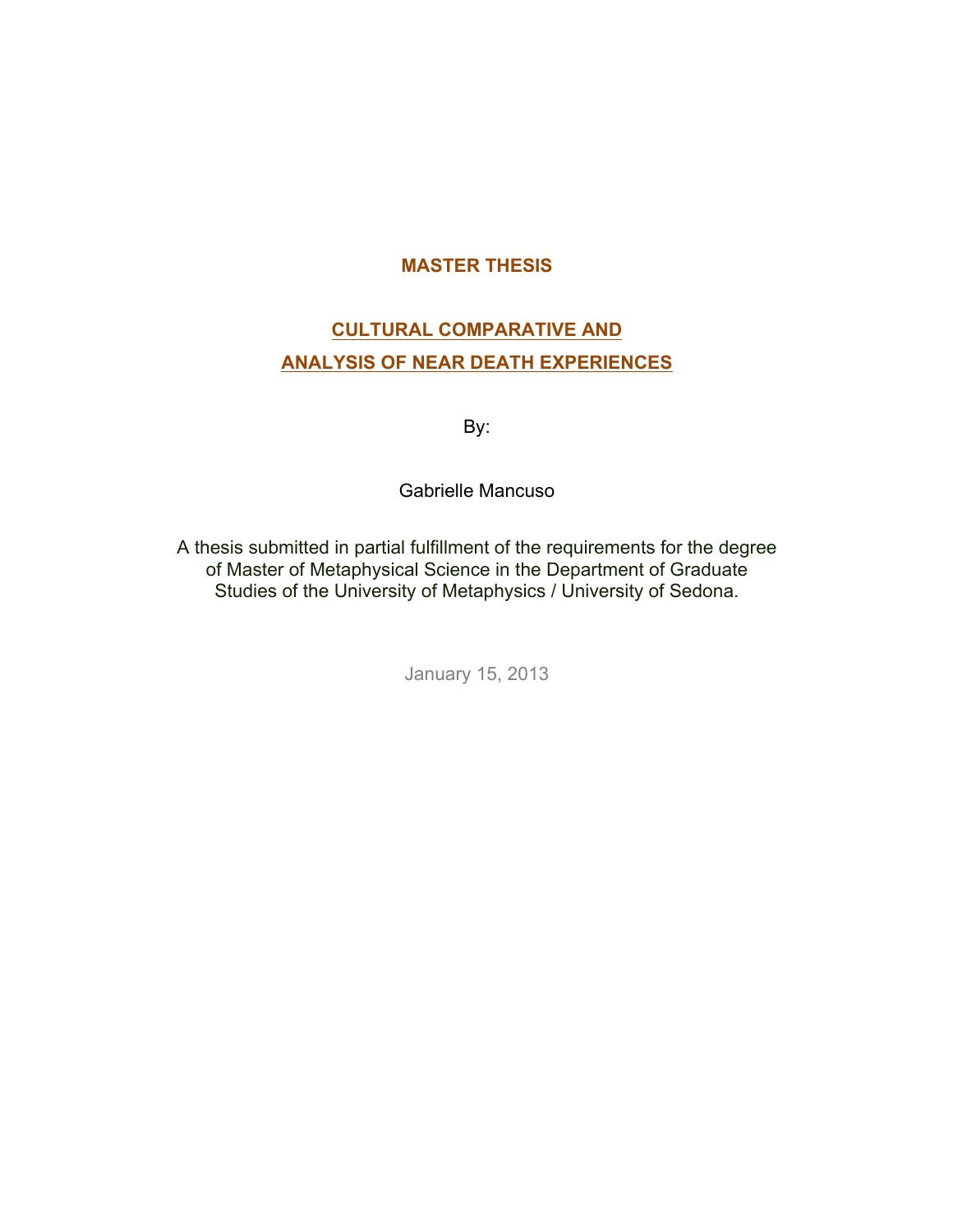**MASTER THESIS**

# CULTURAL COMPARATIVE AND ANALYSIS OF NEAR DEATH EXPERIENCES

By:

Gabrielle Mancuso

A thesis submitted in partial fulfillment of the requirements for the degree of Master of Metaphysical Science in the Department of Graduate Studies of the University of Metaphysics / University of Sedona.

January 15, 2013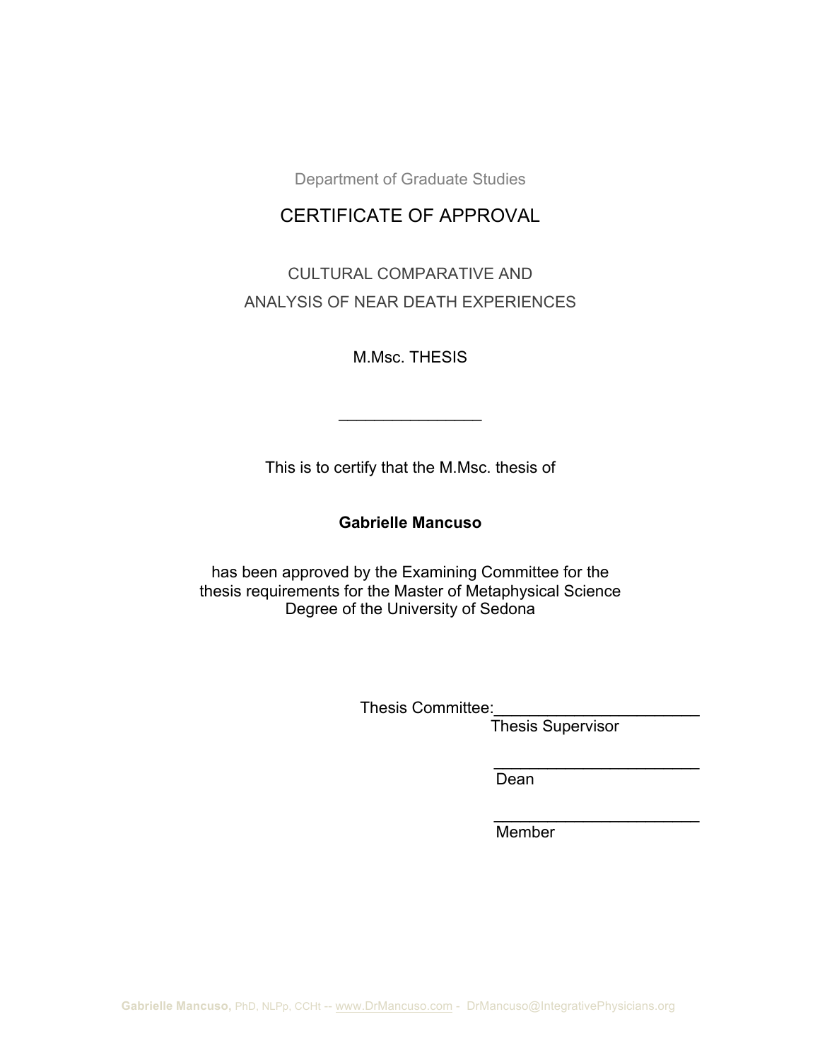Department of Graduate Studies

# CERTIFICATE OF APPROVAL

## CULTURAL COMPARATIVE AND ANALYSIS OF NEAR DEATH EXPERIENCES

M.Msc. THESIS

\_\_\_\_\_\_\_\_\_\_\_\_\_\_\_\_

This is to certify that the M.Msc. thesis of

**Gabrielle Mancuso**

has been approved by the Examining Committee for the thesis requirements for the Master of Metaphysical Science Degree of the University of Sedona

Thesis Committee:\_\_\_\_\_\_\_\_\_\_\_\_\_\_\_\_\_\_\_\_\_\_\_\_
Thesis Supervisor

\_\_\_\_\_\_\_\_\_\_\_\_\_\_\_\_\_\_\_\_\_\_\_\_
Dean

\_\_\_\_\_\_\_\_\_\_\_\_\_\_\_\_\_\_\_\_\_\_\_\_
Member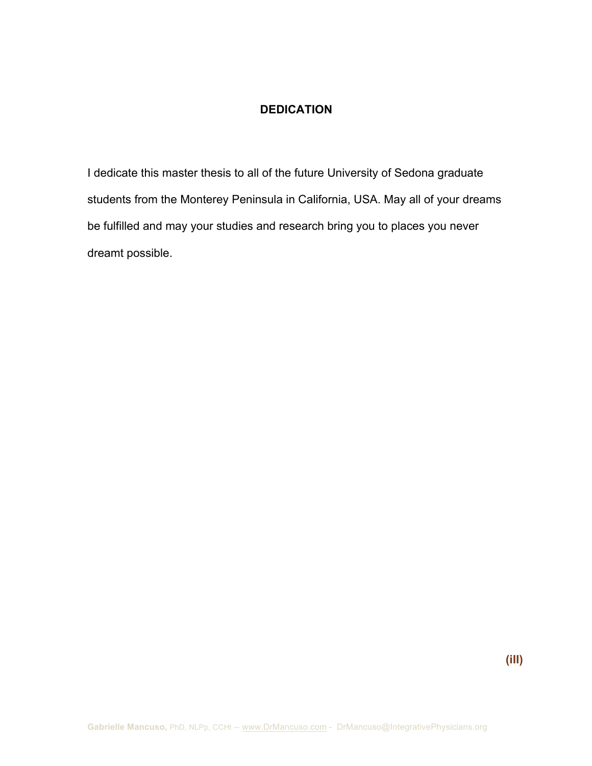# DEDICATION

I dedicate this master thesis to all of the future University of Sedona graduate students from the Monterey Peninsula in California, USA. May all of your dreams be fulfilled and may your studies and research bring you to places you never dreamt possible.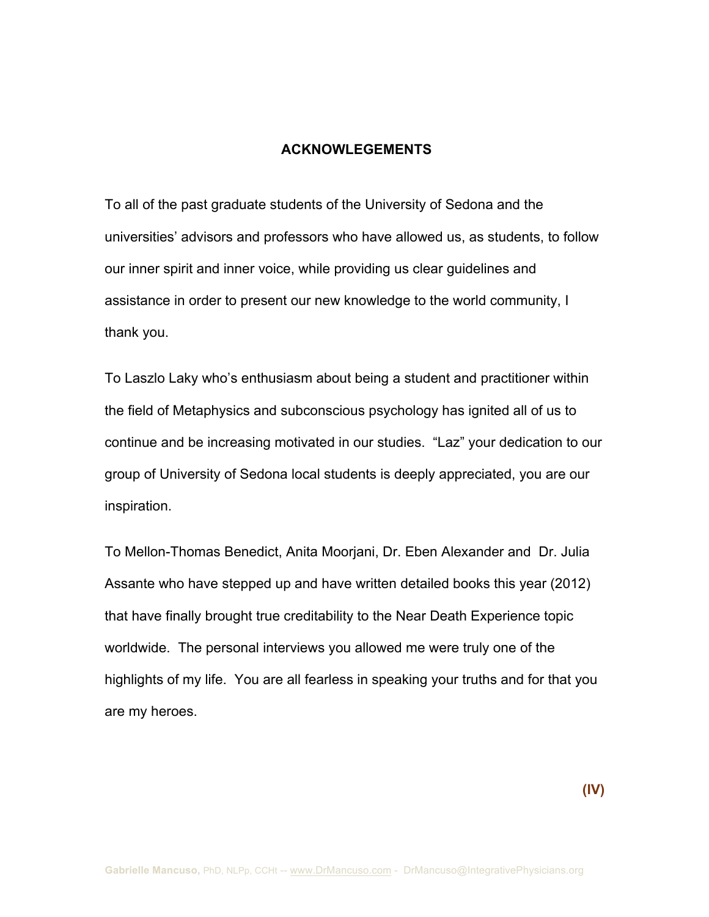# ACKNOWLEGEMENTS

To all of the past graduate students of the University of Sedona and the universities' advisors and professors who have allowed us, as students, to follow our inner spirit and inner voice, while providing us clear guidelines and assistance in order to present our new knowledge to the world community, I thank you.

To Laszlo Laky who's enthusiasm about being a student and practitioner within the field of Metaphysics and subconscious psychology has ignited all of us to continue and be increasing motivated in our studies. "Laz" your dedication to our group of University of Sedona local students is deeply appreciated, you are our inspiration.

To Mellon-Thomas Benedict, Anita Moorjani, Dr. Eben Alexander and Dr. Julia Assante who have stepped up and have written detailed books this year (2012) that have finally brought true creditability to the Near Death Experience topic worldwide. The personal interviews you allowed me were truly one of the highlights of my life. You are all fearless in speaking your truths and for that you are my heroes.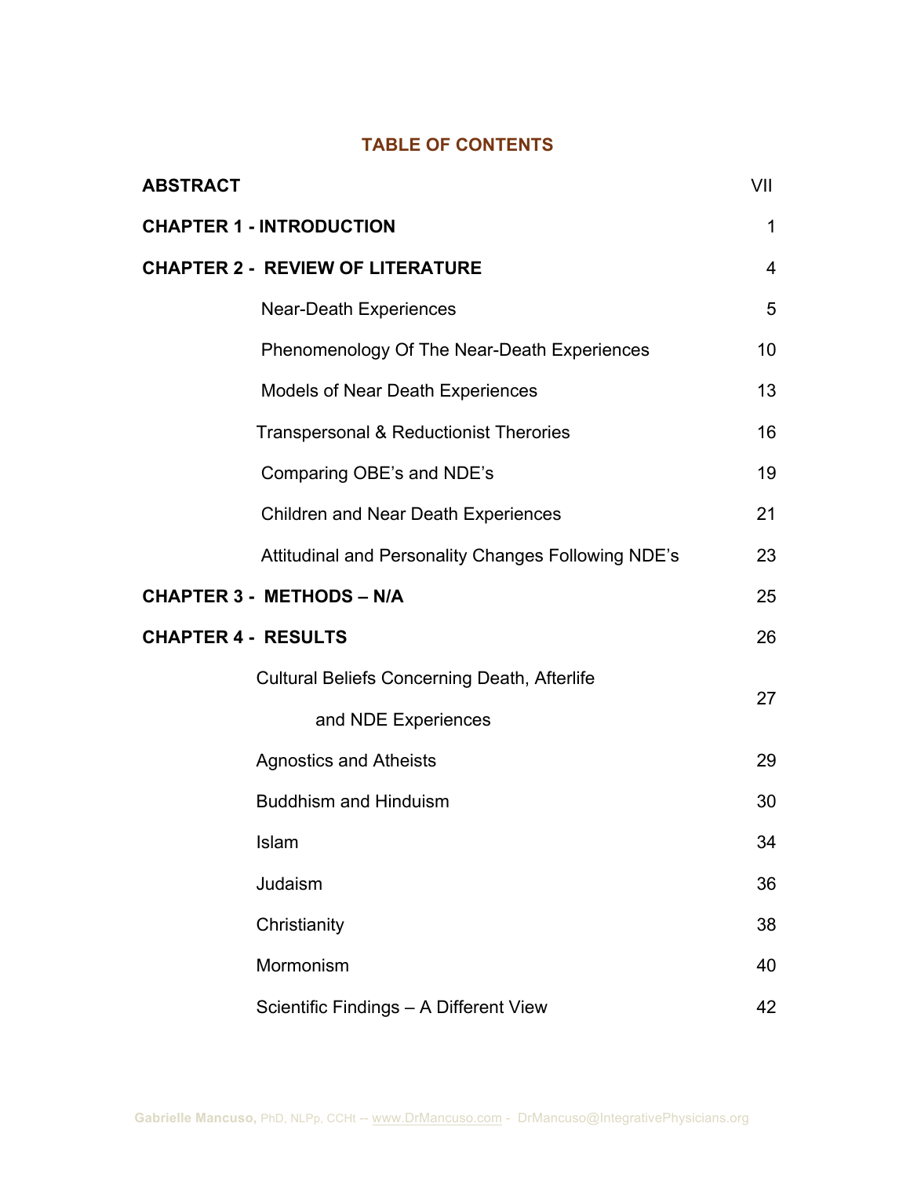## TABLE OF CONTENTS

| | |
|---|---|
| **ABSTRACT** | VII |
| **CHAPTER 1 - INTRODUCTION** | 1 |
| **CHAPTER 2 - REVIEW OF LITERATURE** | 4 |
| Near-Death Experiences | 5 |
| Phenomenology Of The Near-Death Experiences | 10 |
| Models of Near Death Experiences | 13 |
| Transpersonal & Reductionist Therories | 16 |
| Comparing OBE's and NDE's | 19 |
| Children and Near Death Experiences | 21 |
| Attitudinal and Personality Changes Following NDE's | 23 |
| **CHAPTER 3 - METHODS – N/A** | 25 |
| **CHAPTER 4 - RESULTS** | 26 |
| Cultural Beliefs Concerning Death, Afterlife and NDE Experiences | 27 |
| Agnostics and Atheists | 29 |
| Buddhism and Hinduism | 30 |
| Islam | 34 |
| Judaism | 36 |
| Christianity | 38 |
| Mormonism | 40 |
| Scientific Findings – A Different View | 42 |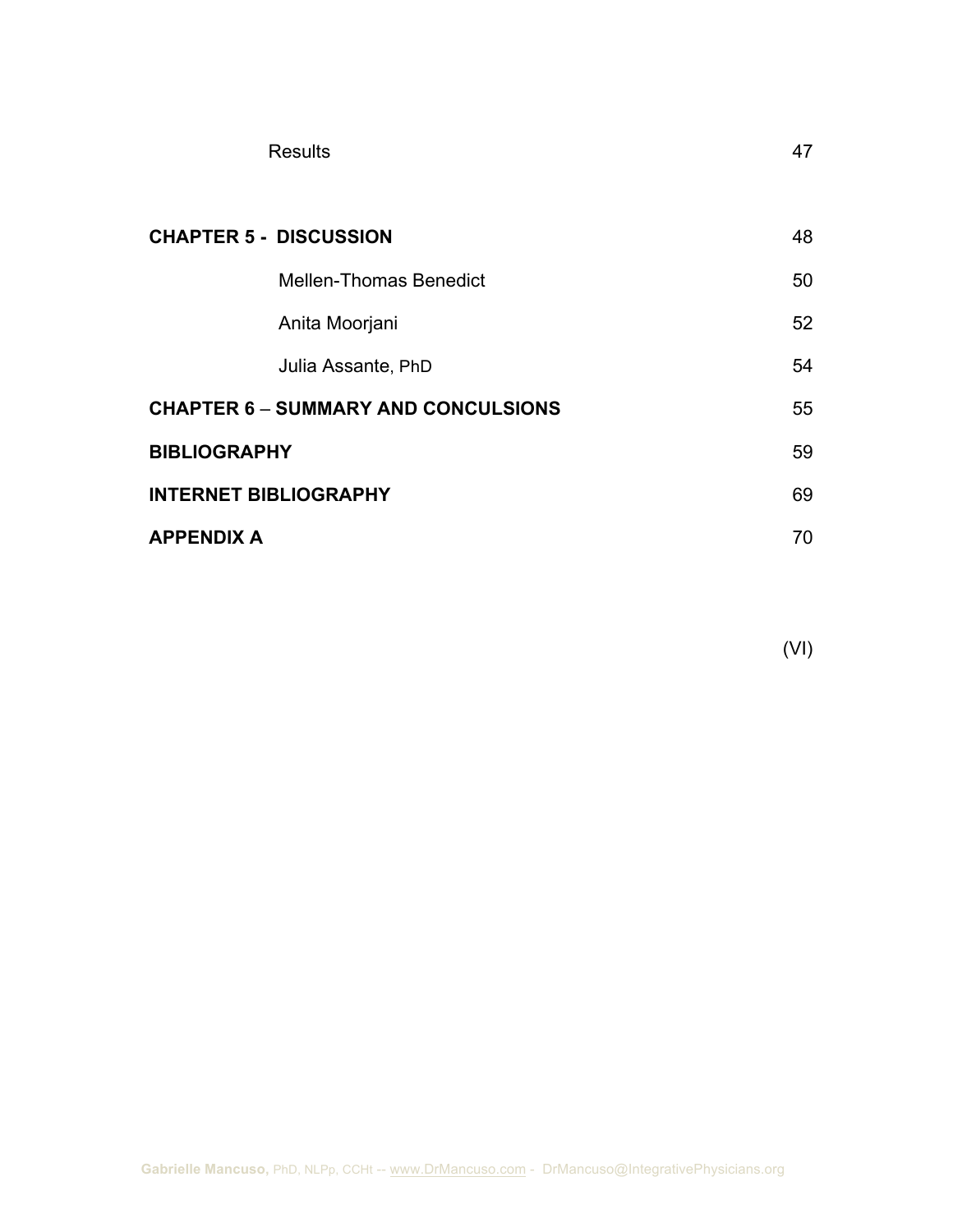| | |
|---|---|
| Results | 47 |
| **CHAPTER 5 - DISCUSSION** | 48 |
| Mellen-Thomas Benedict | 50 |
| Anita Moorjani | 52 |
| Julia Assante, PhD | 54 |
| **CHAPTER 6 – SUMMARY AND CONCULSIONS** | 55 |
| **BIBLIOGRAPHY** | 59 |
| **INTERNET BIBLIOGRAPHY** | 69 |
| **APPENDIX A** | 70 |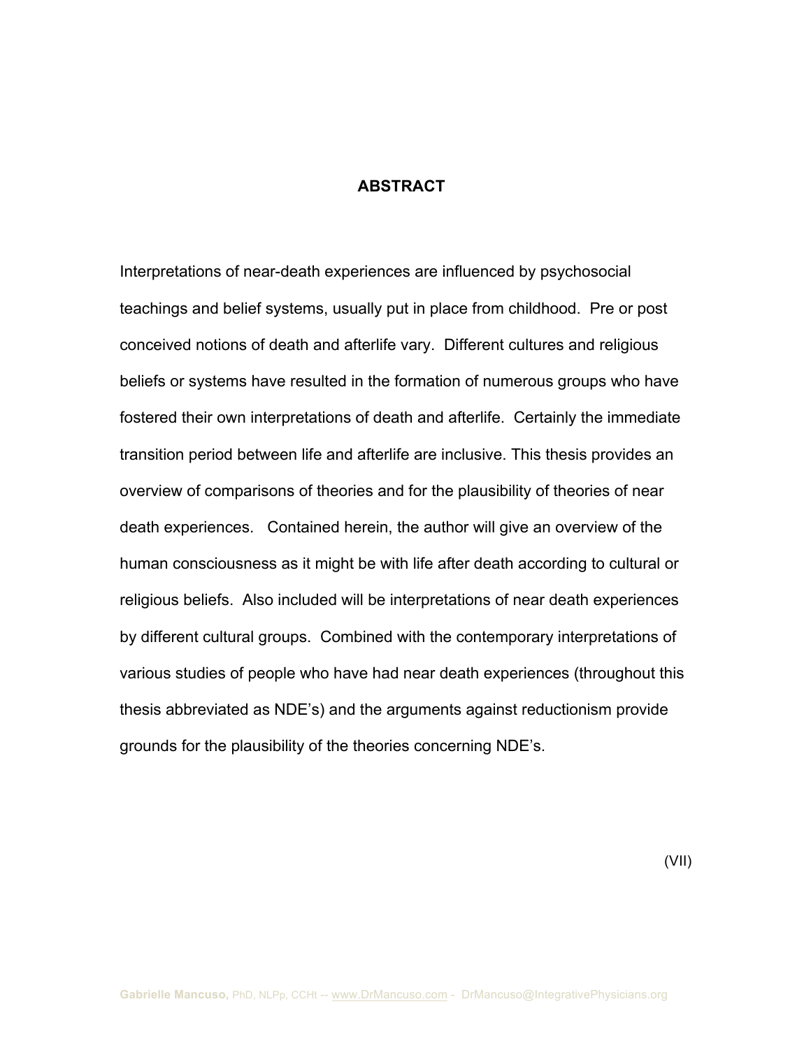## ABSTRACT

Interpretations of near-death experiences are influenced by psychosocial teachings and belief systems, usually put in place from childhood. Pre or post conceived notions of death and afterlife vary. Different cultures and religious beliefs or systems have resulted in the formation of numerous groups who have fostered their own interpretations of death and afterlife. Certainly the immediate transition period between life and afterlife are inclusive. This thesis provides an overview of comparisons of theories and for the plausibility of theories of near death experiences. Contained herein, the author will give an overview of the human consciousness as it might be with life after death according to cultural or religious beliefs. Also included will be interpretations of near death experiences by different cultural groups. Combined with the contemporary interpretations of various studies of people who have had near death experiences (throughout this thesis abbreviated as NDE's) and the arguments against reductionism provide grounds for the plausibility of the theories concerning NDE's.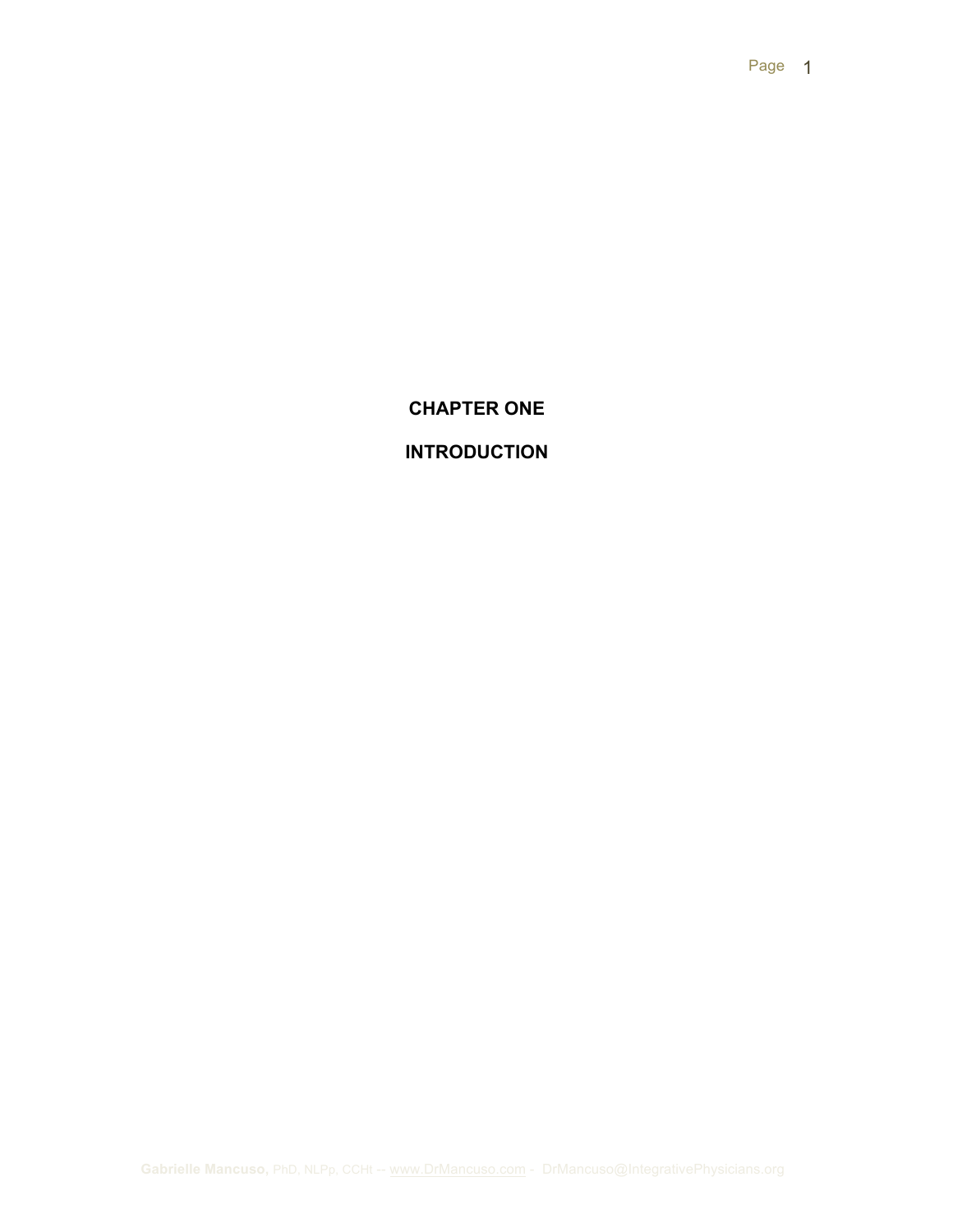# CHAPTER ONE

# INTRODUCTION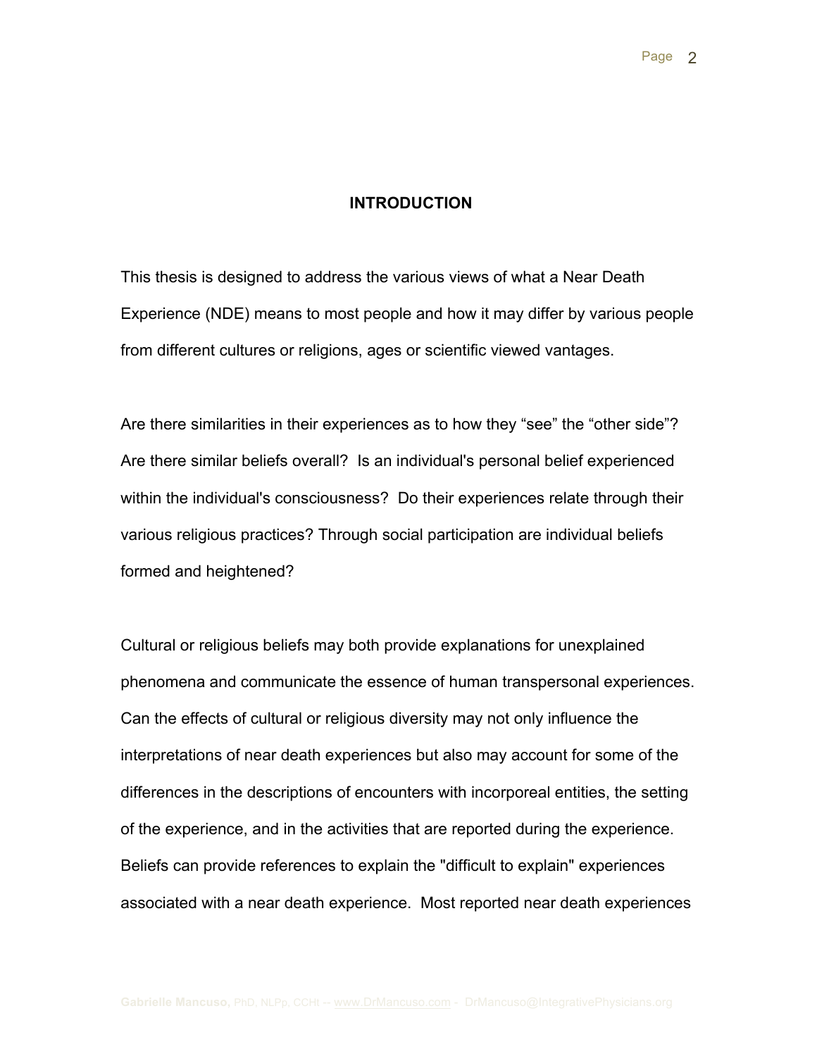# INTRODUCTION

This thesis is designed to address the various views of what a Near Death Experience (NDE) means to most people and how it may differ by various people from different cultures or religions, ages or scientific viewed vantages.

Are there similarities in their experiences as to how they “see” the “other side”? Are there similar beliefs overall? Is an individual's personal belief experienced within the individual's consciousness? Do their experiences relate through their various religious practices? Through social participation are individual beliefs formed and heightened?

Cultural or religious beliefs may both provide explanations for unexplained phenomena and communicate the essence of human transpersonal experiences. Can the effects of cultural or religious diversity may not only influence the interpretations of near death experiences but also may account for some of the differences in the descriptions of encounters with incorporeal entities, the setting of the experience, and in the activities that are reported during the experience. Beliefs can provide references to explain the "difficult to explain" experiences associated with a near death experience. Most reported near death experiences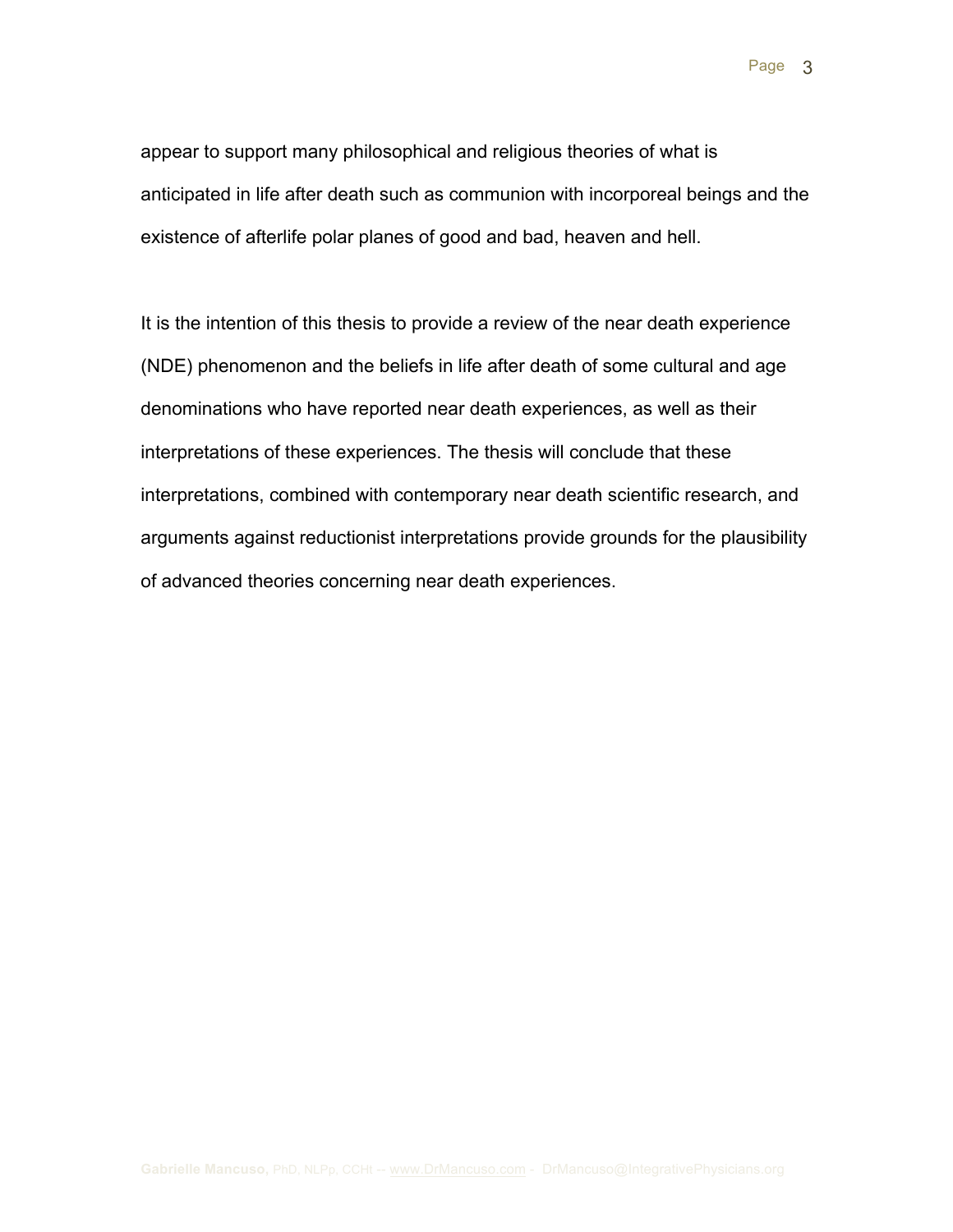appear to support many philosophical and religious theories of what is anticipated in life after death such as communion with incorporeal beings and the existence of afterlife polar planes of good and bad, heaven and hell.

It is the intention of this thesis to provide a review of the near death experience (NDE) phenomenon and the beliefs in life after death of some cultural and age denominations who have reported near death experiences, as well as their interpretations of these experiences. The thesis will conclude that these interpretations, combined with contemporary near death scientific research, and arguments against reductionist interpretations provide grounds for the plausibility of advanced theories concerning near death experiences.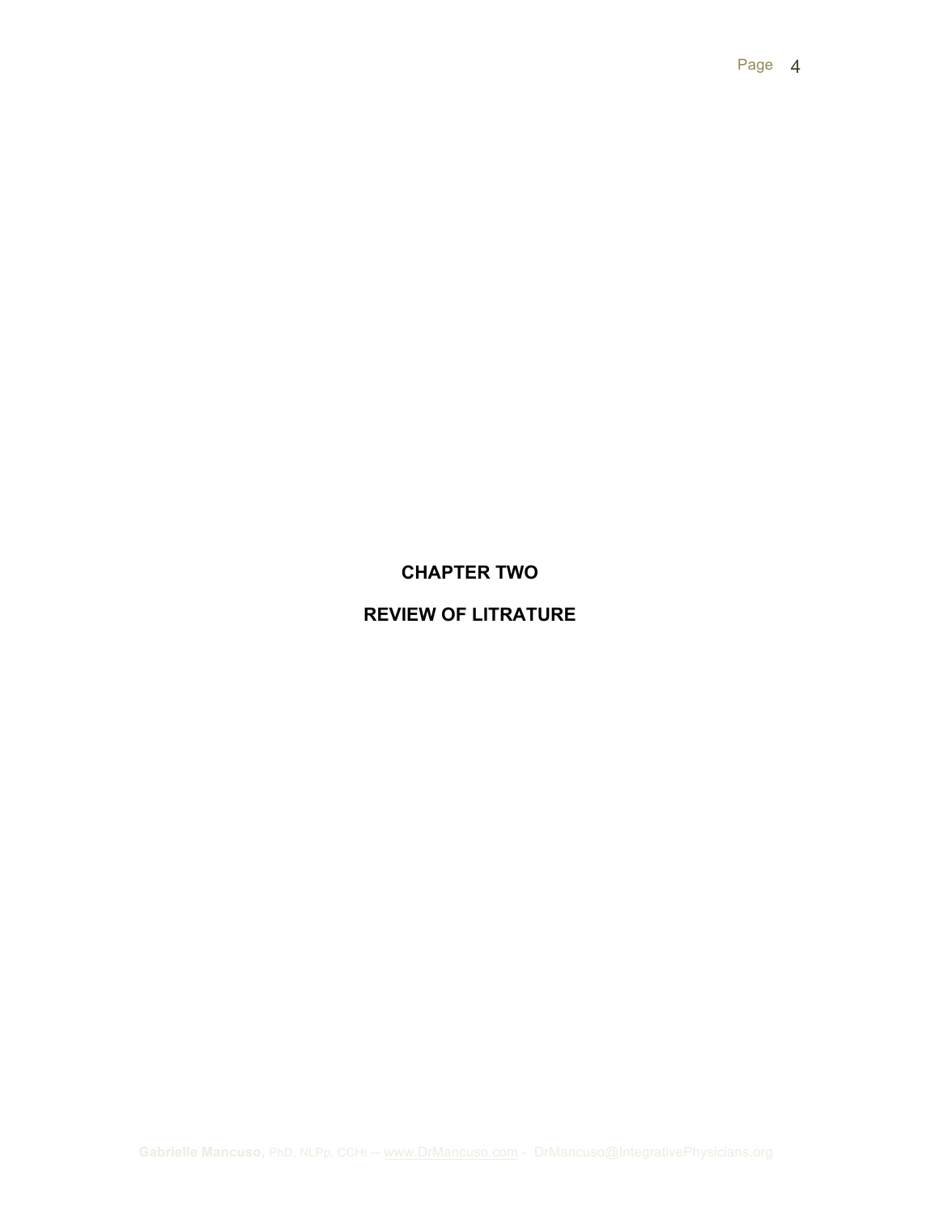# CHAPTER TWO

# REVIEW OF LITRATURE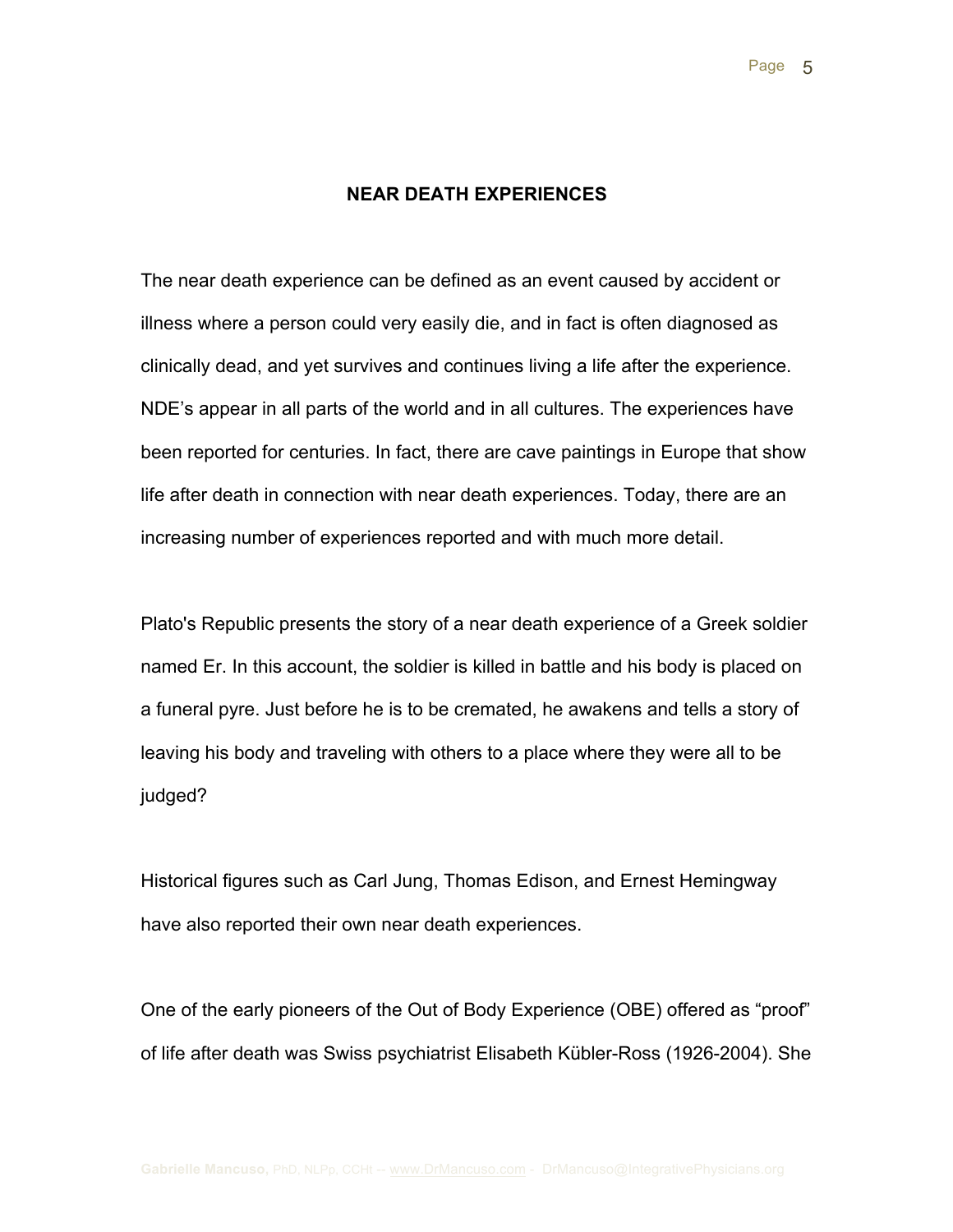## NEAR DEATH EXPERIENCES

The near death experience can be defined as an event caused by accident or illness where a person could very easily die, and in fact is often diagnosed as clinically dead, and yet survives and continues living a life after the experience. NDE's appear in all parts of the world and in all cultures. The experiences have been reported for centuries. In fact, there are cave paintings in Europe that show life after death in connection with near death experiences. Today, there are an increasing number of experiences reported and with much more detail.

Plato's Republic presents the story of a near death experience of a Greek soldier named Er. In this account, the soldier is killed in battle and his body is placed on a funeral pyre. Just before he is to be cremated, he awakens and tells a story of leaving his body and traveling with others to a place where they were all to be judged?

Historical figures such as Carl Jung, Thomas Edison, and Ernest Hemingway have also reported their own near death experiences.

One of the early pioneers of the Out of Body Experience (OBE) offered as "proof" of life after death was Swiss psychiatrist Elisabeth Kübler-Ross (1926-2004). She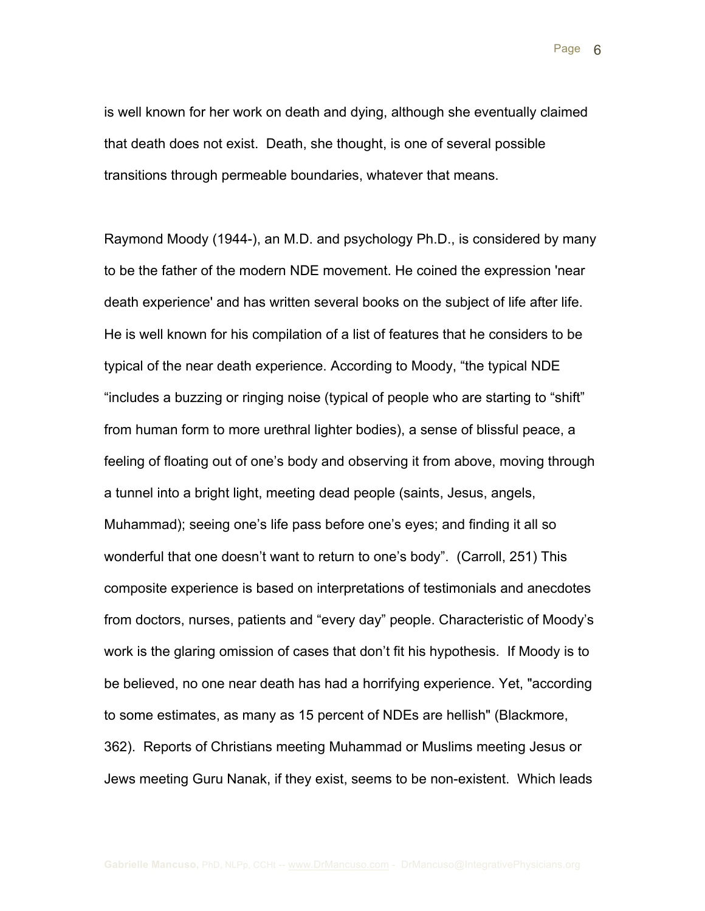is well known for her work on death and dying, although she eventually claimed that death does not exist. Death, she thought, is one of several possible transitions through permeable boundaries, whatever that means.

Raymond Moody (1944-), an M.D. and psychology Ph.D., is considered by many to be the father of the modern NDE movement. He coined the expression 'near death experience' and has written several books on the subject of life after life. He is well known for his compilation of a list of features that he considers to be typical of the near death experience. According to Moody, "the typical NDE "includes a buzzing or ringing noise (typical of people who are starting to "shift" from human form to more urethral lighter bodies), a sense of blissful peace, a feeling of floating out of one's body and observing it from above, moving through a tunnel into a bright light, meeting dead people (saints, Jesus, angels, Muhammad); seeing one's life pass before one's eyes; and finding it all so wonderful that one doesn't want to return to one's body". (Carroll, 251) This composite experience is based on interpretations of testimonials and anecdotes from doctors, nurses, patients and "every day" people. Characteristic of Moody's work is the glaring omission of cases that don't fit his hypothesis. If Moody is to be believed, no one near death has had a horrifying experience. Yet, "according to some estimates, as many as 15 percent of NDEs are hellish" (Blackmore, 362). Reports of Christians meeting Muhammad or Muslims meeting Jesus or Jews meeting Guru Nanak, if they exist, seems to be non-existent. Which leads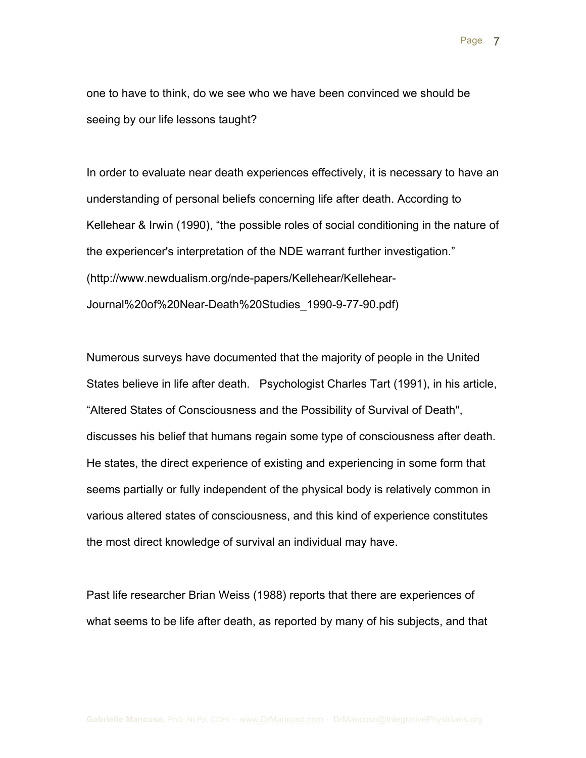one to have to think, do we see who we have been convinced we should be seeing by our life lessons taught?

In order to evaluate near death experiences effectively, it is necessary to have an understanding of personal beliefs concerning life after death. According to Kellehear & Irwin (1990), "the possible roles of social conditioning in the nature of the experiencer's interpretation of the NDE warrant further investigation." (http://www.newdualism.org/nde-papers/Kellehear/Kellehear-Journal%20of%20Near-Death%20Studies_1990-9-77-90.pdf)

Numerous surveys have documented that the majority of people in the United States believe in life after death. Psychologist Charles Tart (1991), in his article, "Altered States of Consciousness and the Possibility of Survival of Death", discusses his belief that humans regain some type of consciousness after death. He states, the direct experience of existing and experiencing in some form that seems partially or fully independent of the physical body is relatively common in various altered states of consciousness, and this kind of experience constitutes the most direct knowledge of survival an individual may have.

Past life researcher Brian Weiss (1988) reports that there are experiences of what seems to be life after death, as reported by many of his subjects, and that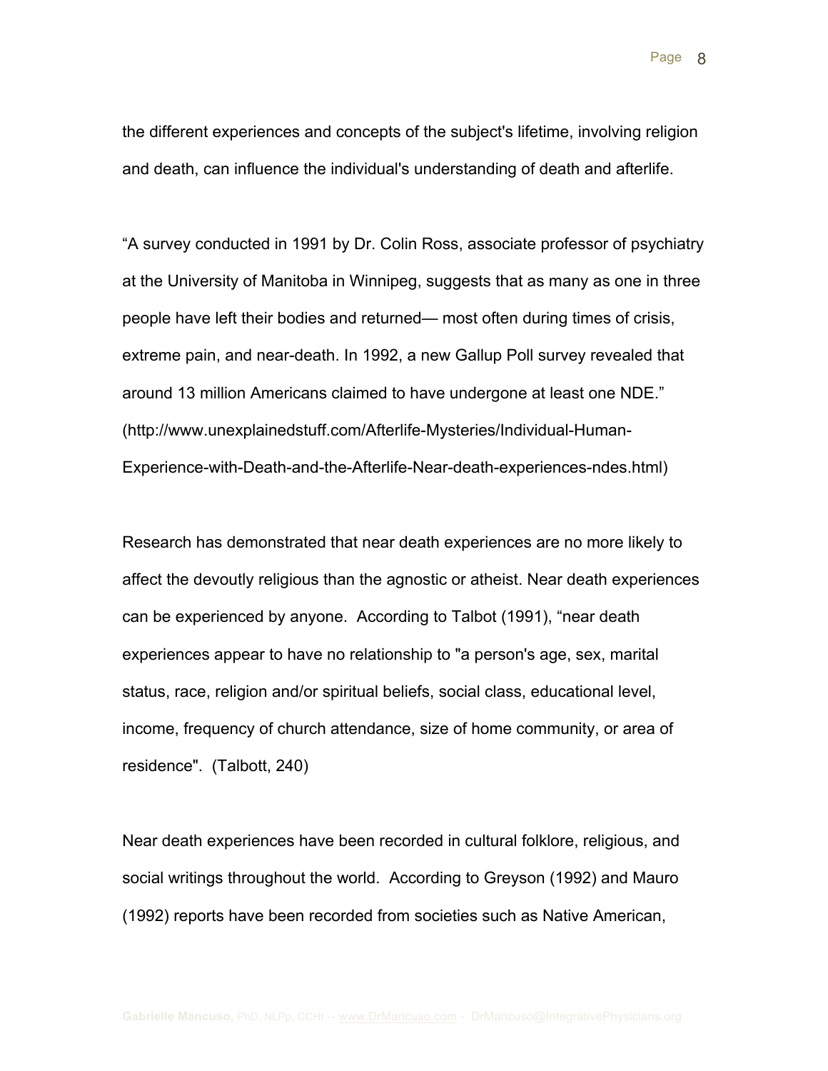the different experiences and concepts of the subject's lifetime, involving religion and death, can influence the individual's understanding of death and afterlife.

“A survey conducted in 1991 by Dr. Colin Ross, associate professor of psychiatry at the University of Manitoba in Winnipeg, suggests that as many as one in three people have left their bodies and returned— most often during times of crisis, extreme pain, and near-death. In 1992, a new Gallup Poll survey revealed that around 13 million Americans claimed to have undergone at least one NDE.” (http://www.unexplainedstuff.com/Afterlife-Mysteries/Individual-Human-Experience-with-Death-and-the-Afterlife-Near-death-experiences-ndes.html)

Research has demonstrated that near death experiences are no more likely to affect the devoutly religious than the agnostic or atheist. Near death experiences can be experienced by anyone. According to Talbot (1991), “near death experiences appear to have no relationship to "a person's age, sex, marital status, race, religion and/or spiritual beliefs, social class, educational level, income, frequency of church attendance, size of home community, or area of residence". (Talbott, 240)

Near death experiences have been recorded in cultural folklore, religious, and social writings throughout the world. According to Greyson (1992) and Mauro (1992) reports have been recorded from societies such as Native American,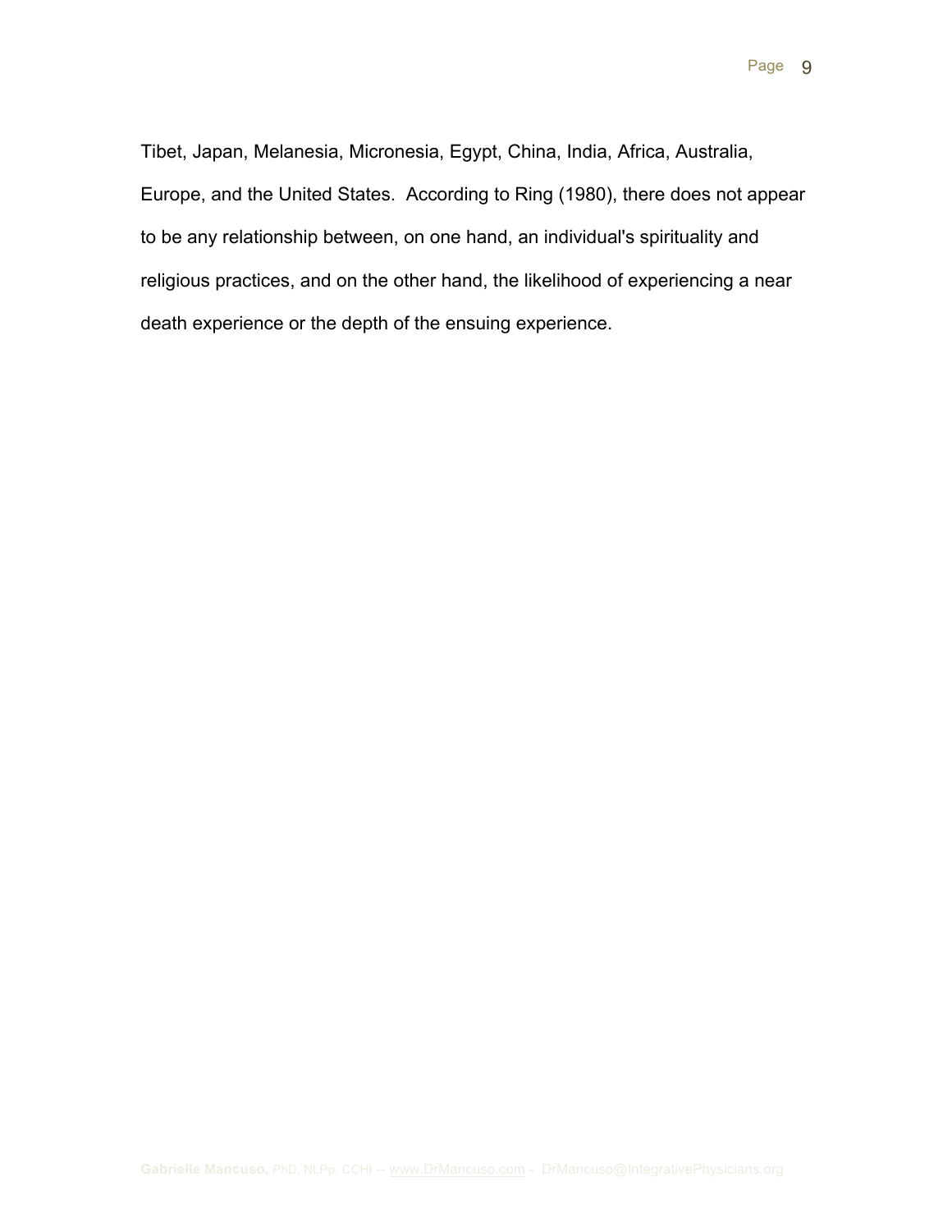Tibet, Japan, Melanesia, Micronesia, Egypt, China, India, Africa, Australia, Europe, and the United States. According to Ring (1980), there does not appear to be any relationship between, on one hand, an individual's spirituality and religious practices, and on the other hand, the likelihood of experiencing a near death experience or the depth of the ensuing experience.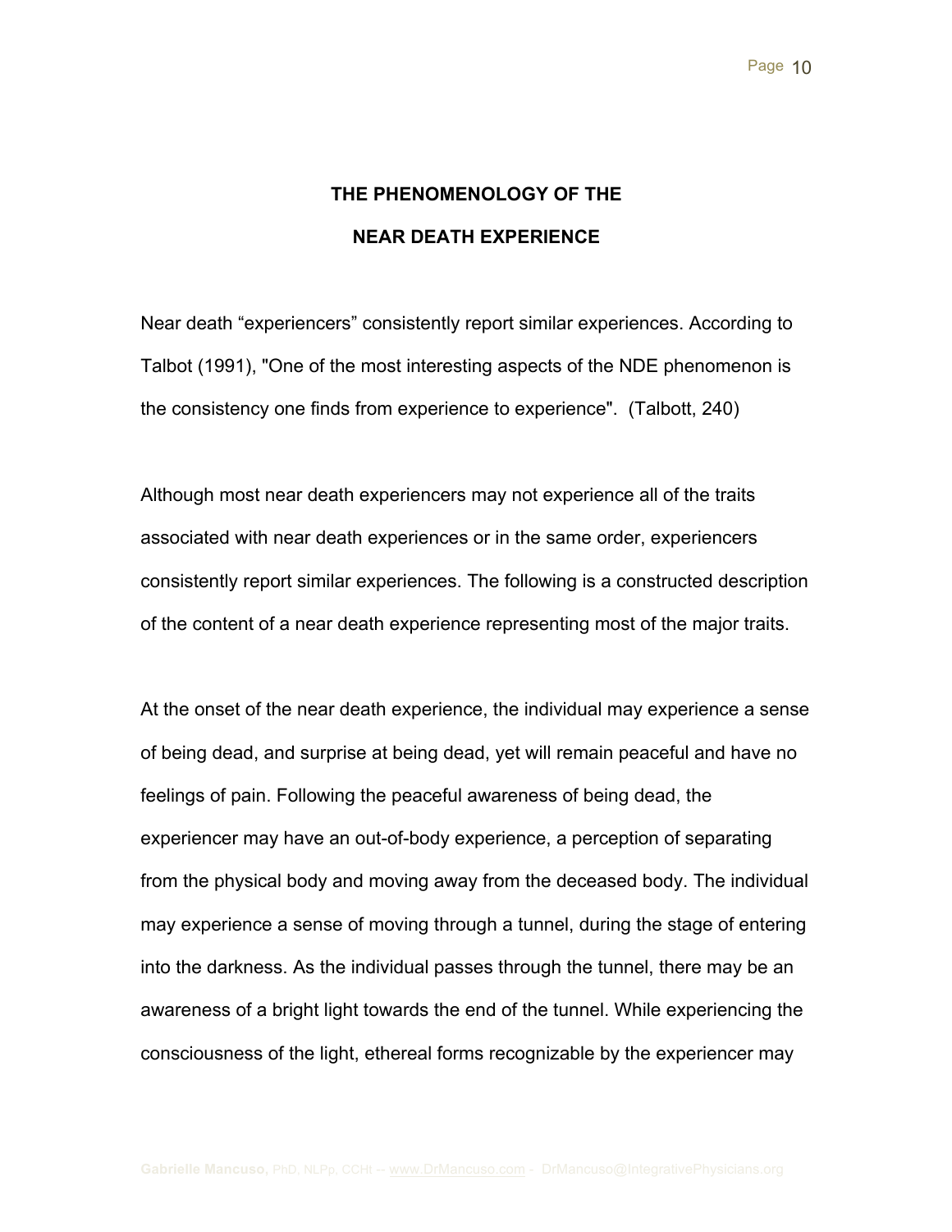## THE PHENOMENOLOGY OF THE NEAR DEATH EXPERIENCE

Near death "experiencers" consistently report similar experiences. According to Talbot (1991), "One of the most interesting aspects of the NDE phenomenon is the consistency one finds from experience to experience". (Talbott, 240)

Although most near death experiencers may not experience all of the traits associated with near death experiences or in the same order, experiencers consistently report similar experiences. The following is a constructed description of the content of a near death experience representing most of the major traits.

At the onset of the near death experience, the individual may experience a sense of being dead, and surprise at being dead, yet will remain peaceful and have no feelings of pain. Following the peaceful awareness of being dead, the experiencer may have an out-of-body experience, a perception of separating from the physical body and moving away from the deceased body. The individual may experience a sense of moving through a tunnel, during the stage of entering into the darkness. As the individual passes through the tunnel, there may be an awareness of a bright light towards the end of the tunnel. While experiencing the consciousness of the light, ethereal forms recognizable by the experiencer may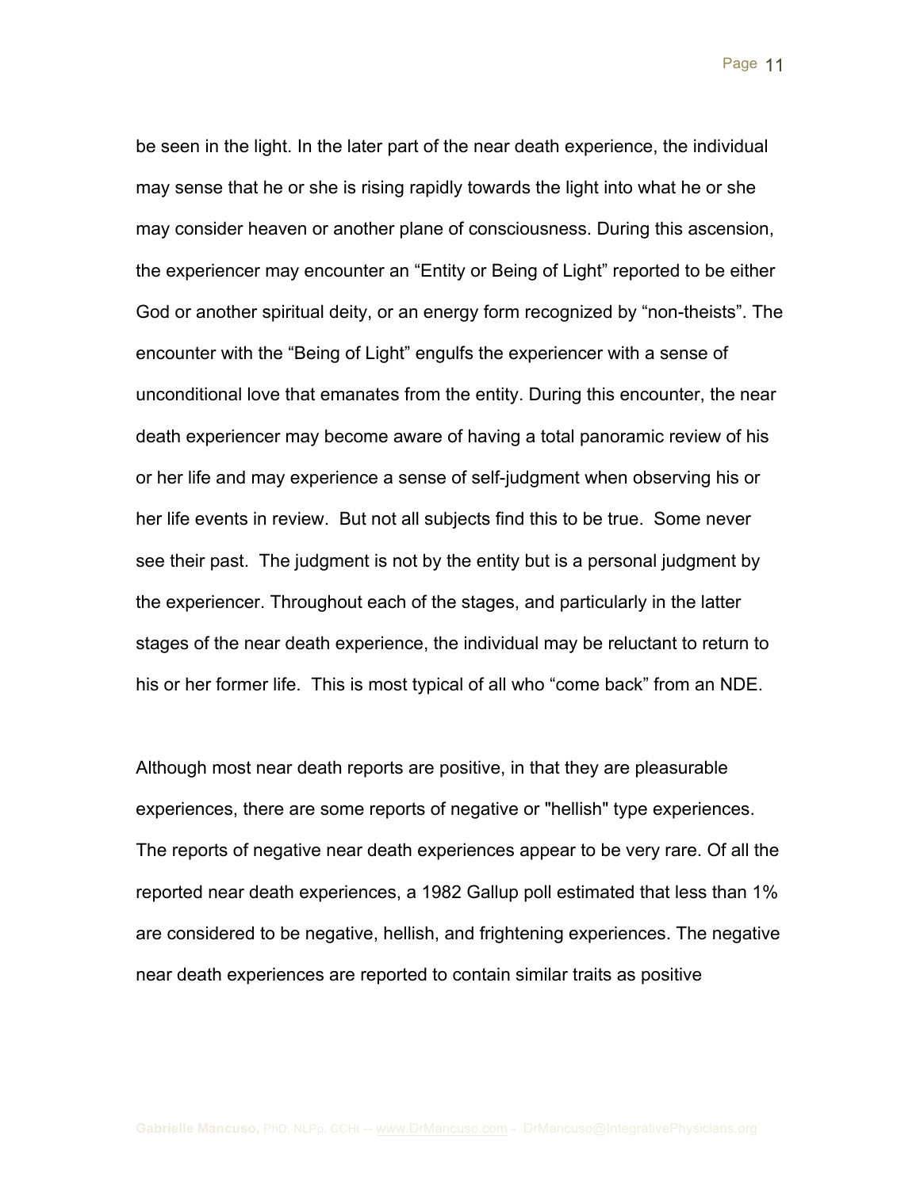be seen in the light. In the later part of the near death experience, the individual may sense that he or she is rising rapidly towards the light into what he or she may consider heaven or another plane of consciousness. During this ascension, the experiencer may encounter an "Entity or Being of Light" reported to be either God or another spiritual deity, or an energy form recognized by "non-theists". The encounter with the "Being of Light" engulfs the experiencer with a sense of unconditional love that emanates from the entity. During this encounter, the near death experiencer may become aware of having a total panoramic review of his or her life and may experience a sense of self-judgment when observing his or her life events in review. But not all subjects find this to be true. Some never see their past. The judgment is not by the entity but is a personal judgment by the experiencer. Throughout each of the stages, and particularly in the latter stages of the near death experience, the individual may be reluctant to return to his or her former life. This is most typical of all who "come back" from an NDE.

Although most near death reports are positive, in that they are pleasurable experiences, there are some reports of negative or "hellish" type experiences. The reports of negative near death experiences appear to be very rare. Of all the reported near death experiences, a 1982 Gallup poll estimated that less than 1% are considered to be negative, hellish, and frightening experiences. The negative near death experiences are reported to contain similar traits as positive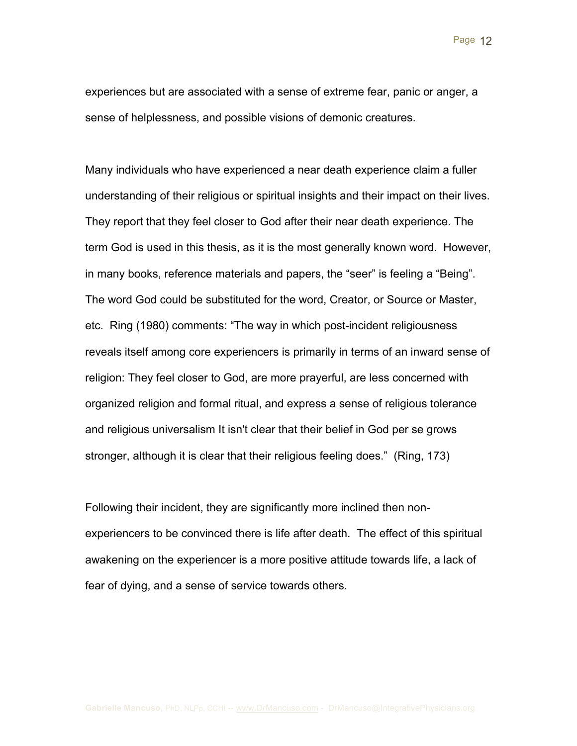experiences but are associated with a sense of extreme fear, panic or anger, a sense of helplessness, and possible visions of demonic creatures.

Many individuals who have experienced a near death experience claim a fuller understanding of their religious or spiritual insights and their impact on their lives. They report that they feel closer to God after their near death experience. The term God is used in this thesis, as it is the most generally known word. However, in many books, reference materials and papers, the “seer” is feeling a “Being”. The word God could be substituted for the word, Creator, or Source or Master, etc. Ring (1980) comments: “The way in which post-incident religiousness reveals itself among core experiencers is primarily in terms of an inward sense of religion: They feel closer to God, are more prayerful, are less concerned with organized religion and formal ritual, and express a sense of religious tolerance and religious universalism It isn't clear that their belief in God per se grows stronger, although it is clear that their religious feeling does.” (Ring, 173)

Following their incident, they are significantly more inclined then non-experiencers to be convinced there is life after death. The effect of this spiritual awakening on the experiencer is a more positive attitude towards life, a lack of fear of dying, and a sense of service towards others.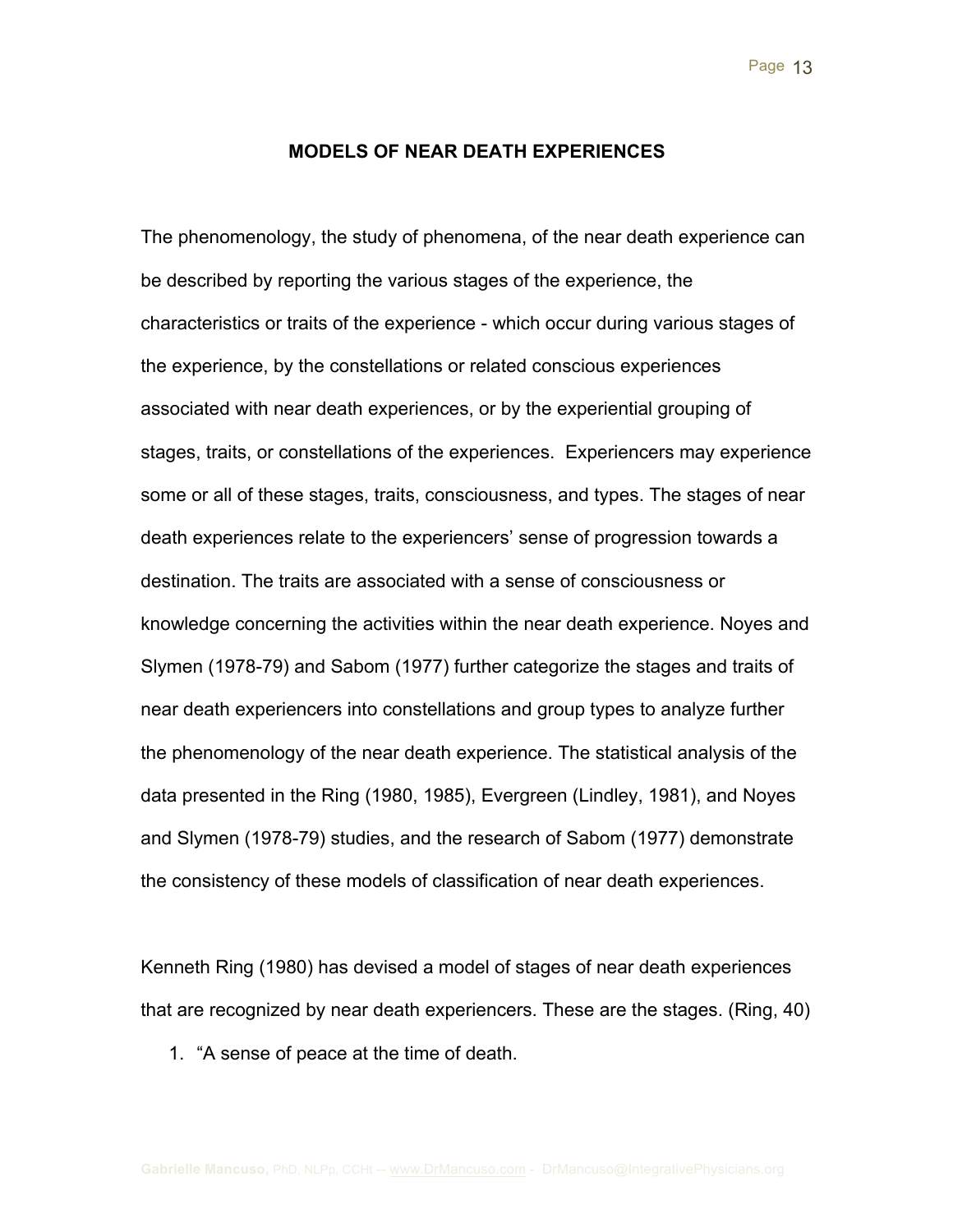## MODELS OF NEAR DEATH EXPERIENCES

The phenomenology, the study of phenomena, of the near death experience can be described by reporting the various stages of the experience, the characteristics or traits of the experience - which occur during various stages of the experience, by the constellations or related conscious experiences associated with near death experiences, or by the experiential grouping of stages, traits, or constellations of the experiences. Experiencers may experience some or all of these stages, traits, consciousness, and types. The stages of near death experiences relate to the experiencers' sense of progression towards a destination. The traits are associated with a sense of consciousness or knowledge concerning the activities within the near death experience. Noyes and Slymen (1978-79) and Sabom (1977) further categorize the stages and traits of near death experiencers into constellations and group types to analyze further the phenomenology of the near death experience. The statistical analysis of the data presented in the Ring (1980, 1985), Evergreen (Lindley, 1981), and Noyes and Slymen (1978-79) studies, and the research of Sabom (1977) demonstrate the consistency of these models of classification of near death experiences.

Kenneth Ring (1980) has devised a model of stages of near death experiences that are recognized by near death experiencers. These are the stages. (Ring, 40)

1. "A sense of peace at the time of death.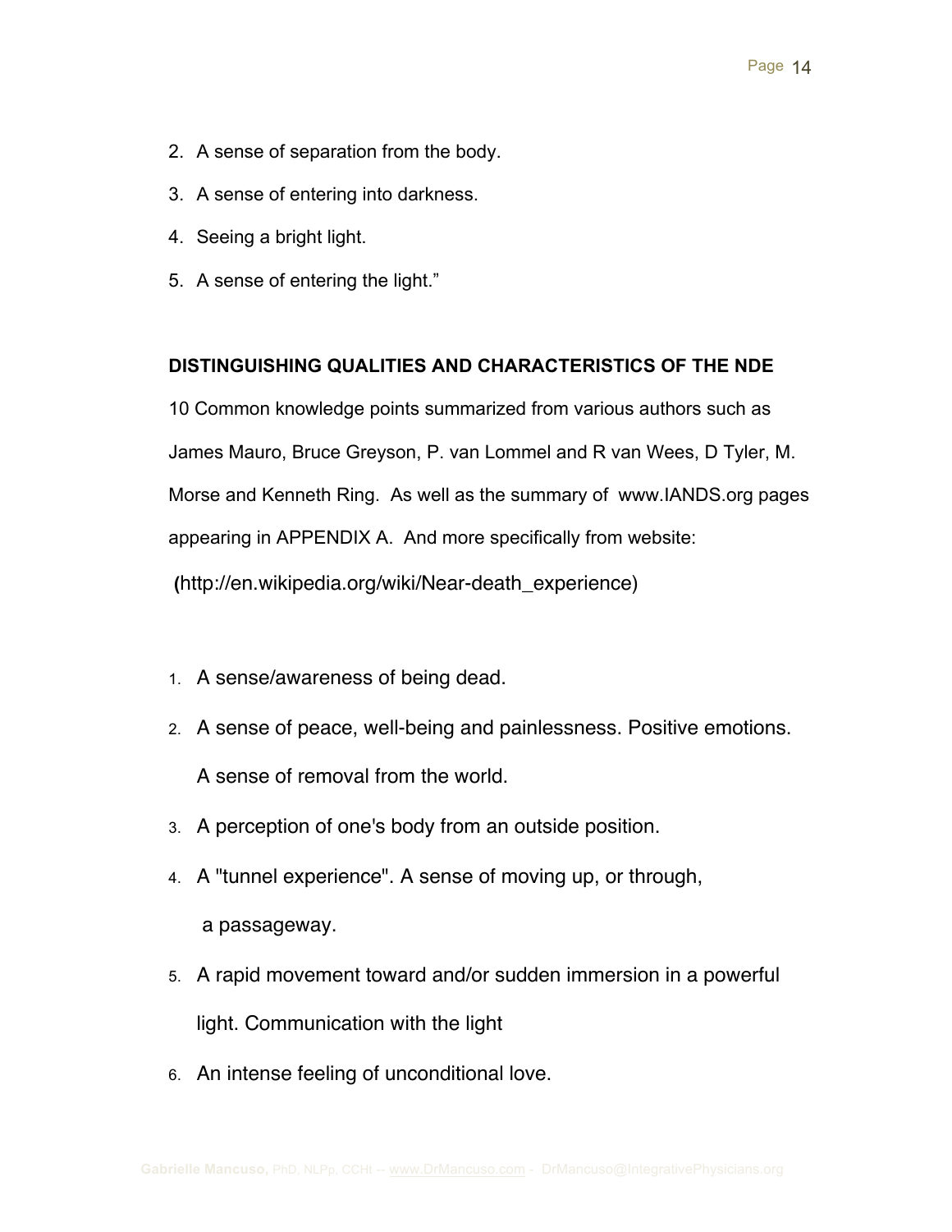2. A sense of separation from the body.
3. A sense of entering into darkness.
4. Seeing a bright light.
5. A sense of entering the light."

**DISTINGUISHING QUALITIES AND CHARACTERISTICS OF THE NDE**

10 Common knowledge points summarized from various authors such as James Mauro, Bruce Greyson, P. van Lommel and R van Wees, D Tyler, M. Morse and Kenneth Ring. As well as the summary of www.IANDS.org pages appearing in APPENDIX A. And more specifically from website:

(http://en.wikipedia.org/wiki/Near-death_experience)

1. A sense/awareness of being dead.
2. A sense of peace, well-being and painlessness. Positive emotions. A sense of removal from the world.
3. A perception of one's body from an outside position.
4. A "tunnel experience". A sense of moving up, or through, a passageway.
5. A rapid movement toward and/or sudden immersion in a powerful light. Communication with the light
6. An intense feeling of unconditional love.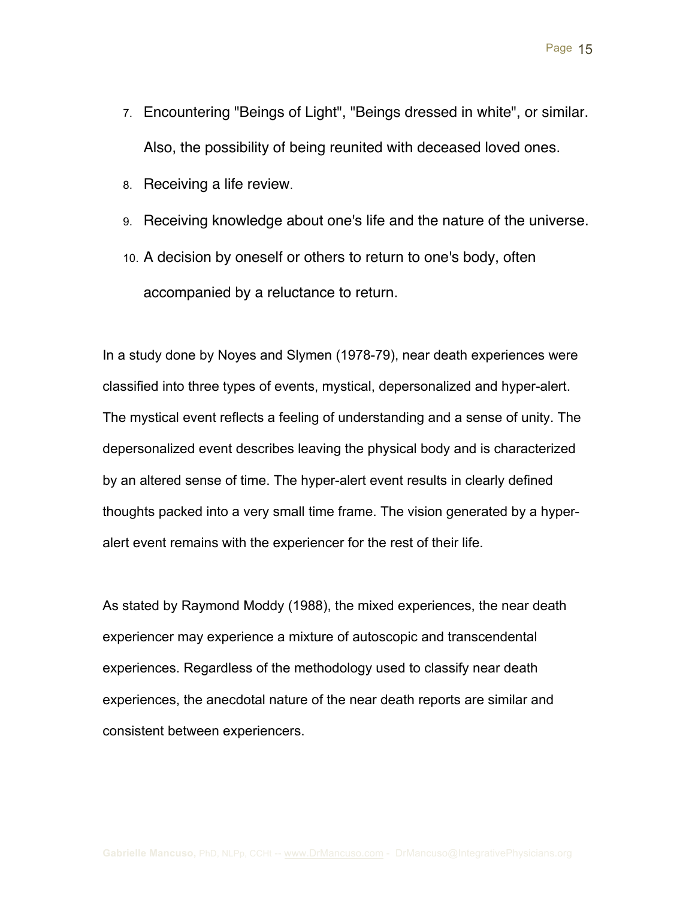7. Encountering "Beings of Light", "Beings dressed in white", or similar. Also, the possibility of being reunited with deceased loved ones.
8. Receiving a life review.
9. Receiving knowledge about one's life and the nature of the universe.
10. A decision by oneself or others to return to one's body, often accompanied by a reluctance to return.

In a study done by Noyes and Slymen (1978-79), near death experiences were classified into three types of events, mystical, depersonalized and hyper-alert. The mystical event reflects a feeling of understanding and a sense of unity. The depersonalized event describes leaving the physical body and is characterized by an altered sense of time. The hyper-alert event results in clearly defined thoughts packed into a very small time frame. The vision generated by a hyper-alert event remains with the experiencer for the rest of their life.

As stated by Raymond Moddy (1988), the mixed experiences, the near death experiencer may experience a mixture of autoscopic and transcendental experiences. Regardless of the methodology used to classify near death experiences, the anecdotal nature of the near death reports are similar and consistent between experiencers.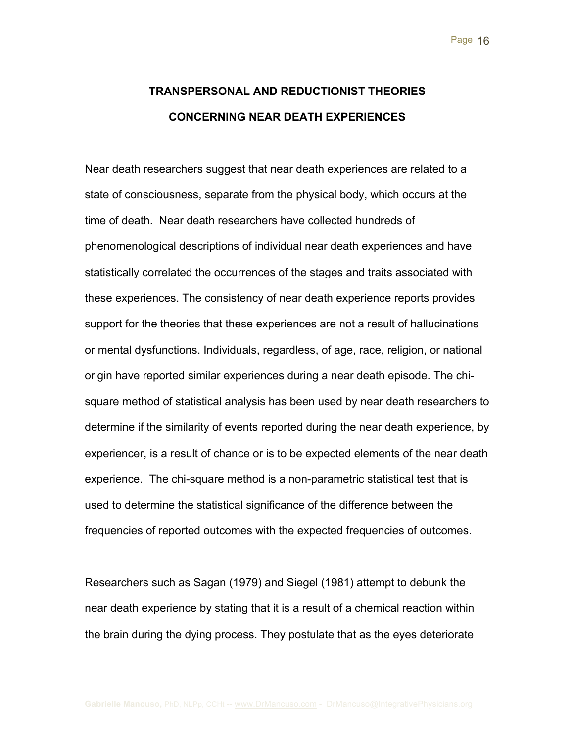## TRANSPERSONAL AND REDUCTIONIST THEORIES CONCERNING NEAR DEATH EXPERIENCES

Near death researchers suggest that near death experiences are related to a state of consciousness, separate from the physical body, which occurs at the time of death. Near death researchers have collected hundreds of phenomenological descriptions of individual near death experiences and have statistically correlated the occurrences of the stages and traits associated with these experiences. The consistency of near death experience reports provides support for the theories that these experiences are not a result of hallucinations or mental dysfunctions. Individuals, regardless, of age, race, religion, or national origin have reported similar experiences during a near death episode. The chi-square method of statistical analysis has been used by near death researchers to determine if the similarity of events reported during the near death experience, by experiencer, is a result of chance or is to be expected elements of the near death experience. The chi-square method is a non-parametric statistical test that is used to determine the statistical significance of the difference between the frequencies of reported outcomes with the expected frequencies of outcomes.

Researchers such as Sagan (1979) and Siegel (1981) attempt to debunk the near death experience by stating that it is a result of a chemical reaction within the brain during the dying process. They postulate that as the eyes deteriorate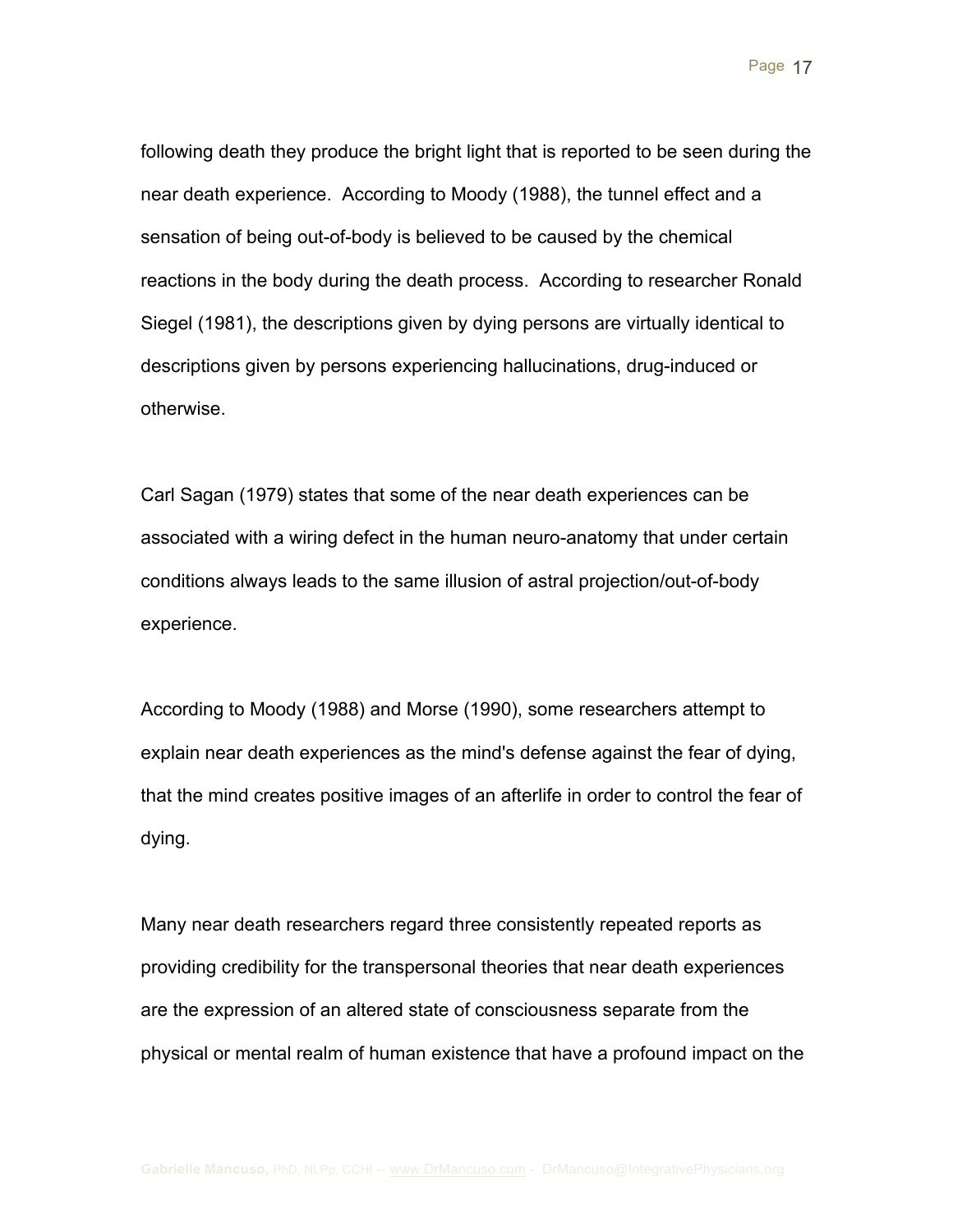following death they produce the bright light that is reported to be seen during the near death experience. According to Moody (1988), the tunnel effect and a sensation of being out-of-body is believed to be caused by the chemical reactions in the body during the death process. According to researcher Ronald Siegel (1981), the descriptions given by dying persons are virtually identical to descriptions given by persons experiencing hallucinations, drug-induced or otherwise.

Carl Sagan (1979) states that some of the near death experiences can be associated with a wiring defect in the human neuro-anatomy that under certain conditions always leads to the same illusion of astral projection/out-of-body experience.

According to Moody (1988) and Morse (1990), some researchers attempt to explain near death experiences as the mind's defense against the fear of dying, that the mind creates positive images of an afterlife in order to control the fear of dying.

Many near death researchers regard three consistently repeated reports as providing credibility for the transpersonal theories that near death experiences are the expression of an altered state of consciousness separate from the physical or mental realm of human existence that have a profound impact on the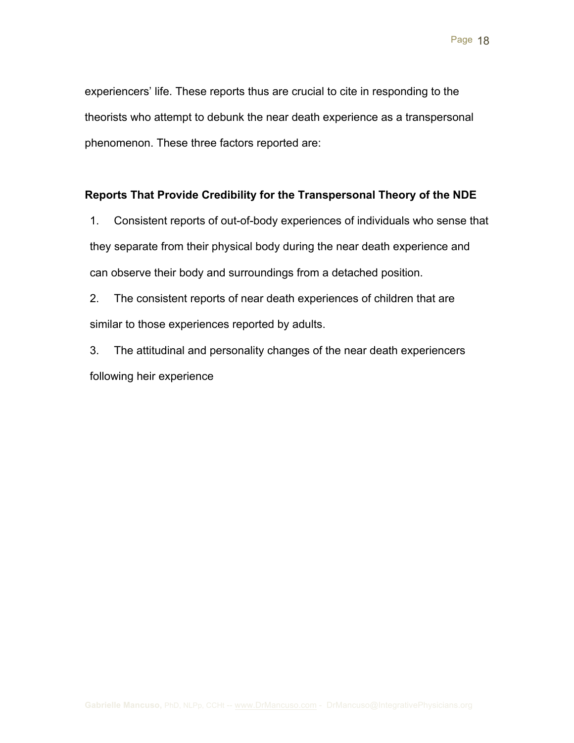experiencers' life. These reports thus are crucial to cite in responding to the theorists who attempt to debunk the near death experience as a transpersonal phenomenon. These three factors reported are:

**Reports That Provide Credibility for the Transpersonal Theory of the NDE**

1. Consistent reports of out-of-body experiences of individuals who sense that they separate from their physical body during the near death experience and can observe their body and surroundings from a detached position.
2. The consistent reports of near death experiences of children that are similar to those experiences reported by adults.
3. The attitudinal and personality changes of the near death experiencers following heir experience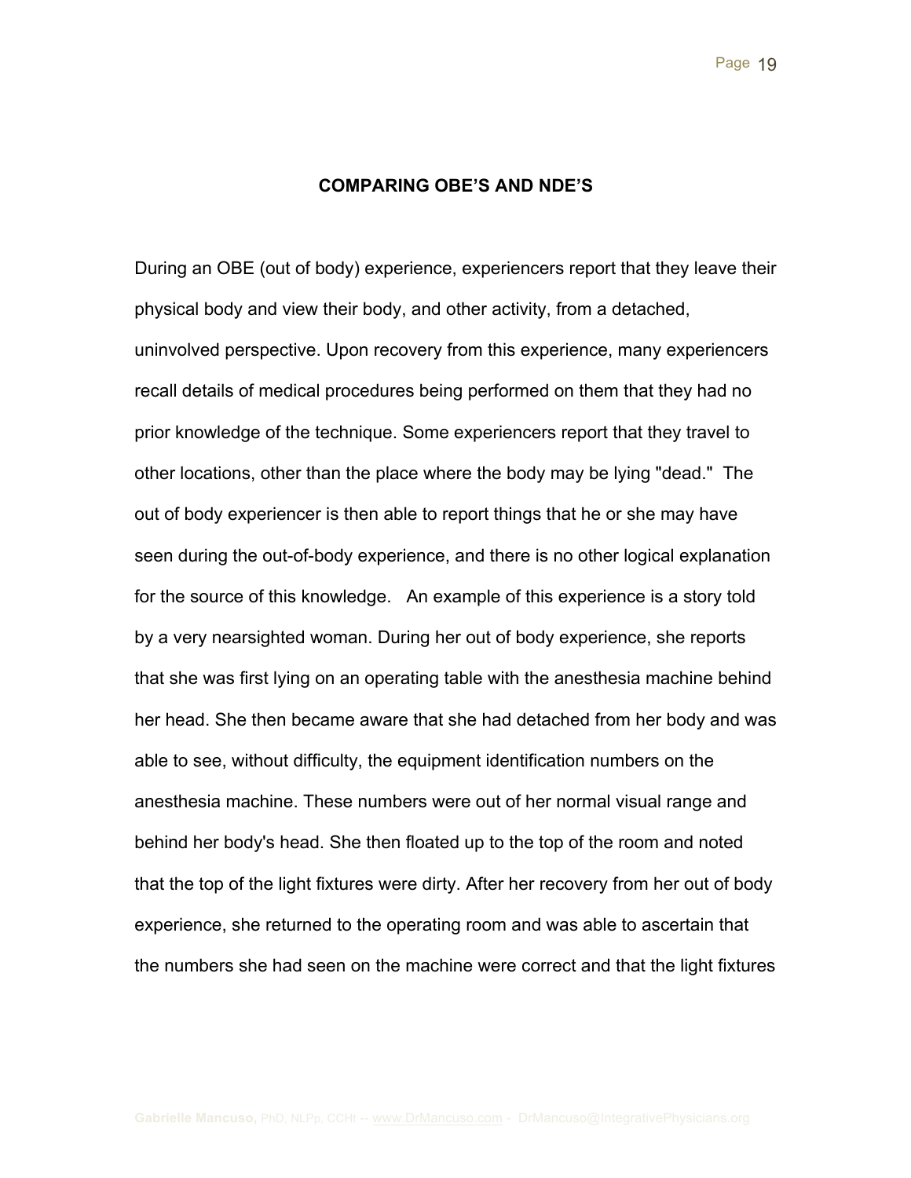## COMPARING OBE'S AND NDE'S

During an OBE (out of body) experience, experiencers report that they leave their physical body and view their body, and other activity, from a detached, uninvolved perspective. Upon recovery from this experience, many experiencers recall details of medical procedures being performed on them that they had no prior knowledge of the technique. Some experiencers report that they travel to other locations, other than the place where the body may be lying "dead." The out of body experiencer is then able to report things that he or she may have seen during the out-of-body experience, and there is no other logical explanation for the source of this knowledge. An example of this experience is a story told by a very nearsighted woman. During her out of body experience, she reports that she was first lying on an operating table with the anesthesia machine behind her head. She then became aware that she had detached from her body and was able to see, without difficulty, the equipment identification numbers on the anesthesia machine. These numbers were out of her normal visual range and behind her body's head. She then floated up to the top of the room and noted that the top of the light fixtures were dirty. After her recovery from her out of body experience, she returned to the operating room and was able to ascertain that the numbers she had seen on the machine were correct and that the light fixtures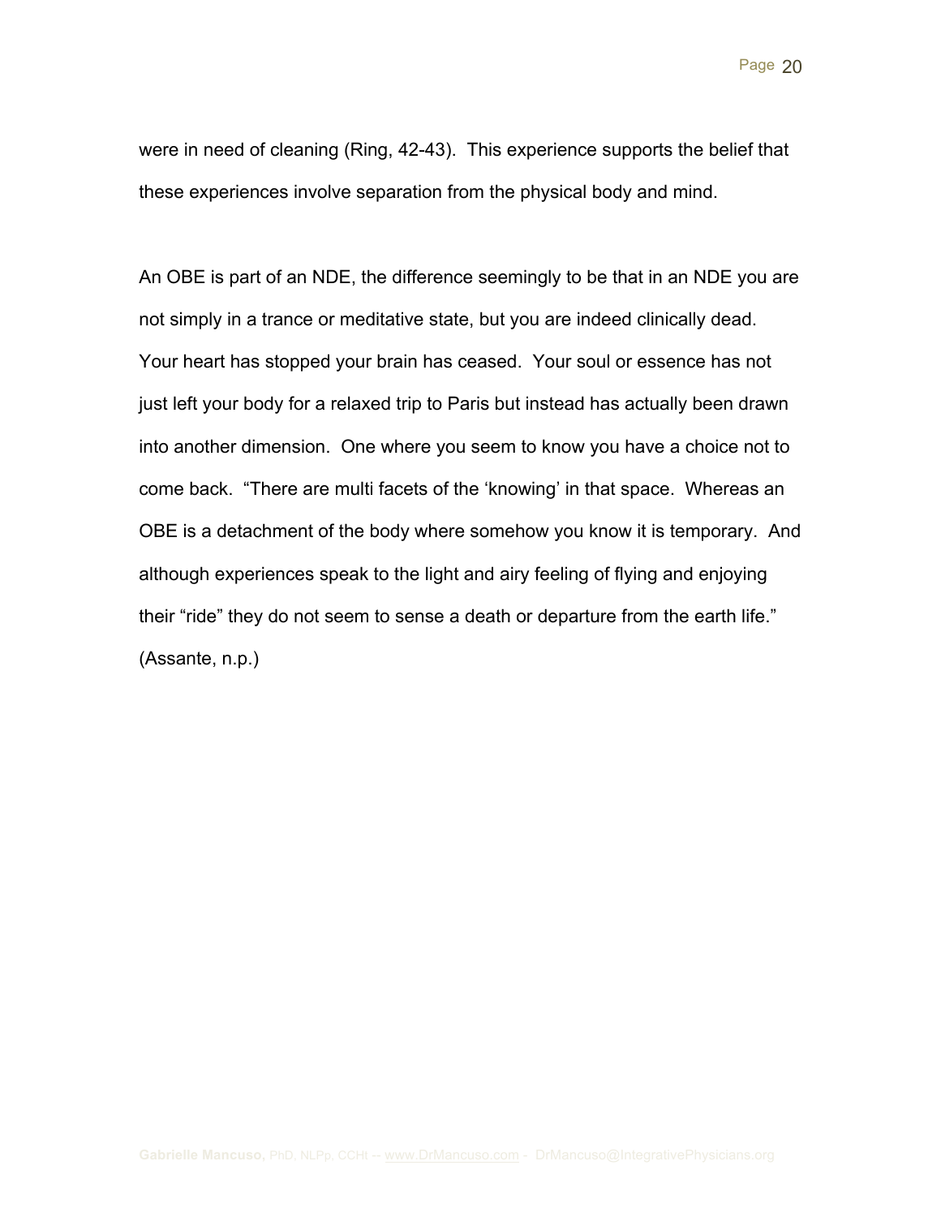were in need of cleaning (Ring, 42-43). This experience supports the belief that these experiences involve separation from the physical body and mind.

An OBE is part of an NDE, the difference seemingly to be that in an NDE you are not simply in a trance or meditative state, but you are indeed clinically dead. Your heart has stopped your brain has ceased. Your soul or essence has not just left your body for a relaxed trip to Paris but instead has actually been drawn into another dimension. One where you seem to know you have a choice not to come back. "There are multi facets of the 'knowing' in that space. Whereas an OBE is a detachment of the body where somehow you know it is temporary. And although experiences speak to the light and airy feeling of flying and enjoying their "ride" they do not seem to sense a death or departure from the earth life." (Assante, n.p.)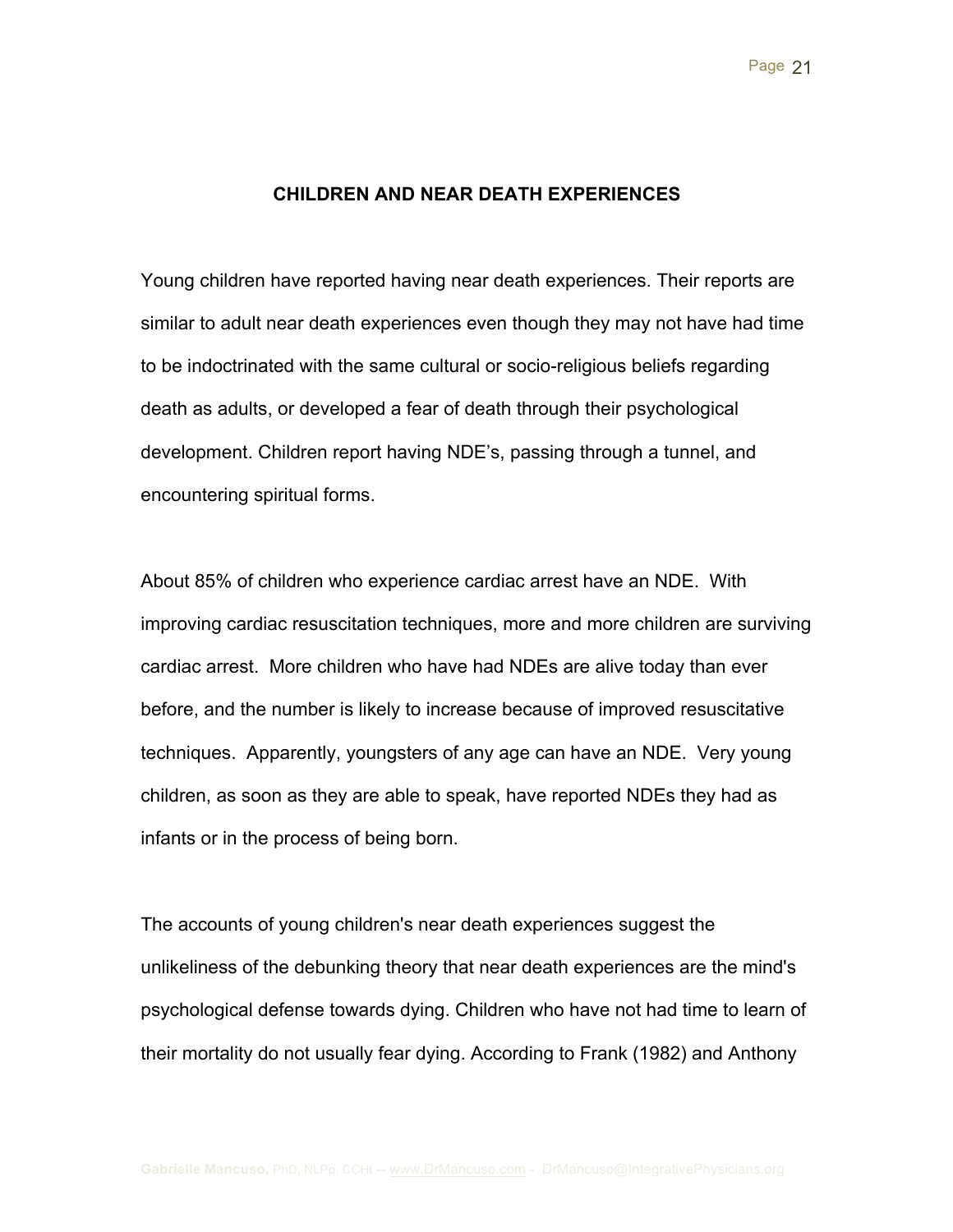## CHILDREN AND NEAR DEATH EXPERIENCES

Young children have reported having near death experiences. Their reports are similar to adult near death experiences even though they may not have had time to be indoctrinated with the same cultural or socio-religious beliefs regarding death as adults, or developed a fear of death through their psychological development. Children report having NDE's, passing through a tunnel, and encountering spiritual forms.

About 85% of children who experience cardiac arrest have an NDE. With improving cardiac resuscitation techniques, more and more children are surviving cardiac arrest. More children who have had NDEs are alive today than ever before, and the number is likely to increase because of improved resuscitative techniques. Apparently, youngsters of any age can have an NDE. Very young children, as soon as they are able to speak, have reported NDEs they had as infants or in the process of being born.

The accounts of young children's near death experiences suggest the unlikeliness of the debunking theory that near death experiences are the mind's psychological defense towards dying. Children who have not had time to learn of their mortality do not usually fear dying. According to Frank (1982) and Anthony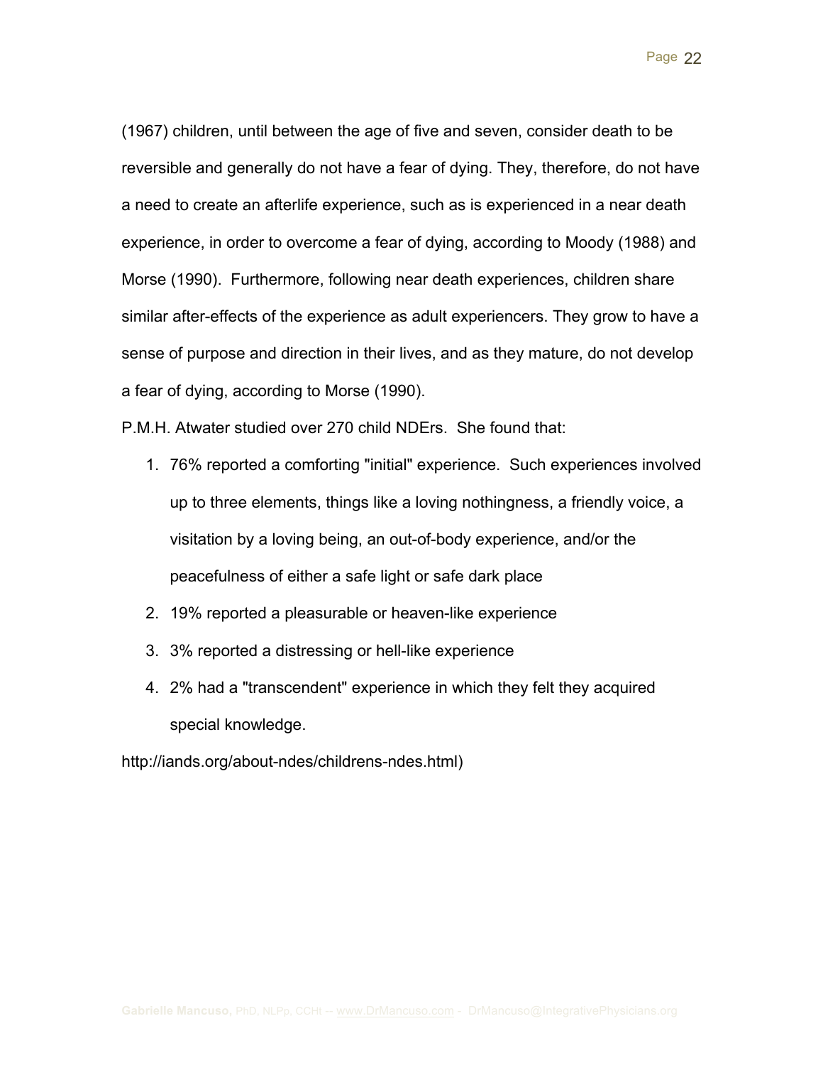(1967) children, until between the age of five and seven, consider death to be reversible and generally do not have a fear of dying. They, therefore, do not have a need to create an afterlife experience, such as is experienced in a near death experience, in order to overcome a fear of dying, according to Moody (1988) and Morse (1990). Furthermore, following near death experiences, children share similar after-effects of the experience as adult experiencers. They grow to have a sense of purpose and direction in their lives, and as they mature, do not develop a fear of dying, according to Morse (1990).

P.M.H. Atwater studied over 270 child NDErs. She found that:

1. 76% reported a comforting "initial" experience. Such experiences involved up to three elements, things like a loving nothingness, a friendly voice, a visitation by a loving being, an out-of-body experience, and/or the peacefulness of either a safe light or safe dark place
2. 19% reported a pleasurable or heaven-like experience
3. 3% reported a distressing or hell-like experience
4. 2% had a "transcendent" experience in which they felt they acquired special knowledge.

http://iands.org/about-ndes/childrens-ndes.html)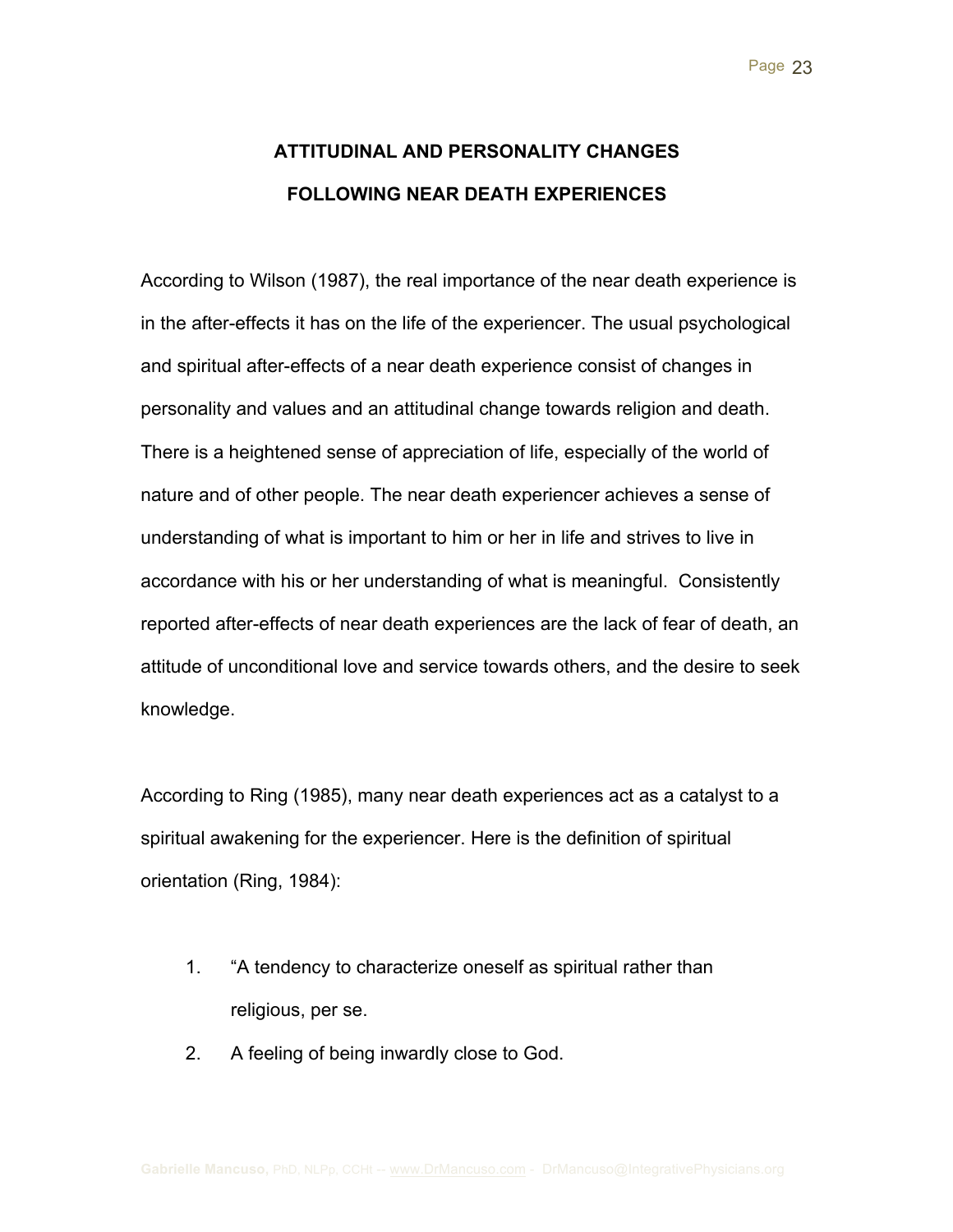## ATTITUDINAL AND PERSONALITY CHANGES FOLLOWING NEAR DEATH EXPERIENCES

According to Wilson (1987), the real importance of the near death experience is in the after-effects it has on the life of the experiencer. The usual psychological and spiritual after-effects of a near death experience consist of changes in personality and values and an attitudinal change towards religion and death. There is a heightened sense of appreciation of life, especially of the world of nature and of other people. The near death experiencer achieves a sense of understanding of what is important to him or her in life and strives to live in accordance with his or her understanding of what is meaningful. Consistently reported after-effects of near death experiences are the lack of fear of death, an attitude of unconditional love and service towards others, and the desire to seek knowledge.

According to Ring (1985), many near death experiences act as a catalyst to a spiritual awakening for the experiencer. Here is the definition of spiritual orientation (Ring, 1984):

1. "A tendency to characterize oneself as spiritual rather than religious, per se.
2. A feeling of being inwardly close to God.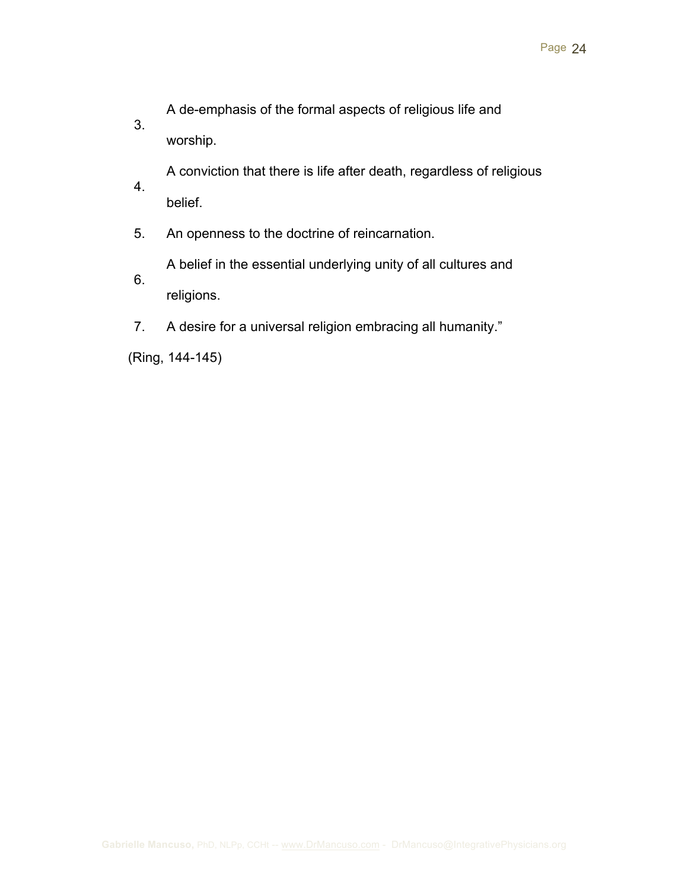3. A de-emphasis of the formal aspects of religious life and worship.
4. A conviction that there is life after death, regardless of religious belief.
5. An openness to the doctrine of reincarnation.
6. A belief in the essential underlying unity of all cultures and religions.
7. A desire for a universal religion embracing all humanity."

(Ring, 144-145)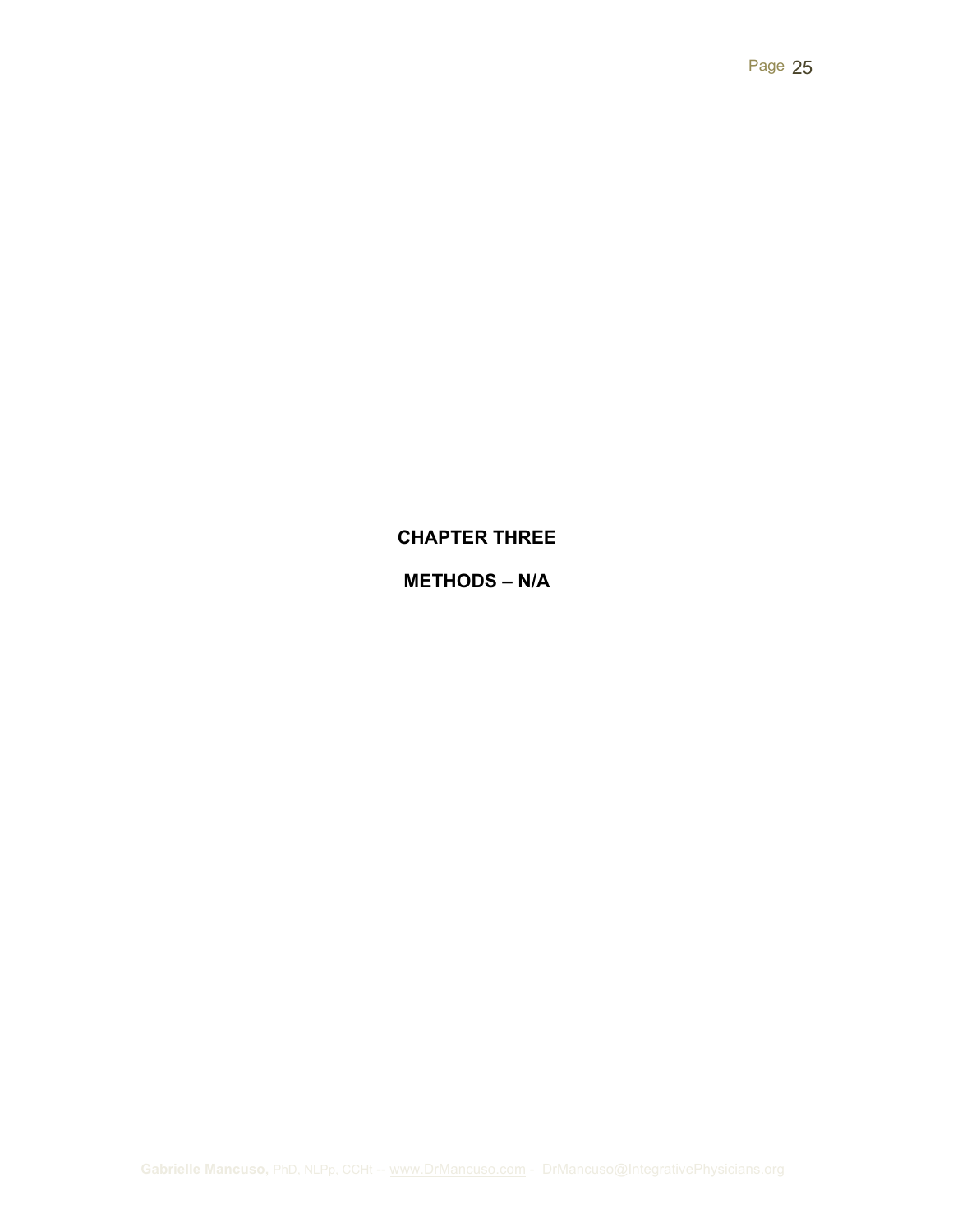# CHAPTER THREE

## METHODS – N/A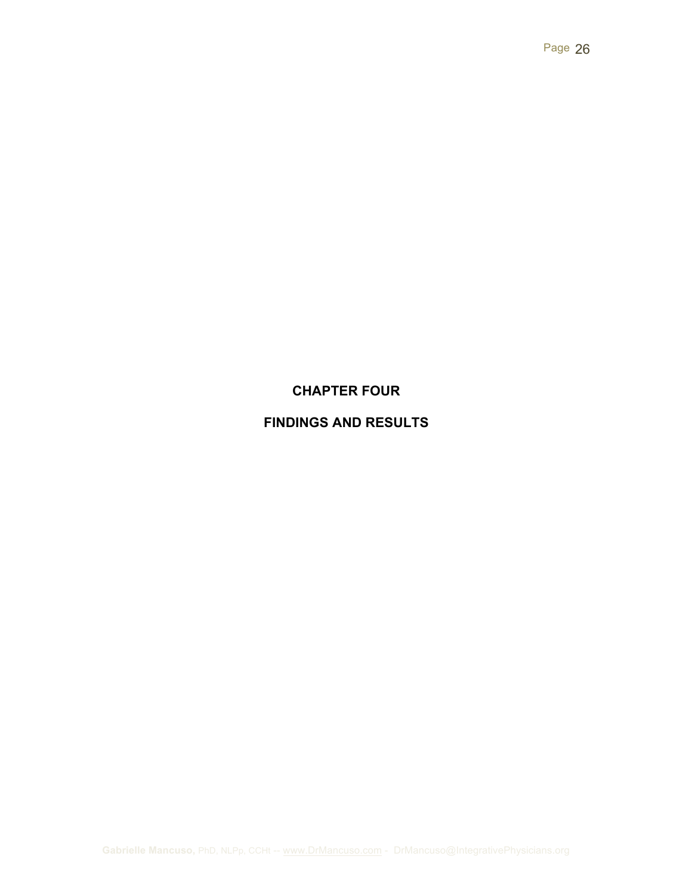# CHAPTER FOUR

# FINDINGS AND RESULTS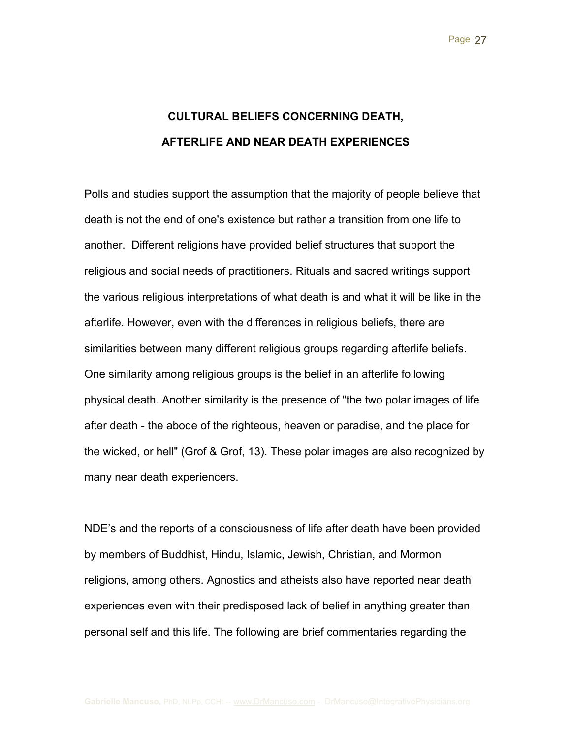## CULTURAL BELIEFS CONCERNING DEATH, AFTERLIFE AND NEAR DEATH EXPERIENCES

Polls and studies support the assumption that the majority of people believe that death is not the end of one's existence but rather a transition from one life to another. Different religions have provided belief structures that support the religious and social needs of practitioners. Rituals and sacred writings support the various religious interpretations of what death is and what it will be like in the afterlife. However, even with the differences in religious beliefs, there are similarities between many different religious groups regarding afterlife beliefs. One similarity among religious groups is the belief in an afterlife following physical death. Another similarity is the presence of "the two polar images of life after death - the abode of the righteous, heaven or paradise, and the place for the wicked, or hell" (Grof & Grof, 13). These polar images are also recognized by many near death experiencers.

NDE's and the reports of a consciousness of life after death have been provided by members of Buddhist, Hindu, Islamic, Jewish, Christian, and Mormon religions, among others. Agnostics and atheists also have reported near death experiences even with their predisposed lack of belief in anything greater than personal self and this life. The following are brief commentaries regarding the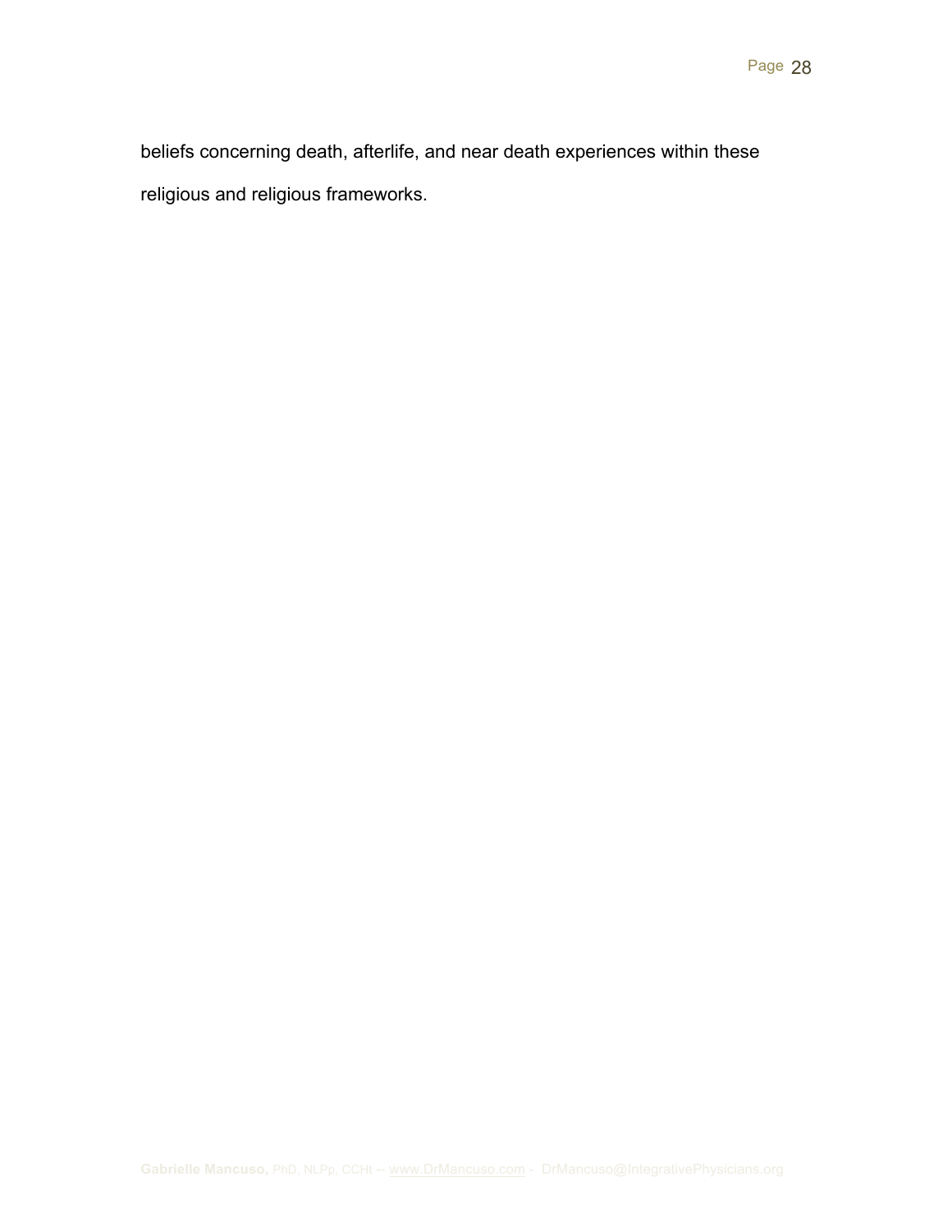beliefs concerning death, afterlife, and near death experiences within these religious and religious frameworks.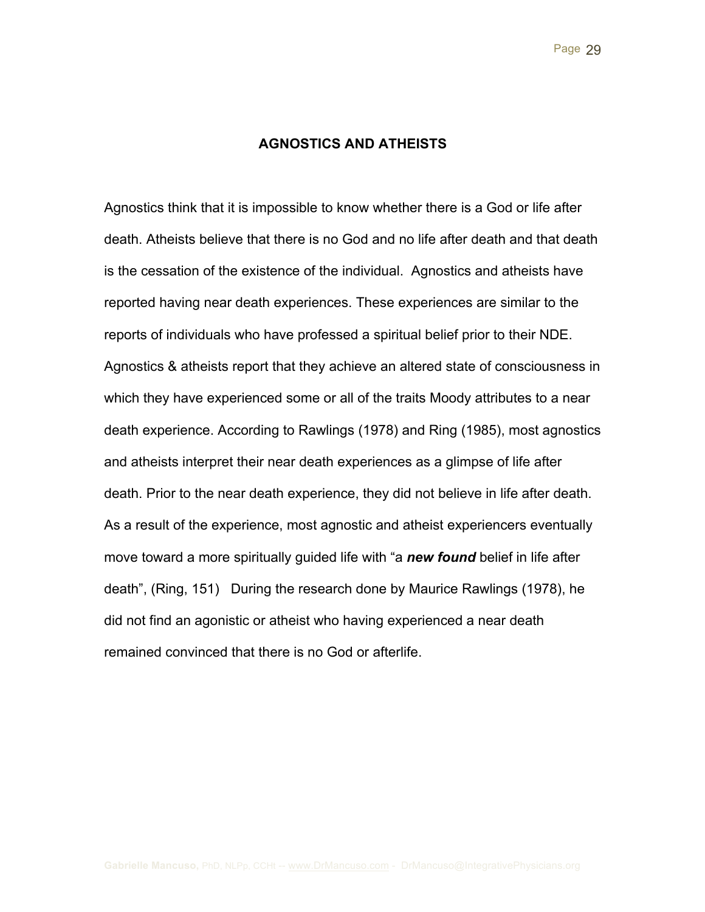## AGNOSTICS AND ATHEISTS

Agnostics think that it is impossible to know whether there is a God or life after death. Atheists believe that there is no God and no life after death and that death is the cessation of the existence of the individual. Agnostics and atheists have reported having near death experiences. These experiences are similar to the reports of individuals who have professed a spiritual belief prior to their NDE. Agnostics & atheists report that they achieve an altered state of consciousness in which they have experienced some or all of the traits Moody attributes to a near death experience. According to Rawlings (1978) and Ring (1985), most agnostics and atheists interpret their near death experiences as a glimpse of life after death. Prior to the near death experience, they did not believe in life after death. As a result of the experience, most agnostic and atheist experiencers eventually move toward a more spiritually guided life with "a ***new found*** belief in life after death", (Ring, 151) During the research done by Maurice Rawlings (1978), he did not find an agonistic or atheist who having experienced a near death remained convinced that there is no God or afterlife.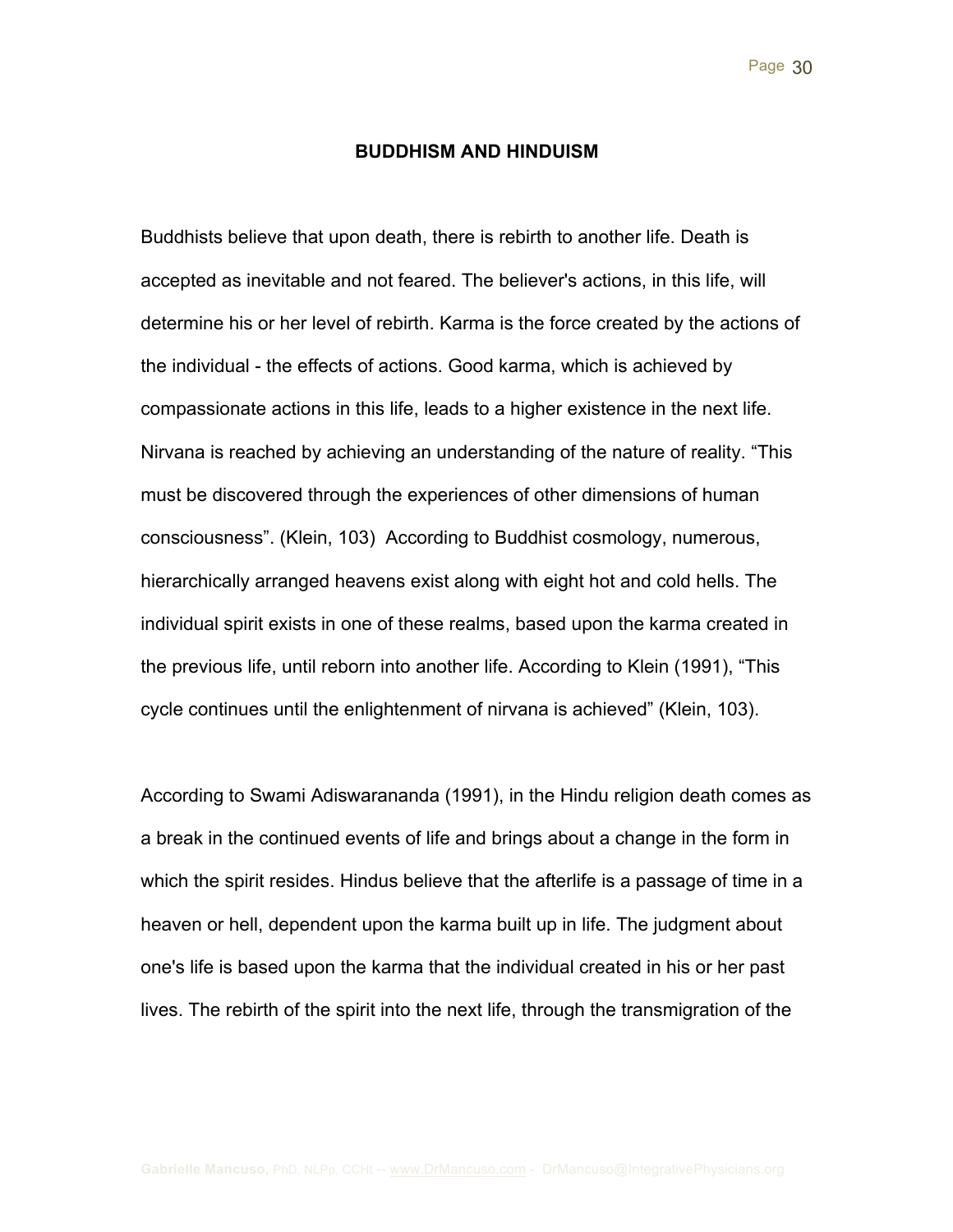## BUDDHISM AND HINDUISM

Buddhists believe that upon death, there is rebirth to another life. Death is accepted as inevitable and not feared. The believer's actions, in this life, will determine his or her level of rebirth. Karma is the force created by the actions of the individual - the effects of actions. Good karma, which is achieved by compassionate actions in this life, leads to a higher existence in the next life. Nirvana is reached by achieving an understanding of the nature of reality. “This must be discovered through the experiences of other dimensions of human consciousness”. (Klein, 103) According to Buddhist cosmology, numerous, hierarchically arranged heavens exist along with eight hot and cold hells. The individual spirit exists in one of these realms, based upon the karma created in the previous life, until reborn into another life. According to Klein (1991), “This cycle continues until the enlightenment of nirvana is achieved” (Klein, 103).

According to Swami Adiswarananda (1991), in the Hindu religion death comes as a break in the continued events of life and brings about a change in the form in which the spirit resides. Hindus believe that the afterlife is a passage of time in a heaven or hell, dependent upon the karma built up in life. The judgment about one's life is based upon the karma that the individual created in his or her past lives. The rebirth of the spirit into the next life, through the transmigration of the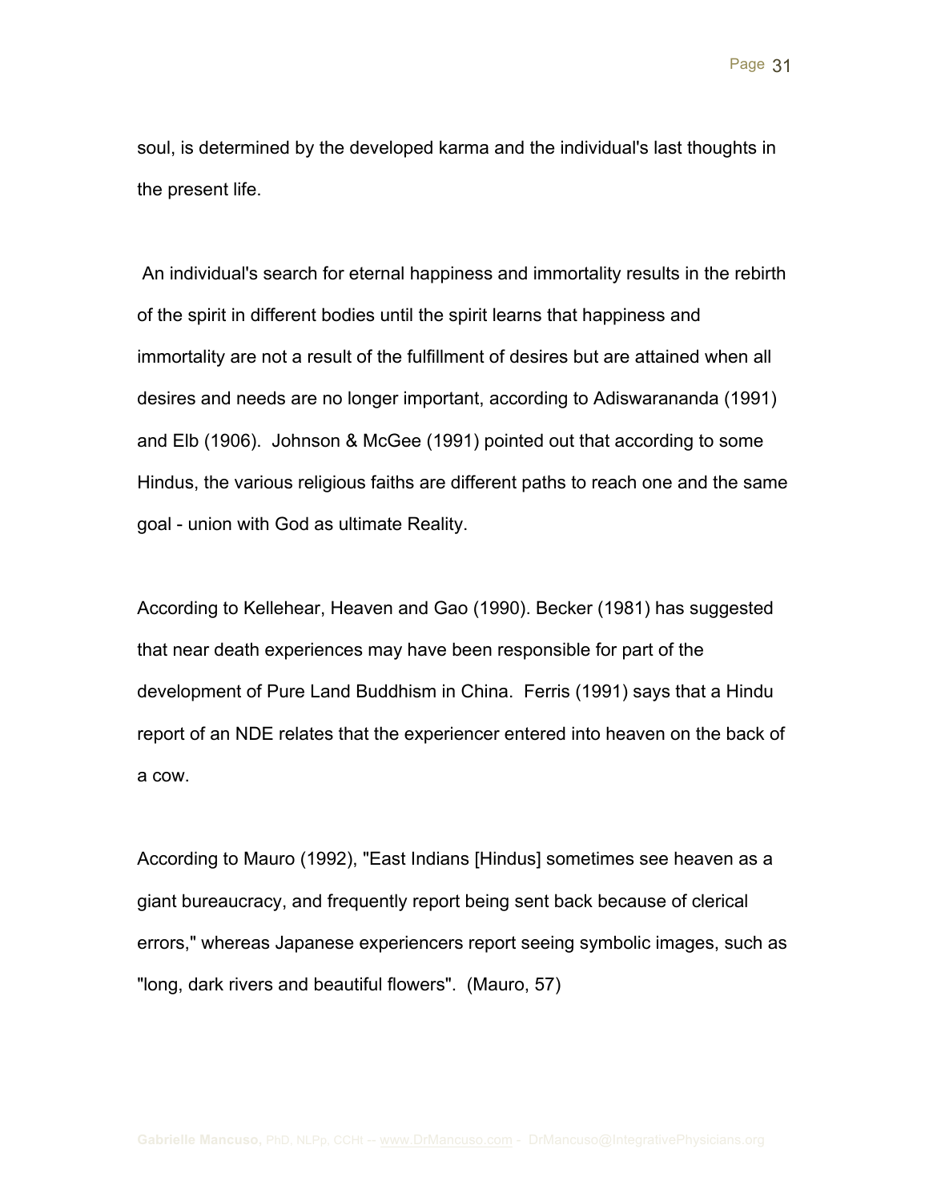soul, is determined by the developed karma and the individual's last thoughts in the present life.

An individual's search for eternal happiness and immortality results in the rebirth of the spirit in different bodies until the spirit learns that happiness and immortality are not a result of the fulfillment of desires but are attained when all desires and needs are no longer important, according to Adiswarananda (1991) and Elb (1906). Johnson & McGee (1991) pointed out that according to some Hindus, the various religious faiths are different paths to reach one and the same goal - union with God as ultimate Reality.

According to Kellehear, Heaven and Gao (1990). Becker (1981) has suggested that near death experiences may have been responsible for part of the development of Pure Land Buddhism in China. Ferris (1991) says that a Hindu report of an NDE relates that the experiencer entered into heaven on the back of a cow.

According to Mauro (1992), "East Indians [Hindus] sometimes see heaven as a giant bureaucracy, and frequently report being sent back because of clerical errors," whereas Japanese experiencers report seeing symbolic images, such as "long, dark rivers and beautiful flowers". (Mauro, 57)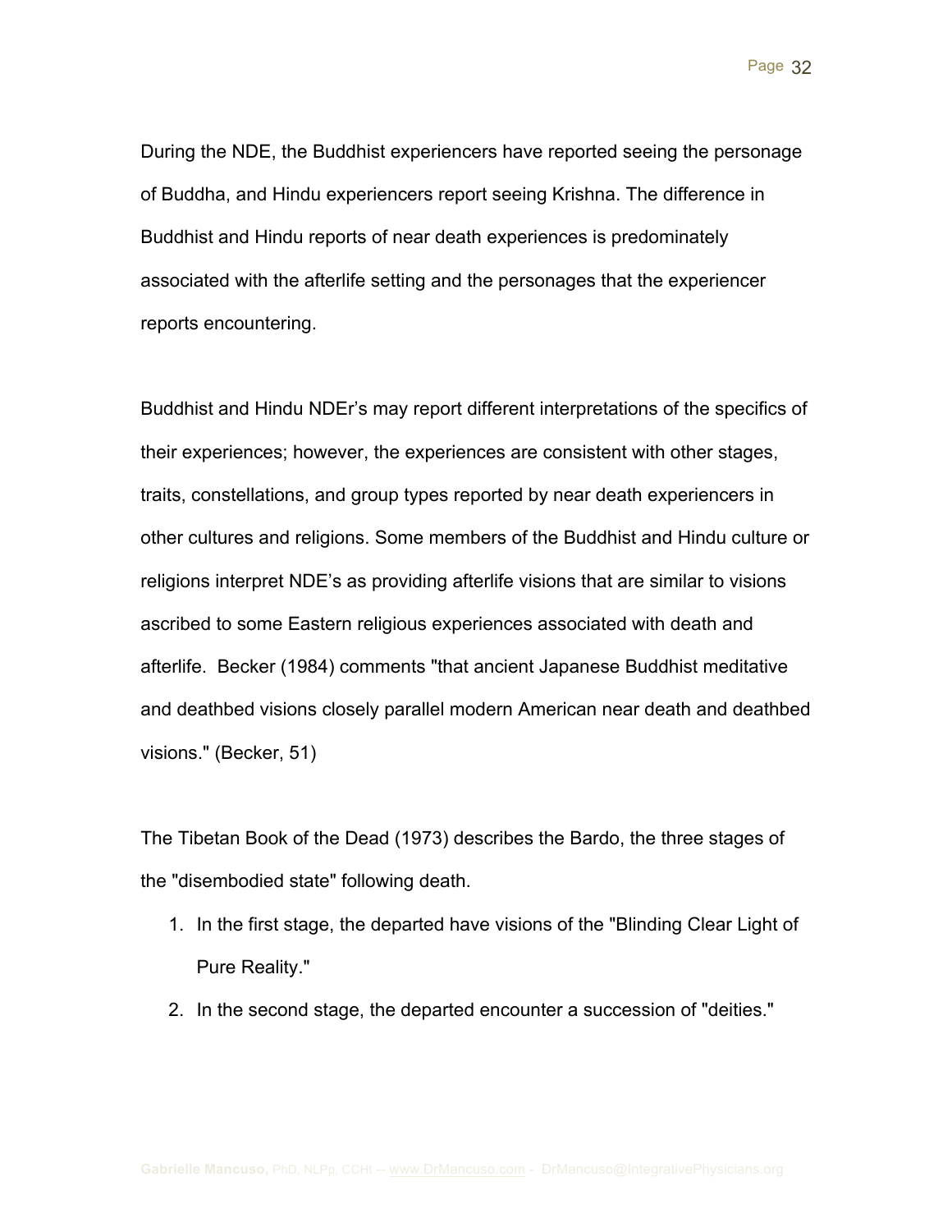During the NDE, the Buddhist experiencers have reported seeing the personage of Buddha, and Hindu experiencers report seeing Krishna. The difference in Buddhist and Hindu reports of near death experiences is predominately associated with the afterlife setting and the personages that the experiencer reports encountering.

Buddhist and Hindu NDEr's may report different interpretations of the specifics of their experiences; however, the experiences are consistent with other stages, traits, constellations, and group types reported by near death experiencers in other cultures and religions. Some members of the Buddhist and Hindu culture or religions interpret NDE's as providing afterlife visions that are similar to visions ascribed to some Eastern religious experiences associated with death and afterlife.  Becker (1984) comments "that ancient Japanese Buddhist meditative and deathbed visions closely parallel modern American near death and deathbed visions." (Becker, 51)

The Tibetan Book of the Dead (1973) describes the Bardo, the three stages of the "disembodied state" following death.

1. In the first stage, the departed have visions of the "Blinding Clear Light of Pure Reality."
2. In the second stage, the departed encounter a succession of "deities."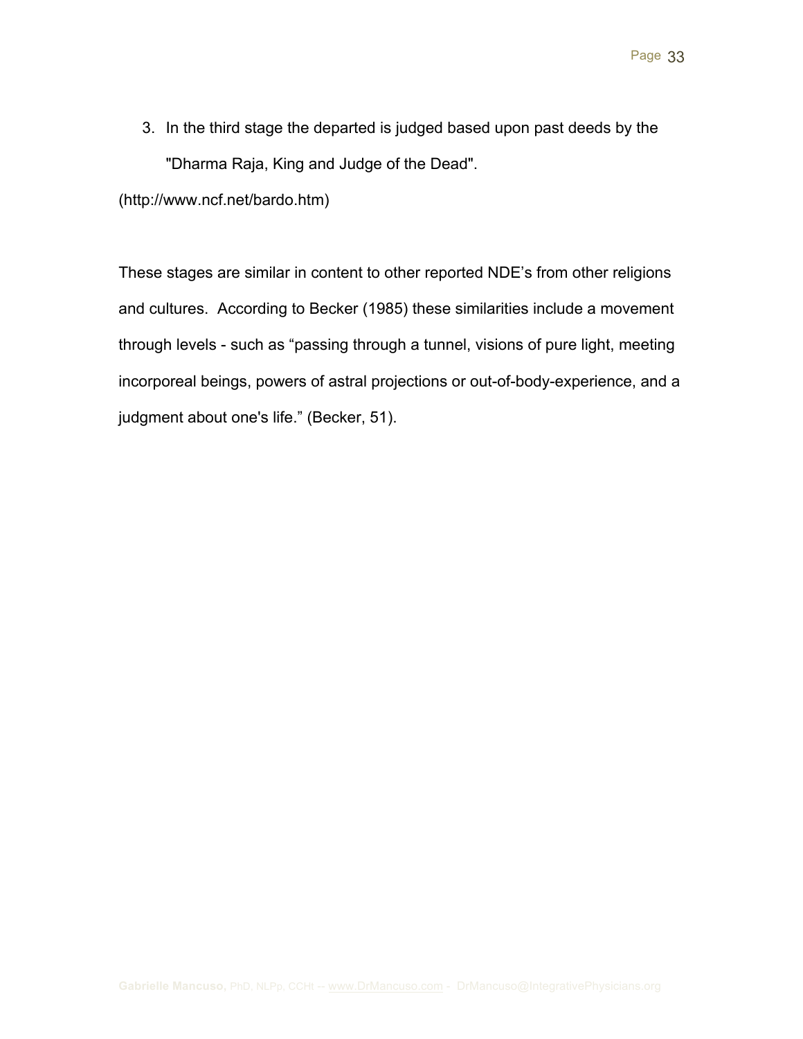3. In the third stage the departed is judged based upon past deeds by the "Dharma Raja, King and Judge of the Dead".

(http://www.ncf.net/bardo.htm)

These stages are similar in content to other reported NDE's from other religions and cultures. According to Becker (1985) these similarities include a movement through levels - such as "passing through a tunnel, visions of pure light, meeting incorporeal beings, powers of astral projections or out-of-body-experience, and a judgment about one's life." (Becker, 51).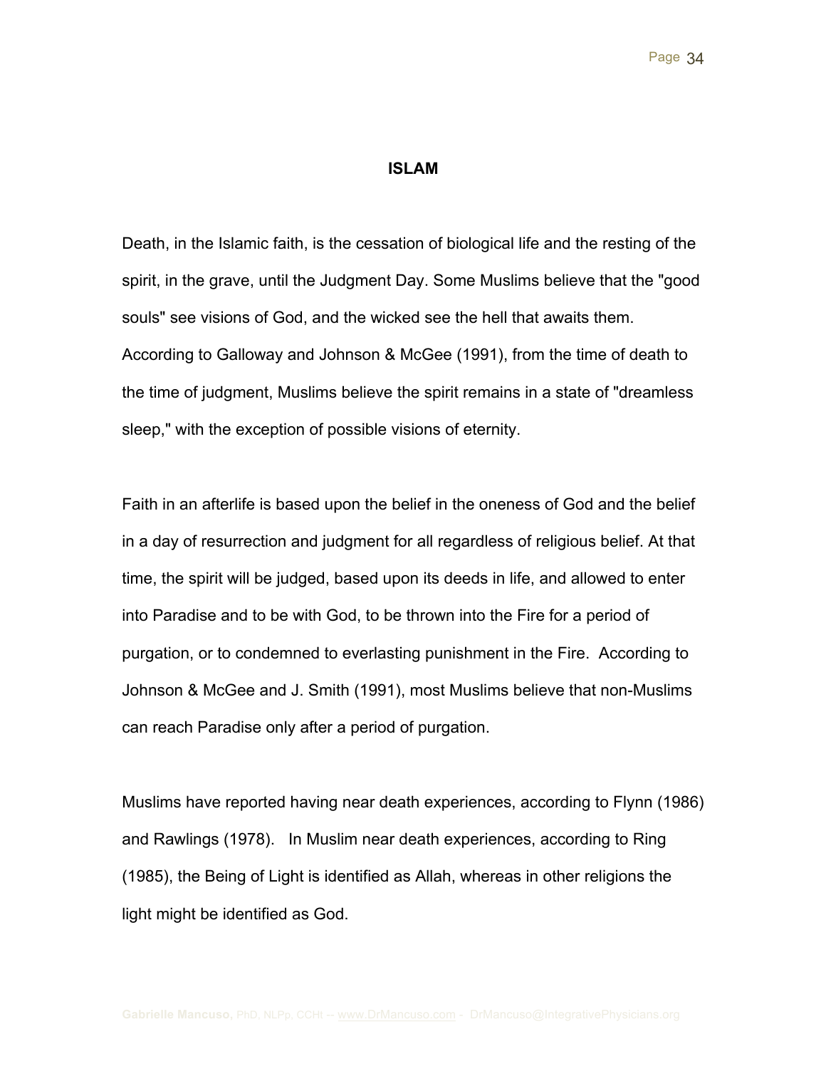## ISLAM

Death, in the Islamic faith, is the cessation of biological life and the resting of the spirit, in the grave, until the Judgment Day. Some Muslims believe that the "good souls" see visions of God, and the wicked see the hell that awaits them. According to Galloway and Johnson & McGee (1991), from the time of death to the time of judgment, Muslims believe the spirit remains in a state of "dreamless sleep," with the exception of possible visions of eternity.

Faith in an afterlife is based upon the belief in the oneness of God and the belief in a day of resurrection and judgment for all regardless of religious belief. At that time, the spirit will be judged, based upon its deeds in life, and allowed to enter into Paradise and to be with God, to be thrown into the Fire for a period of purgation, or to condemned to everlasting punishment in the Fire. According to Johnson & McGee and J. Smith (1991), most Muslims believe that non-Muslims can reach Paradise only after a period of purgation.

Muslims have reported having near death experiences, according to Flynn (1986) and Rawlings (1978). In Muslim near death experiences, according to Ring (1985), the Being of Light is identified as Allah, whereas in other religions the light might be identified as God.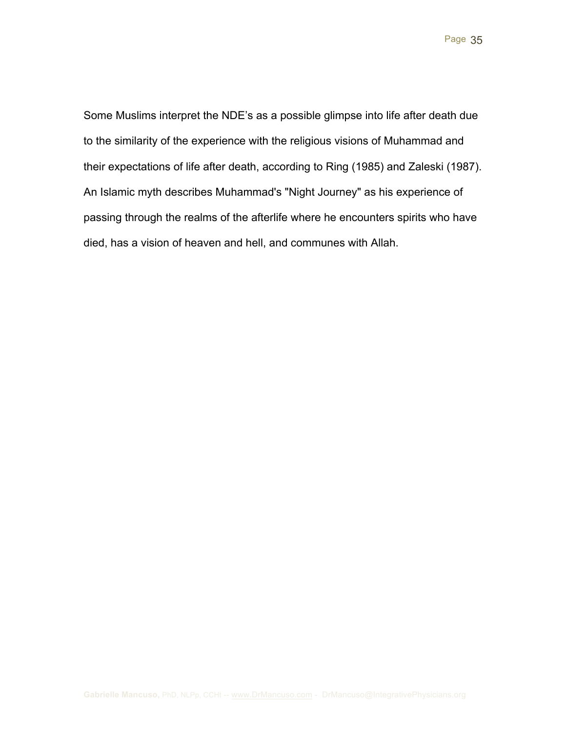Some Muslims interpret the NDE’s as a possible glimpse into life after death due to the similarity of the experience with the religious visions of Muhammad and their expectations of life after death, according to Ring (1985) and Zaleski (1987). An Islamic myth describes Muhammad's "Night Journey" as his experience of passing through the realms of the afterlife where he encounters spirits who have died, has a vision of heaven and hell, and communes with Allah.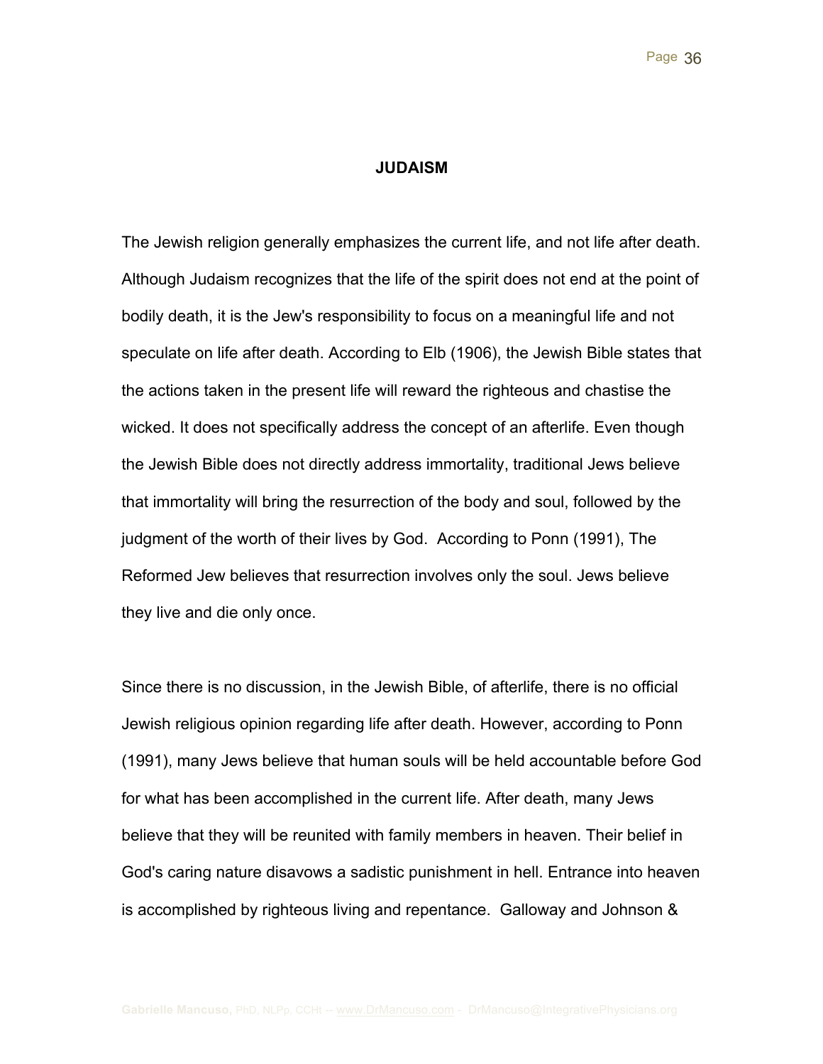## JUDAISM

The Jewish religion generally emphasizes the current life, and not life after death. Although Judaism recognizes that the life of the spirit does not end at the point of bodily death, it is the Jew's responsibility to focus on a meaningful life and not speculate on life after death. According to Elb (1906), the Jewish Bible states that the actions taken in the present life will reward the righteous and chastise the wicked. It does not specifically address the concept of an afterlife. Even though the Jewish Bible does not directly address immortality, traditional Jews believe that immortality will bring the resurrection of the body and soul, followed by the judgment of the worth of their lives by God. According to Ponn (1991), The Reformed Jew believes that resurrection involves only the soul. Jews believe they live and die only once.

Since there is no discussion, in the Jewish Bible, of afterlife, there is no official Jewish religious opinion regarding life after death. However, according to Ponn (1991), many Jews believe that human souls will be held accountable before God for what has been accomplished in the current life. After death, many Jews believe that they will be reunited with family members in heaven. Their belief in God's caring nature disavows a sadistic punishment in hell. Entrance into heaven is accomplished by righteous living and repentance. Galloway and Johnson &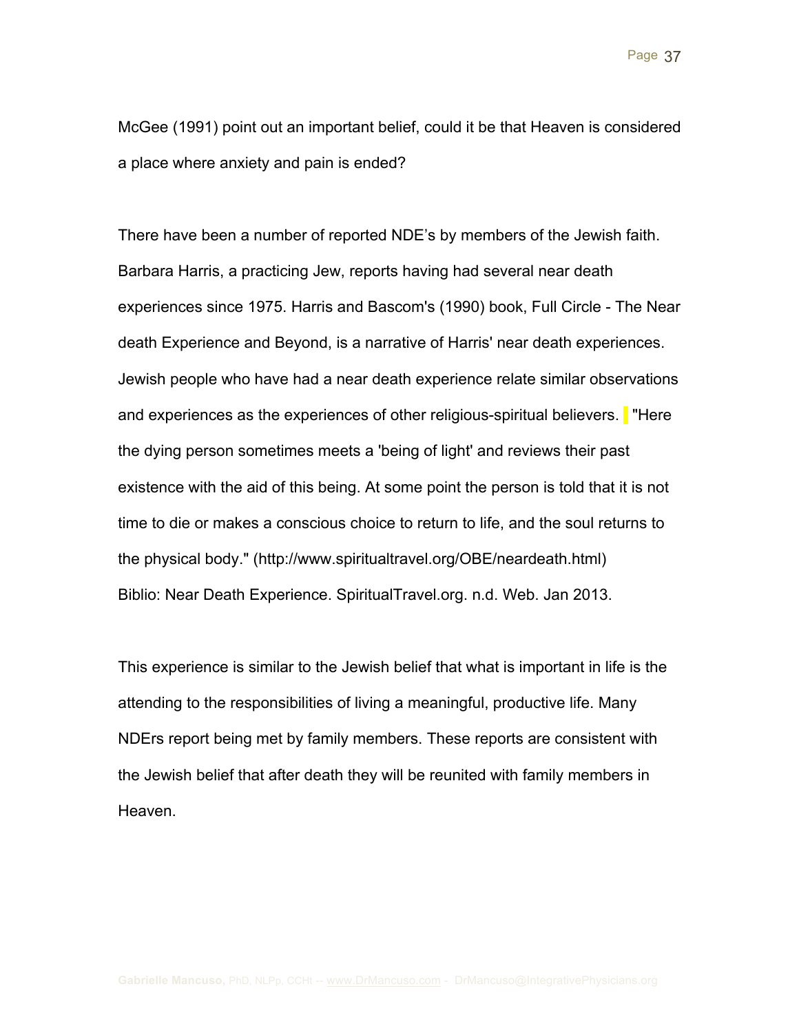McGee (1991) point out an important belief, could it be that Heaven is considered a place where anxiety and pain is ended?

There have been a number of reported NDE's by members of the Jewish faith. Barbara Harris, a practicing Jew, reports having had several near death experiences since 1975. Harris and Bascom's (1990) book, Full Circle - The Near death Experience and Beyond, is a narrative of Harris' near death experiences. Jewish people who have had a near death experience relate similar observations and experiences as the experiences of other religious-spiritual believers. "Here the dying person sometimes meets a 'being of light' and reviews their past existence with the aid of this being. At some point the person is told that it is not time to die or makes a conscious choice to return to life, and the soul returns to the physical body." (http://www.spiritualtravel.org/OBE/neardeath.html) Biblio: Near Death Experience. SpiritualTravel.org. n.d. Web. Jan 2013.

This experience is similar to the Jewish belief that what is important in life is the attending to the responsibilities of living a meaningful, productive life. Many NDErs report being met by family members. These reports are consistent with the Jewish belief that after death they will be reunited with family members in Heaven.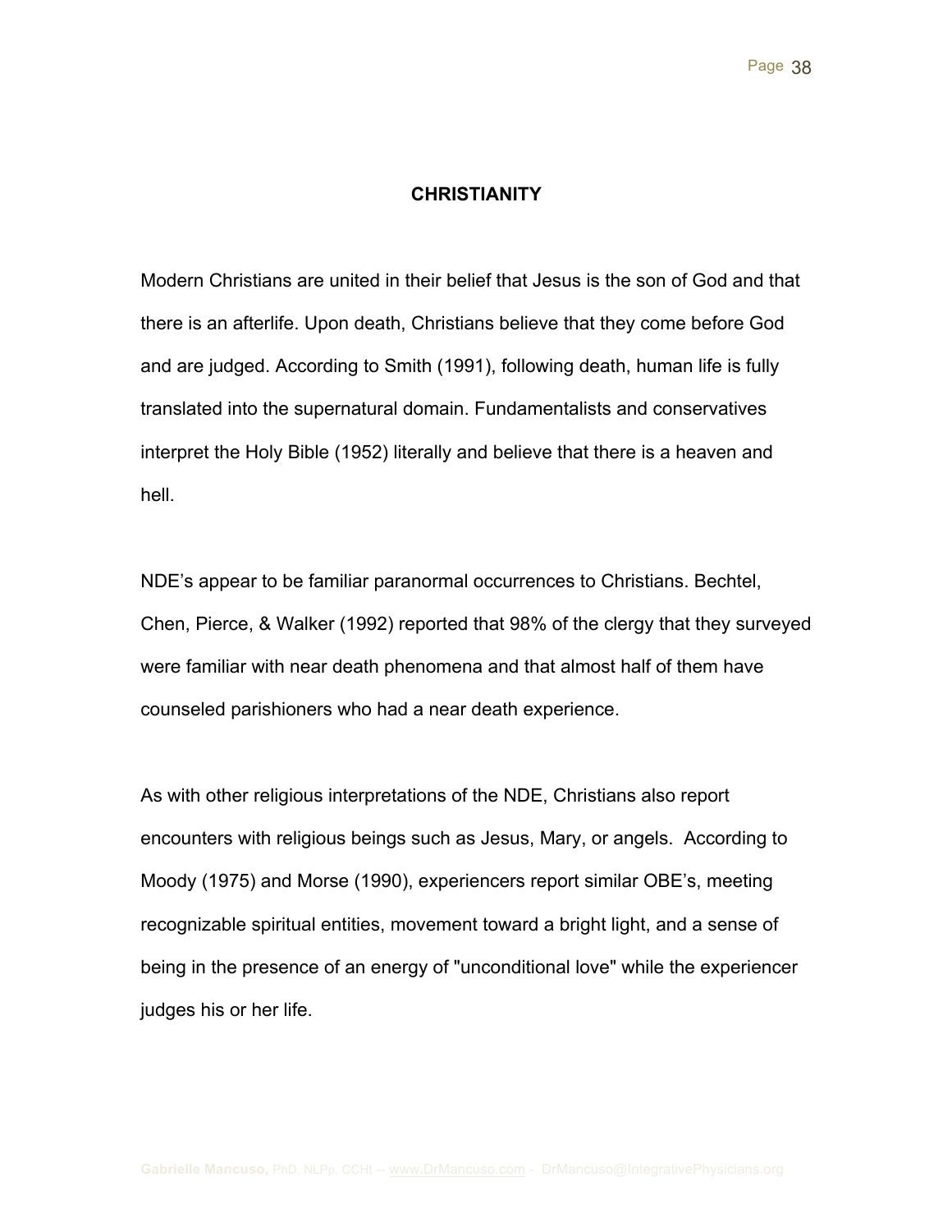## CHRISTIANITY

Modern Christians are united in their belief that Jesus is the son of God and that there is an afterlife. Upon death, Christians believe that they come before God and are judged. According to Smith (1991), following death, human life is fully translated into the supernatural domain. Fundamentalists and conservatives interpret the Holy Bible (1952) literally and believe that there is a heaven and hell.

NDE's appear to be familiar paranormal occurrences to Christians. Bechtel, Chen, Pierce, & Walker (1992) reported that 98% of the clergy that they surveyed were familiar with near death phenomena and that almost half of them have counseled parishioners who had a near death experience.

As with other religious interpretations of the NDE, Christians also report encounters with religious beings such as Jesus, Mary, or angels. According to Moody (1975) and Morse (1990), experiencers report similar OBE's, meeting recognizable spiritual entities, movement toward a bright light, and a sense of being in the presence of an energy of "unconditional love" while the experiencer judges his or her life.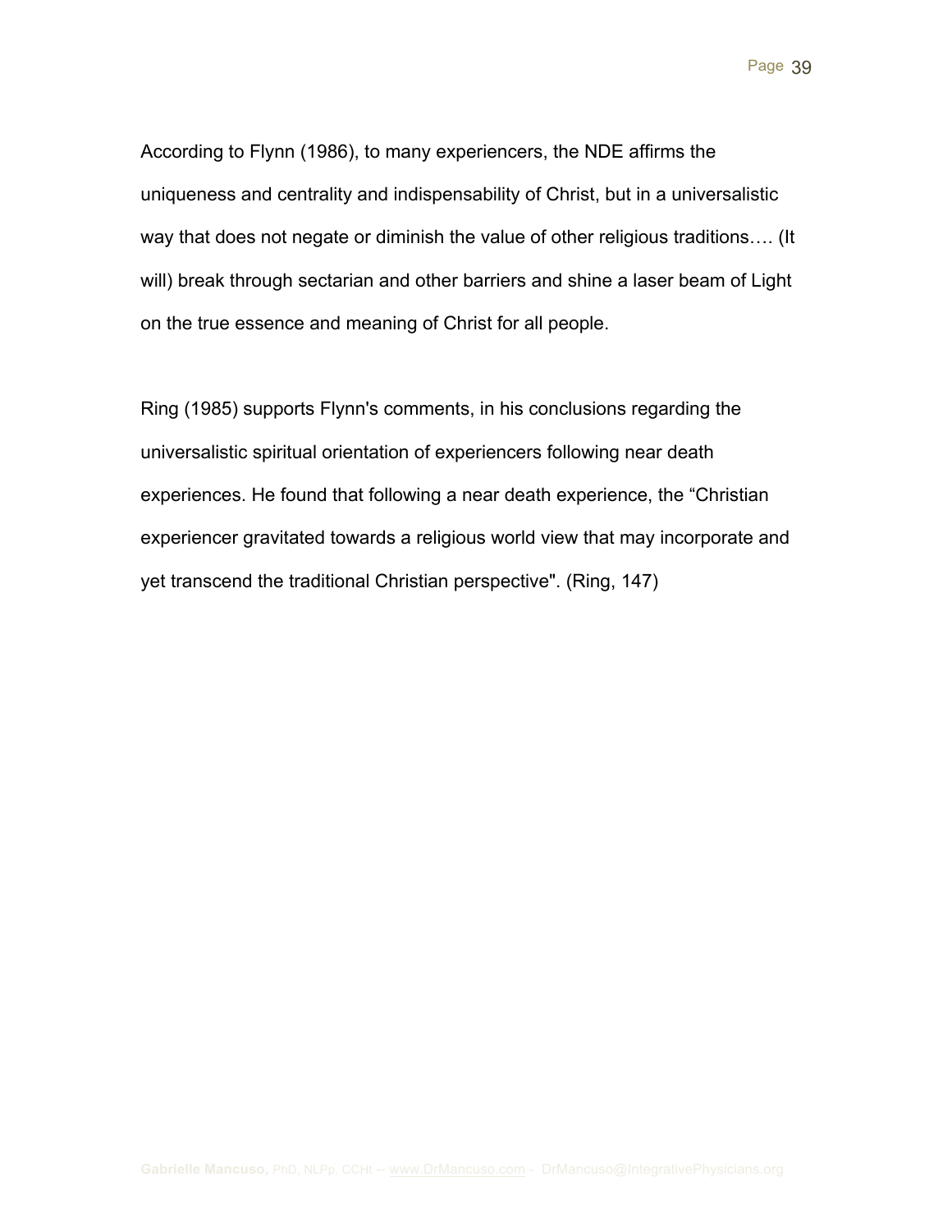According to Flynn (1986), to many experiencers, the NDE affirms the uniqueness and centrality and indispensability of Christ, but in a universalistic way that does not negate or diminish the value of other religious traditions…. (It will) break through sectarian and other barriers and shine a laser beam of Light on the true essence and meaning of Christ for all people.

Ring (1985) supports Flynn's comments, in his conclusions regarding the universalistic spiritual orientation of experiencers following near death experiences. He found that following a near death experience, the "Christian experiencer gravitated towards a religious world view that may incorporate and yet transcend the traditional Christian perspective". (Ring, 147)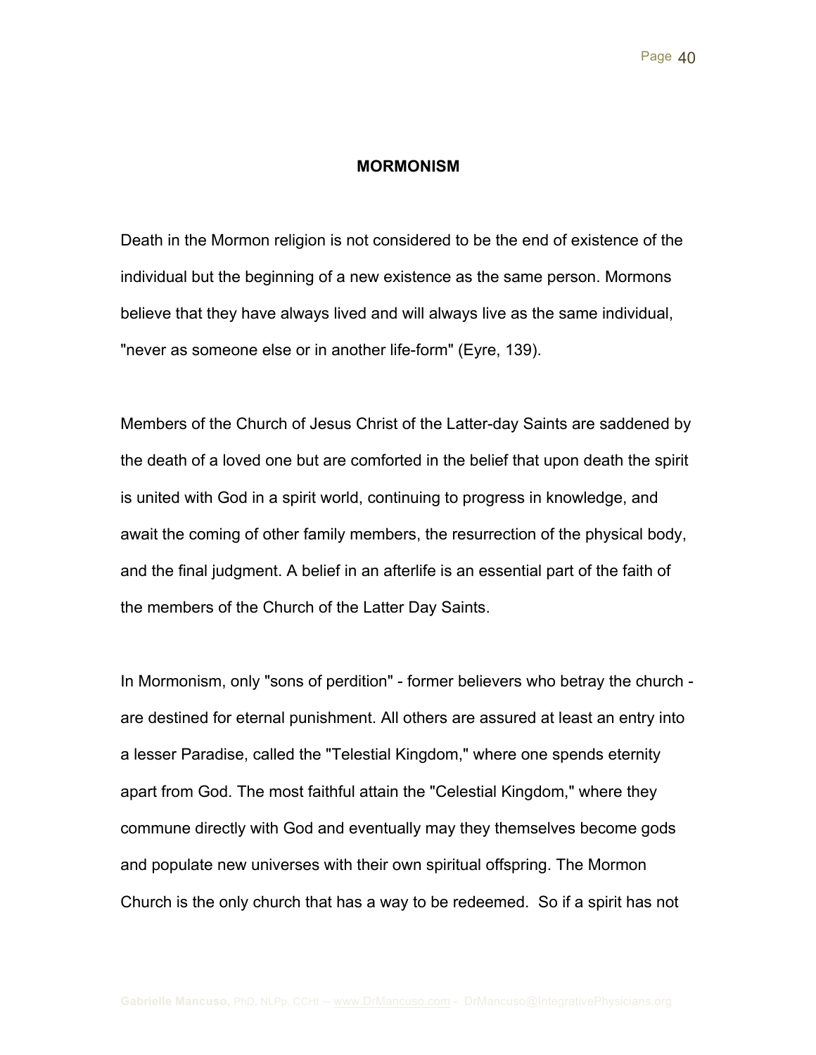## MORMONISM

Death in the Mormon religion is not considered to be the end of existence of the individual but the beginning of a new existence as the same person. Mormons believe that they have always lived and will always live as the same individual, "never as someone else or in another life-form" (Eyre, 139).

Members of the Church of Jesus Christ of the Latter-day Saints are saddened by the death of a loved one but are comforted in the belief that upon death the spirit is united with God in a spirit world, continuing to progress in knowledge, and await the coming of other family members, the resurrection of the physical body, and the final judgment. A belief in an afterlife is an essential part of the faith of the members of the Church of the Latter Day Saints.

In Mormonism, only "sons of perdition" - former believers who betray the church - are destined for eternal punishment. All others are assured at least an entry into a lesser Paradise, called the "Telestial Kingdom," where one spends eternity apart from God. The most faithful attain the "Celestial Kingdom," where they commune directly with God and eventually may they themselves become gods and populate new universes with their own spiritual offspring. The Mormon Church is the only church that has a way to be redeemed. So if a spirit has not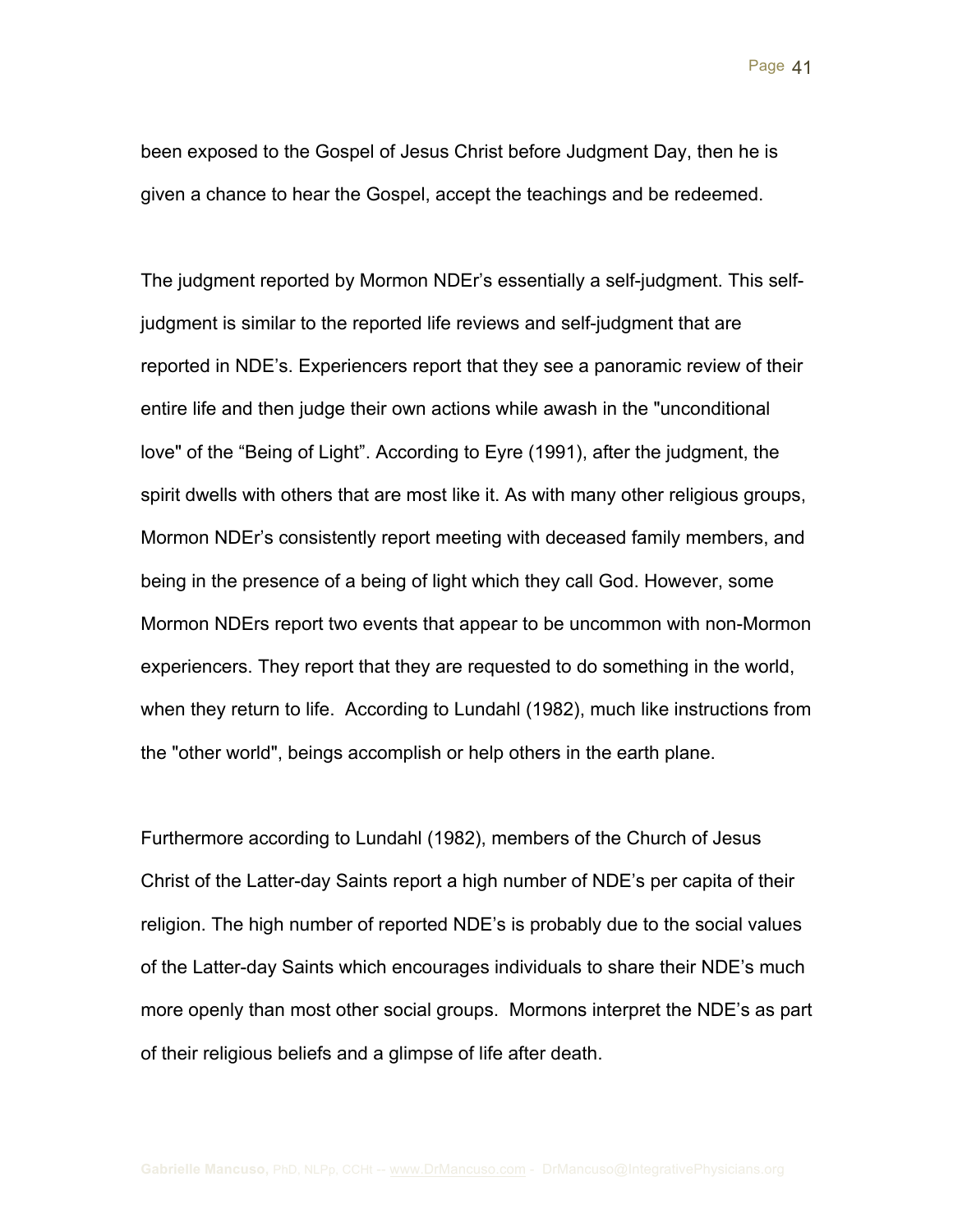been exposed to the Gospel of Jesus Christ before Judgment Day, then he is given a chance to hear the Gospel, accept the teachings and be redeemed.

The judgment reported by Mormon NDEr's essentially a self-judgment. This self-judgment is similar to the reported life reviews and self-judgment that are reported in NDE's. Experiencers report that they see a panoramic review of their entire life and then judge their own actions while awash in the "unconditional love" of the "Being of Light". According to Eyre (1991), after the judgment, the spirit dwells with others that are most like it. As with many other religious groups, Mormon NDEr's consistently report meeting with deceased family members, and being in the presence of a being of light which they call God. However, some Mormon NDErs report two events that appear to be uncommon with non-Mormon experiencers. They report that they are requested to do something in the world, when they return to life. According to Lundahl (1982), much like instructions from the "other world", beings accomplish or help others in the earth plane.

Furthermore according to Lundahl (1982), members of the Church of Jesus Christ of the Latter-day Saints report a high number of NDE's per capita of their religion. The high number of reported NDE's is probably due to the social values of the Latter-day Saints which encourages individuals to share their NDE's much more openly than most other social groups. Mormons interpret the NDE's as part of their religious beliefs and a glimpse of life after death.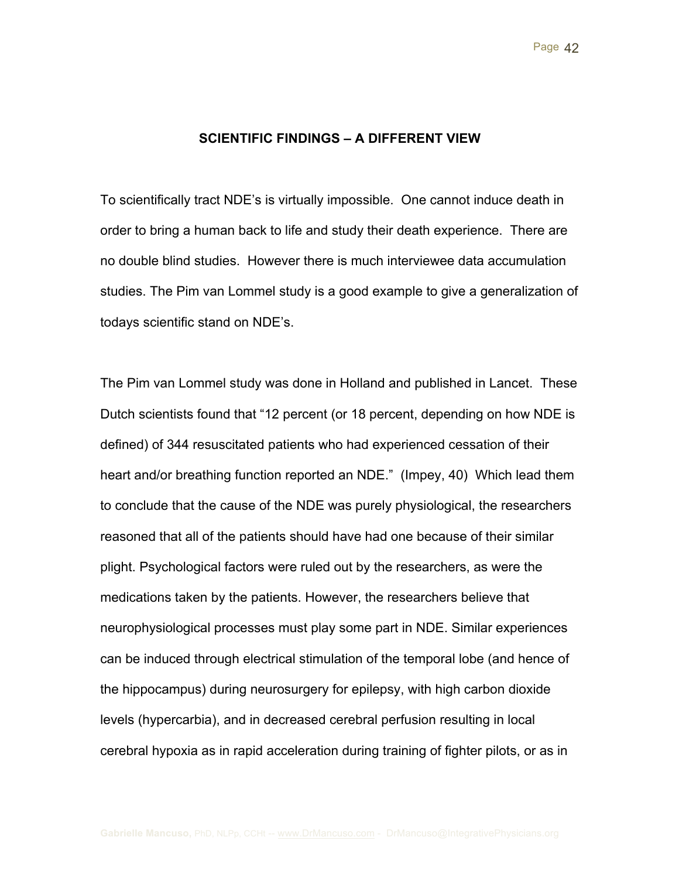## SCIENTIFIC FINDINGS – A DIFFERENT VIEW

To scientifically tract NDE's is virtually impossible. One cannot induce death in order to bring a human back to life and study their death experience. There are no double blind studies. However there is much interviewee data accumulation studies. The Pim van Lommel study is a good example to give a generalization of todays scientific stand on NDE's.

The Pim van Lommel study was done in Holland and published in Lancet. These Dutch scientists found that "12 percent (or 18 percent, depending on how NDE is defined) of 344 resuscitated patients who had experienced cessation of their heart and/or breathing function reported an NDE." (Impey, 40) Which lead them to conclude that the cause of the NDE was purely physiological, the researchers reasoned that all of the patients should have had one because of their similar plight. Psychological factors were ruled out by the researchers, as were the medications taken by the patients. However, the researchers believe that neurophysiological processes must play some part in NDE. Similar experiences can be induced through electrical stimulation of the temporal lobe (and hence of the hippocampus) during neurosurgery for epilepsy, with high carbon dioxide levels (hypercarbia), and in decreased cerebral perfusion resulting in local cerebral hypoxia as in rapid acceleration during training of fighter pilots, or as in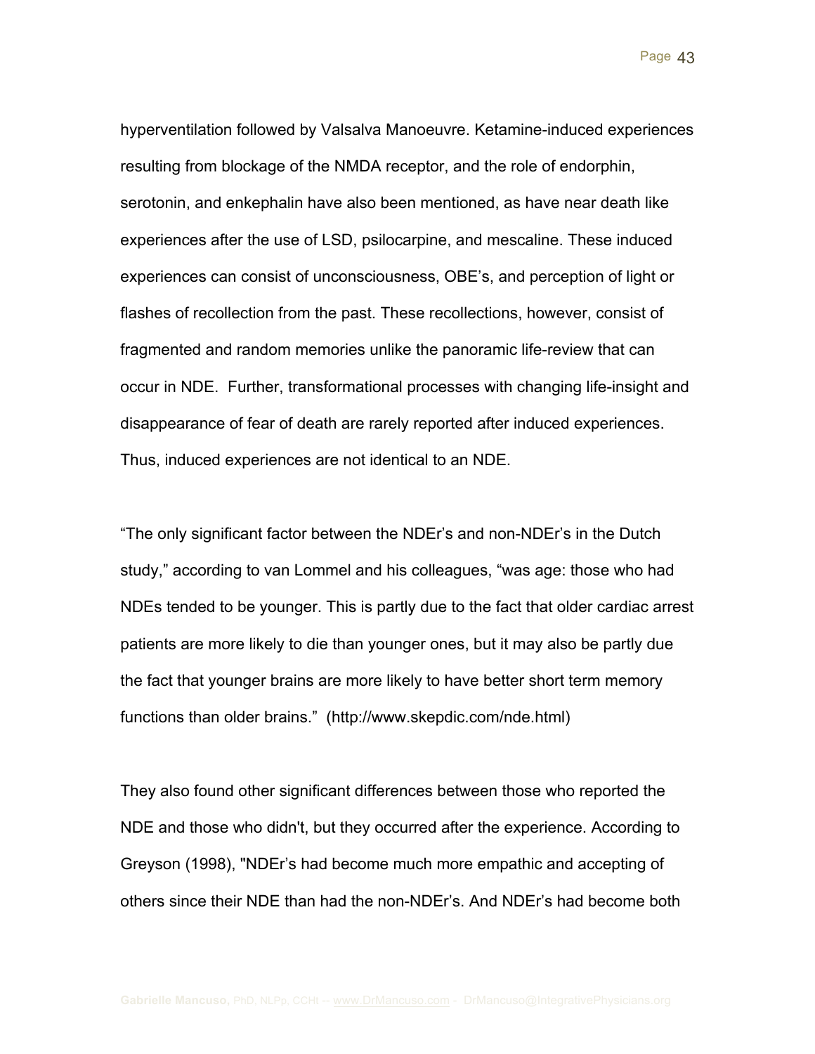hyperventilation followed by Valsalva Manoeuvre. Ketamine-induced experiences resulting from blockage of the NMDA receptor, and the role of endorphin, serotonin, and enkephalin have also been mentioned, as have near death like experiences after the use of LSD, psilocarpine, and mescaline. These induced experiences can consist of unconsciousness, OBE's, and perception of light or flashes of recollection from the past. These recollections, however, consist of fragmented and random memories unlike the panoramic life-review that can occur in NDE. Further, transformational processes with changing life-insight and disappearance of fear of death are rarely reported after induced experiences. Thus, induced experiences are not identical to an NDE.

"The only significant factor between the NDEr's and non-NDEr's in the Dutch study," according to van Lommel and his colleagues, "was age: those who had NDEs tended to be younger. This is partly due to the fact that older cardiac arrest patients are more likely to die than younger ones, but it may also be partly due the fact that younger brains are more likely to have better short term memory functions than older brains." (http://www.skepdic.com/nde.html)

They also found other significant differences between those who reported the NDE and those who didn't, but they occurred after the experience. According to Greyson (1998), "NDEr's had become much more empathic and accepting of others since their NDE than had the non-NDEr's. And NDEr's had become both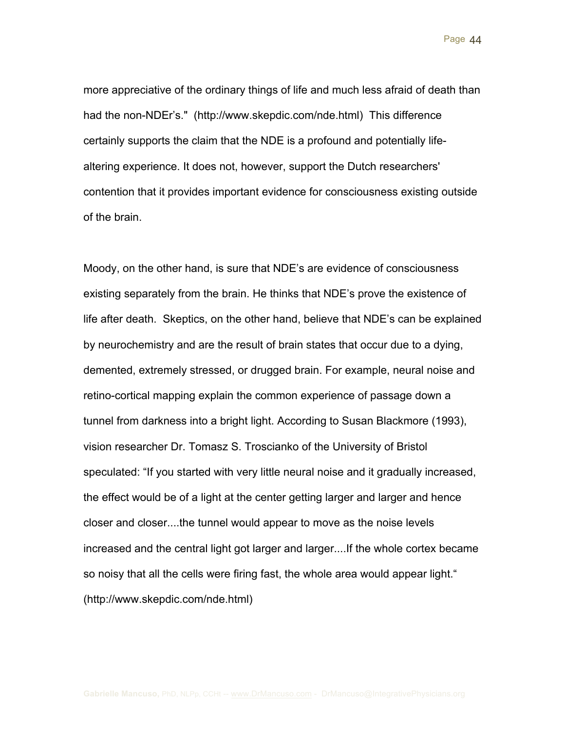more appreciative of the ordinary things of life and much less afraid of death than had the non-NDEr's." (http://www.skepdic.com/nde.html) This difference certainly supports the claim that the NDE is a profound and potentially life-altering experience. It does not, however, support the Dutch researchers' contention that it provides important evidence for consciousness existing outside of the brain.

Moody, on the other hand, is sure that NDE's are evidence of consciousness existing separately from the brain. He thinks that NDE's prove the existence of life after death. Skeptics, on the other hand, believe that NDE's can be explained by neurochemistry and are the result of brain states that occur due to a dying, demented, extremely stressed, or drugged brain. For example, neural noise and retino-cortical mapping explain the common experience of passage down a tunnel from darkness into a bright light. According to Susan Blackmore (1993), vision researcher Dr. Tomasz S. Troscianko of the University of Bristol speculated: "If you started with very little neural noise and it gradually increased, the effect would be of a light at the center getting larger and larger and hence closer and closer....the tunnel would appear to move as the noise levels increased and the central light got larger and larger....If the whole cortex became so noisy that all the cells were firing fast, the whole area would appear light." (http://www.skepdic.com/nde.html)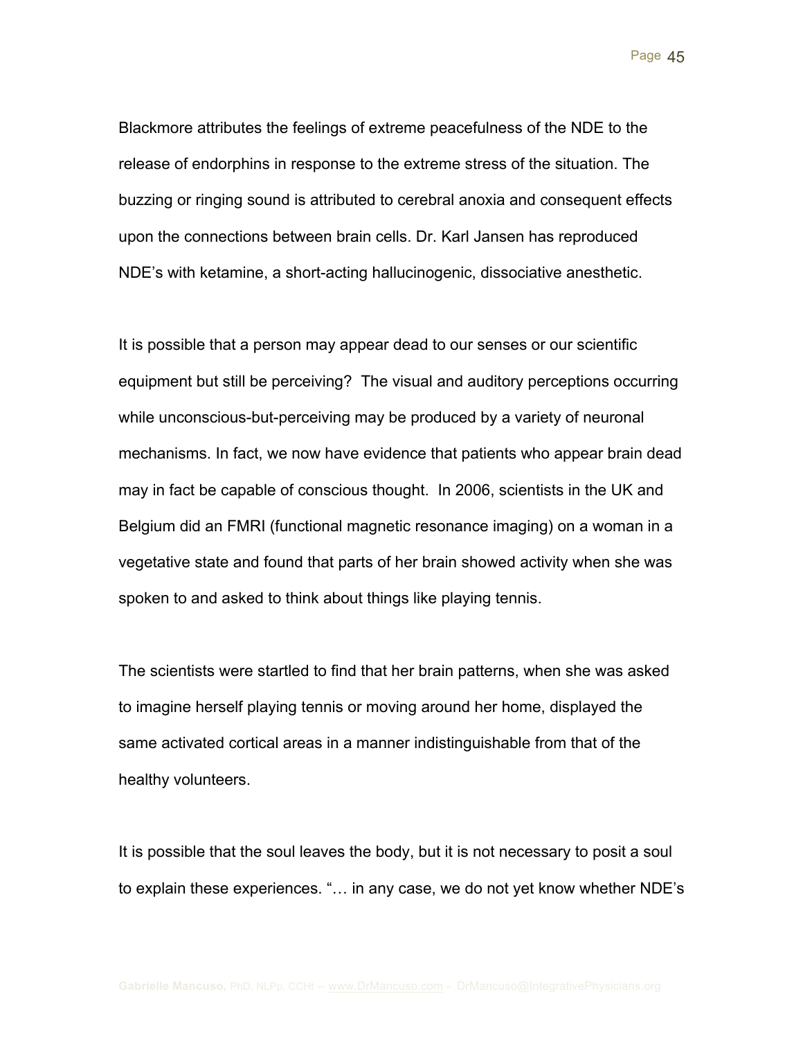Blackmore attributes the feelings of extreme peacefulness of the NDE to the release of endorphins in response to the extreme stress of the situation. The buzzing or ringing sound is attributed to cerebral anoxia and consequent effects upon the connections between brain cells. Dr. Karl Jansen has reproduced NDE's with ketamine, a short-acting hallucinogenic, dissociative anesthetic.

It is possible that a person may appear dead to our senses or our scientific equipment but still be perceiving?  The visual and auditory perceptions occurring while unconscious-but-perceiving may be produced by a variety of neuronal mechanisms. In fact, we now have evidence that patients who appear brain dead may in fact be capable of conscious thought.  In 2006, scientists in the UK and Belgium did an FMRI (functional magnetic resonance imaging) on a woman in a vegetative state and found that parts of her brain showed activity when she was spoken to and asked to think about things like playing tennis.

The scientists were startled to find that her brain patterns, when she was asked to imagine herself playing tennis or moving around her home, displayed the same activated cortical areas in a manner indistinguishable from that of the healthy volunteers.

It is possible that the soul leaves the body, but it is not necessary to posit a soul to explain these experiences. "… in any case, we do not yet know whether NDE's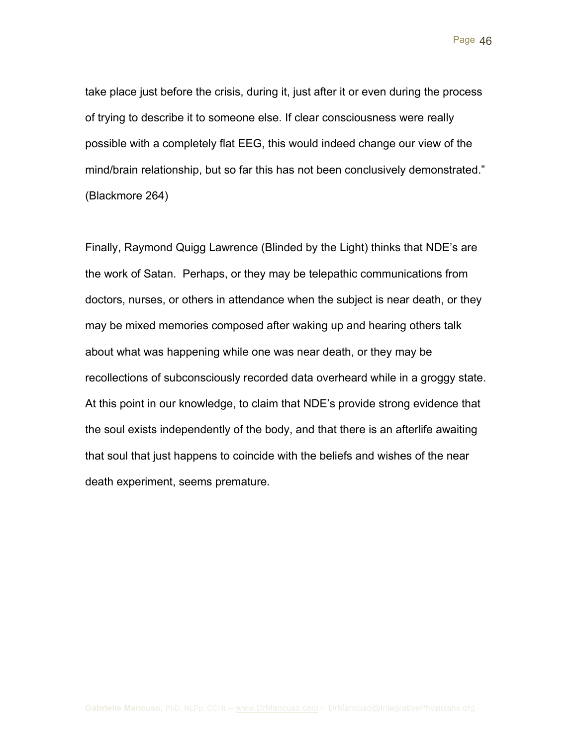take place just before the crisis, during it, just after it or even during the process of trying to describe it to someone else. If clear consciousness were really possible with a completely flat EEG, this would indeed change our view of the mind/brain relationship, but so far this has not been conclusively demonstrated." (Blackmore 264)

Finally, Raymond Quigg Lawrence (Blinded by the Light) thinks that NDE's are the work of Satan. Perhaps, or they may be telepathic communications from doctors, nurses, or others in attendance when the subject is near death, or they may be mixed memories composed after waking up and hearing others talk about what was happening while one was near death, or they may be recollections of subconsciously recorded data overheard while in a groggy state. At this point in our knowledge, to claim that NDE's provide strong evidence that the soul exists independently of the body, and that there is an afterlife awaiting that soul that just happens to coincide with the beliefs and wishes of the near death experiment, seems premature.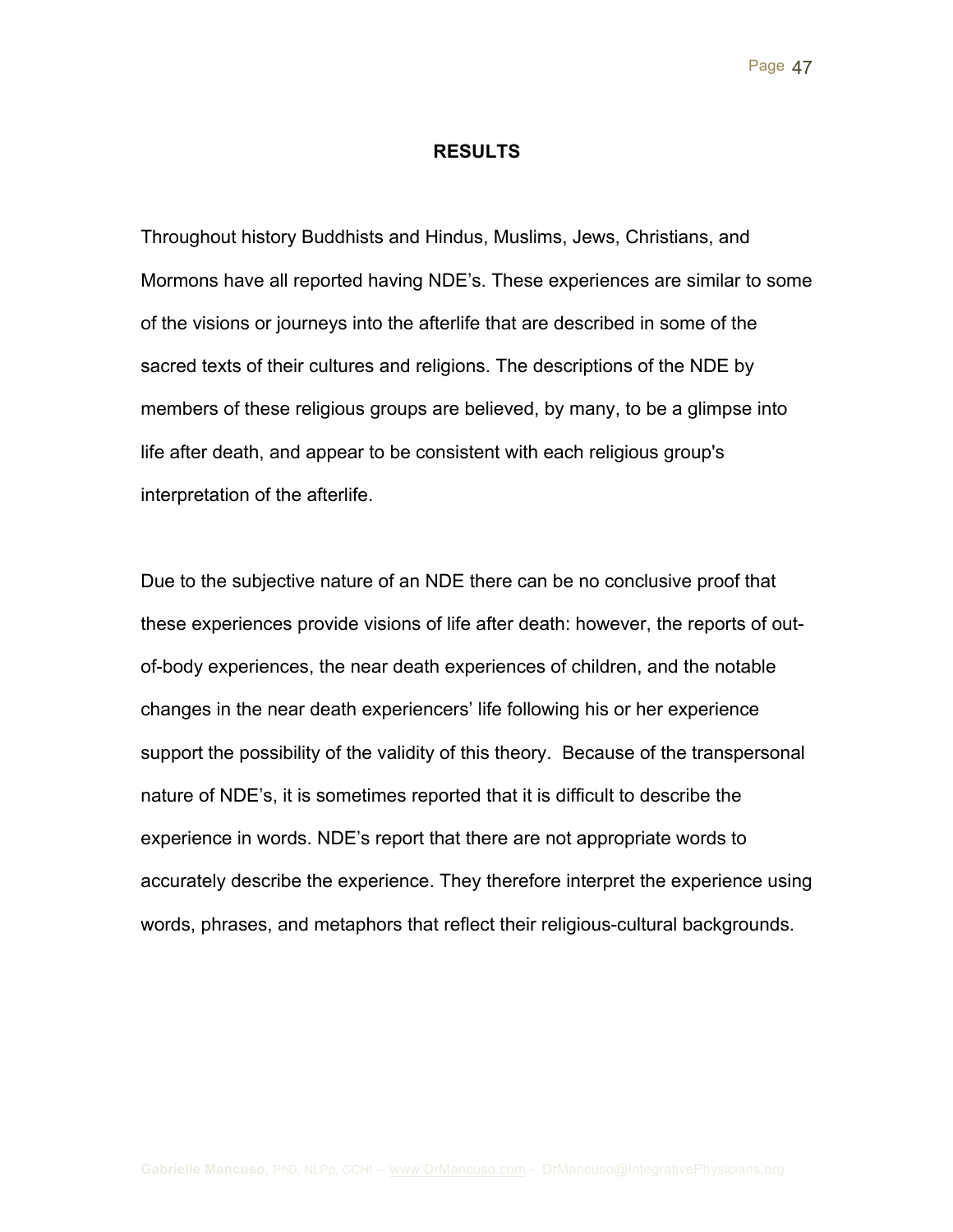## RESULTS

Throughout history Buddhists and Hindus, Muslims, Jews, Christians, and Mormons have all reported having NDE's. These experiences are similar to some of the visions or journeys into the afterlife that are described in some of the sacred texts of their cultures and religions. The descriptions of the NDE by members of these religious groups are believed, by many, to be a glimpse into life after death, and appear to be consistent with each religious group's interpretation of the afterlife.

Due to the subjective nature of an NDE there can be no conclusive proof that these experiences provide visions of life after death: however, the reports of out-of-body experiences, the near death experiences of children, and the notable changes in the near death experiencers' life following his or her experience support the possibility of the validity of this theory. Because of the transpersonal nature of NDE's, it is sometimes reported that it is difficult to describe the experience in words. NDE's report that there are not appropriate words to accurately describe the experience. They therefore interpret the experience using words, phrases, and metaphors that reflect their religious-cultural backgrounds.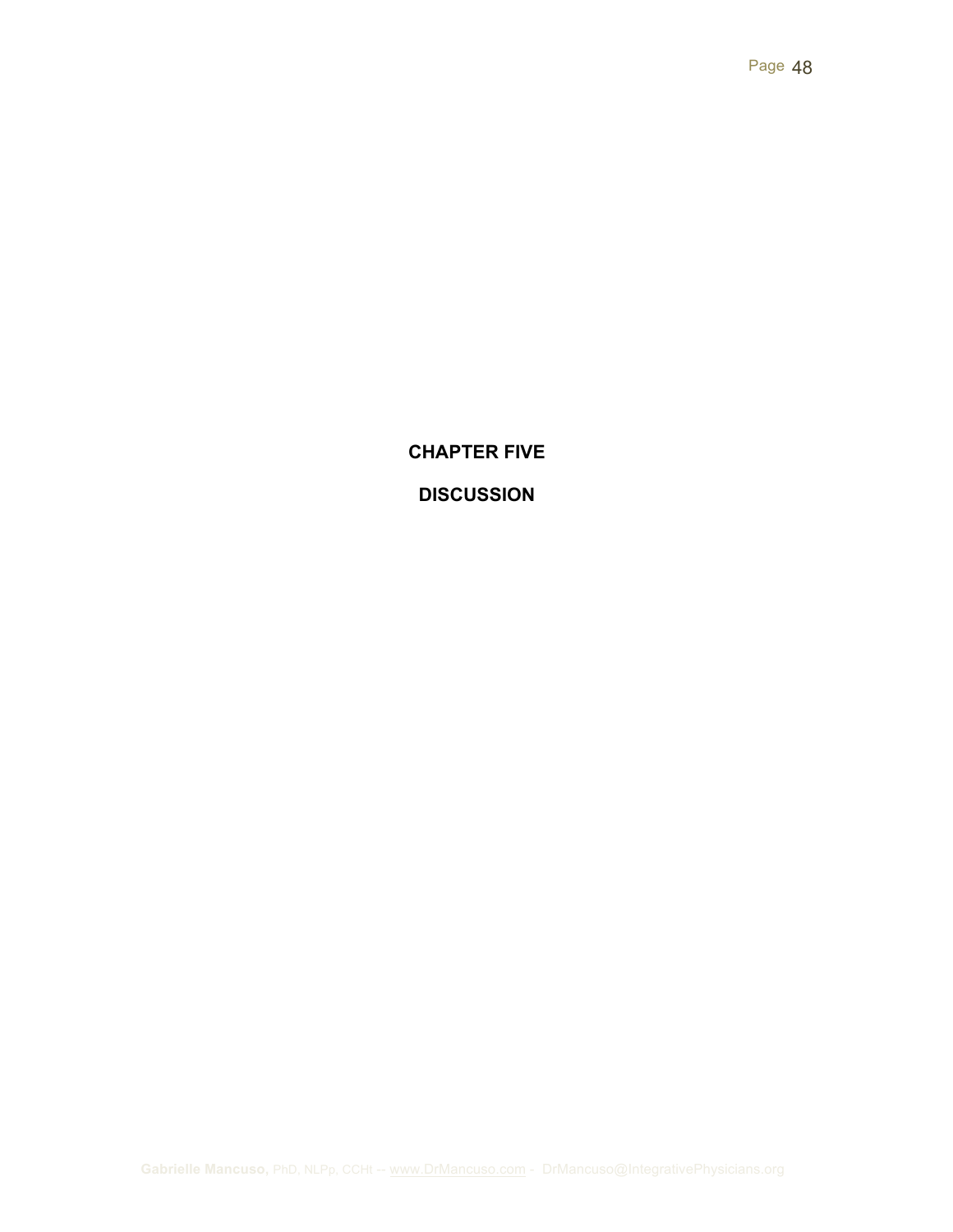# CHAPTER FIVE

# DISCUSSION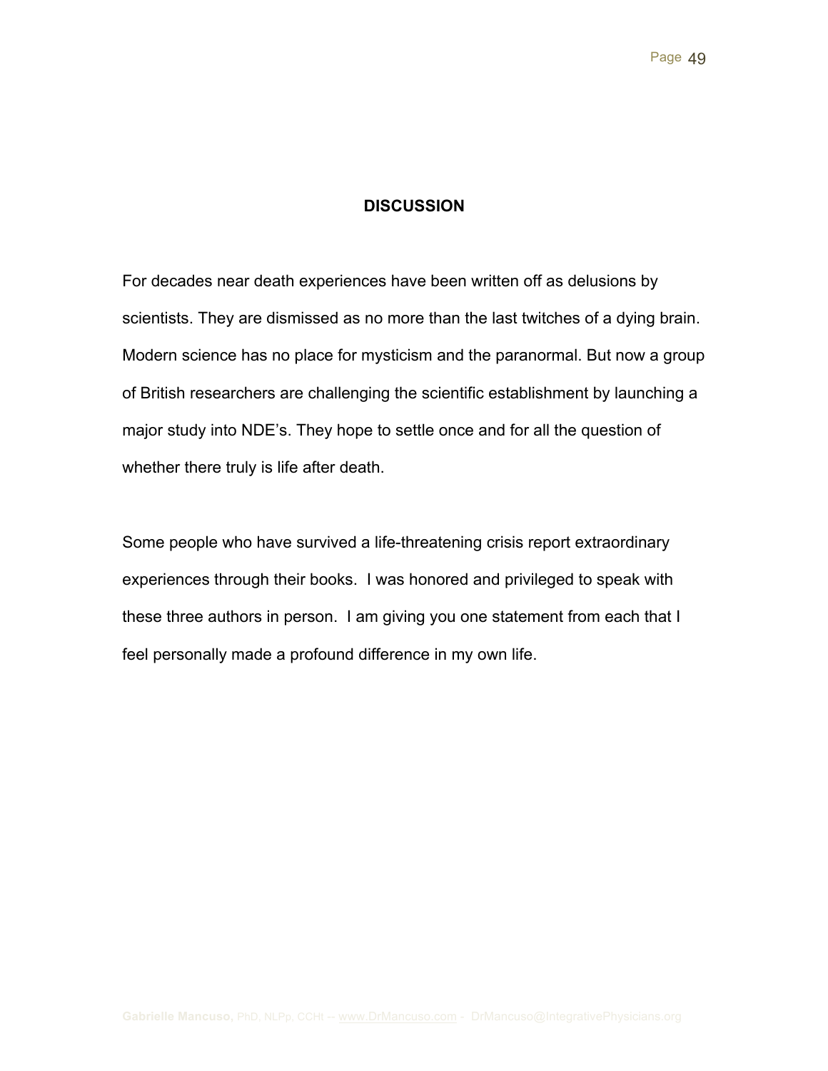## DISCUSSION

For decades near death experiences have been written off as delusions by scientists. They are dismissed as no more than the last twitches of a dying brain. Modern science has no place for mysticism and the paranormal. But now a group of British researchers are challenging the scientific establishment by launching a major study into NDE's. They hope to settle once and for all the question of whether there truly is life after death.

Some people who have survived a life-threatening crisis report extraordinary experiences through their books. I was honored and privileged to speak with these three authors in person. I am giving you one statement from each that I feel personally made a profound difference in my own life.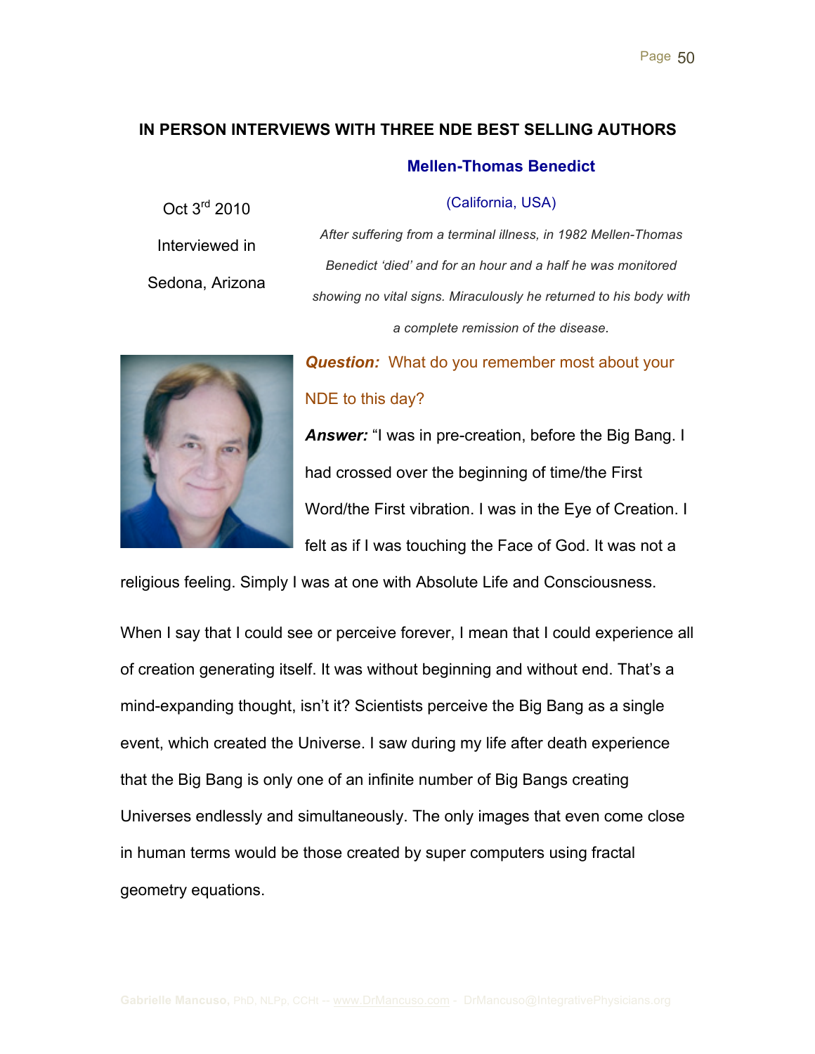## IN PERSON INTERVIEWS WITH THREE NDE BEST SELLING AUTHORS

### Mellen-Thomas Benedict

(California, USA)

Oct 3rd 2010

Interviewed in

Sedona, Arizona

*After suffering from a terminal illness, in 1982 Mellen-Thomas Benedict 'died' and for an hour and a half he was monitored showing no vital signs. Miraculously he returned to his body with a complete remission of the disease.*

***Question:*** What do you remember most about your NDE to this day?

***Answer:*** "I was in pre-creation, before the Big Bang. I had crossed over the beginning of time/the First Word/the First vibration. I was in the Eye of Creation. I felt as if I was touching the Face of God. It was not a religious feeling. Simply I was at one with Absolute Life and Consciousness.

When I say that I could see or perceive forever, I mean that I could experience all of creation generating itself. It was without beginning and without end. That's a mind-expanding thought, isn't it? Scientists perceive the Big Bang as a single event, which created the Universe. I saw during my life after death experience that the Big Bang is only one of an infinite number of Big Bangs creating Universes endlessly and simultaneously. The only images that even come close in human terms would be those created by super computers using fractal geometry equations.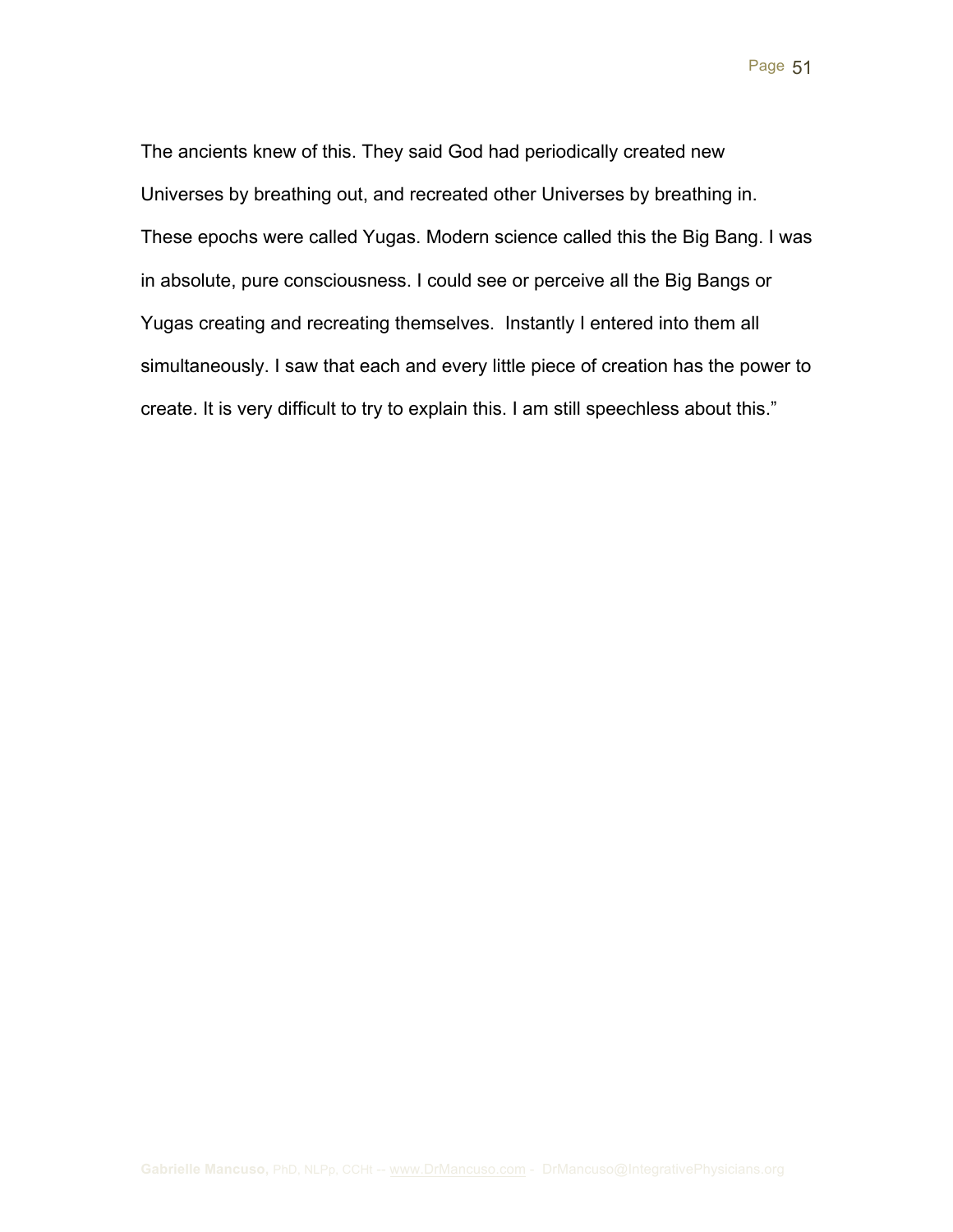The ancients knew of this. They said God had periodically created new Universes by breathing out, and recreated other Universes by breathing in. These epochs were called Yugas. Modern science called this the Big Bang. I was in absolute, pure consciousness. I could see or perceive all the Big Bangs or Yugas creating and recreating themselves.  Instantly I entered into them all simultaneously. I saw that each and every little piece of creation has the power to create. It is very difficult to try to explain this. I am still speechless about this."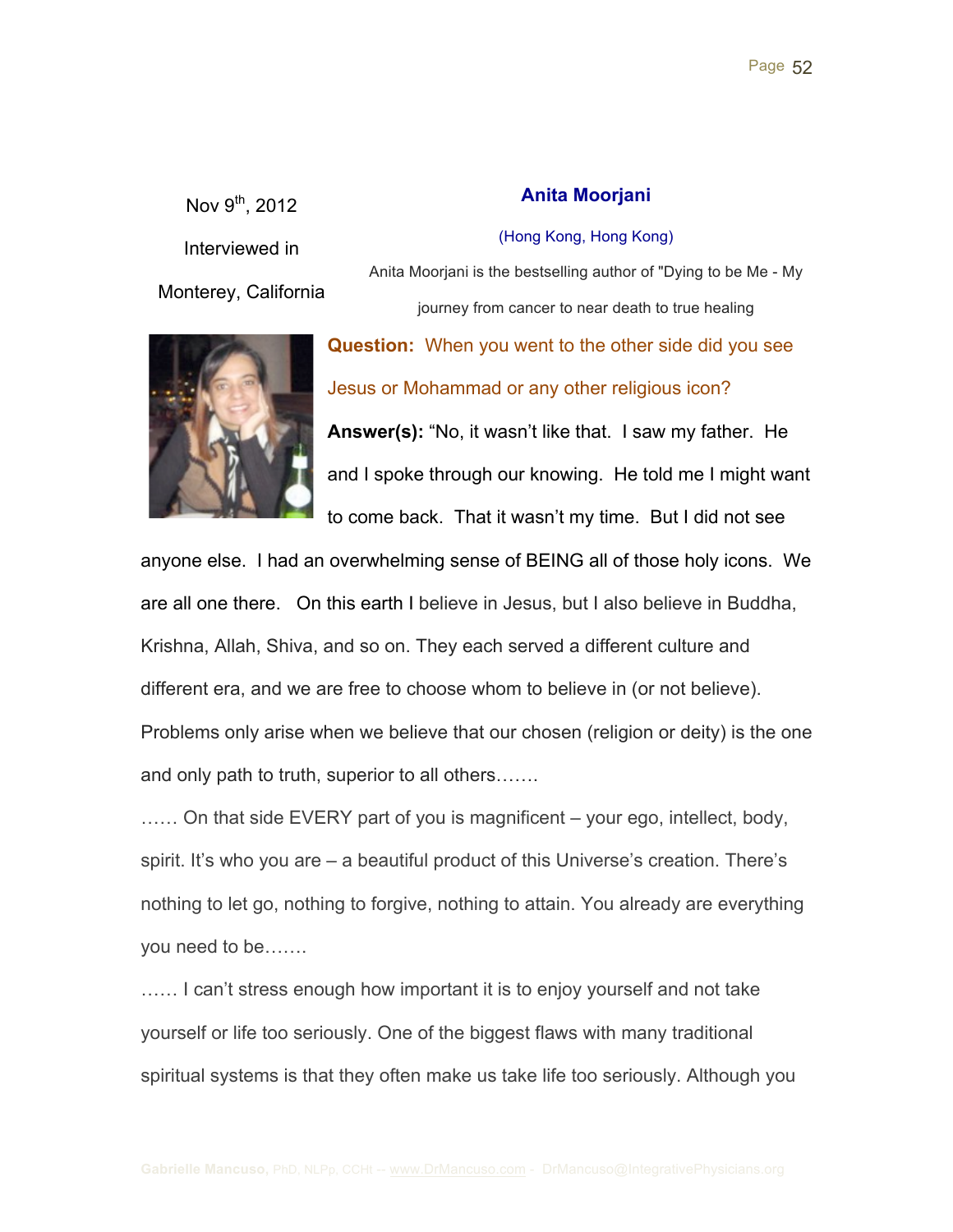Nov 9th, 2012

Interviewed in

Monterey, California

## Anita Moorjani

(Hong Kong, Hong Kong)

Anita Moorjani is the bestselling author of "Dying to be Me - My journey from cancer to near death to true healing

**Question:** When you went to the other side did you see Jesus or Mohammad or any other religious icon?

**Answer(s):** "No, it wasn't like that. I saw my father. He and I spoke through our knowing. He told me I might want to come back. That it wasn't my time. But I did not see anyone else. I had an overwhelming sense of BEING all of those holy icons. We are all one there. On this earth I believe in Jesus, but I also believe in Buddha, Krishna, Allah, Shiva, and so on. They each served a different culture and different era, and we are free to choose whom to believe in (or not believe). Problems only arise when we believe that our chosen (religion or deity) is the one and only path to truth, superior to all others…….

…… On that side EVERY part of you is magnificent – your ego, intellect, body, spirit. It's who you are – a beautiful product of this Universe's creation. There's nothing to let go, nothing to forgive, nothing to attain. You already are everything you need to be…….

…… I can't stress enough how important it is to enjoy yourself and not take yourself or life too seriously. One of the biggest flaws with many traditional spiritual systems is that they often make us take life too seriously. Although you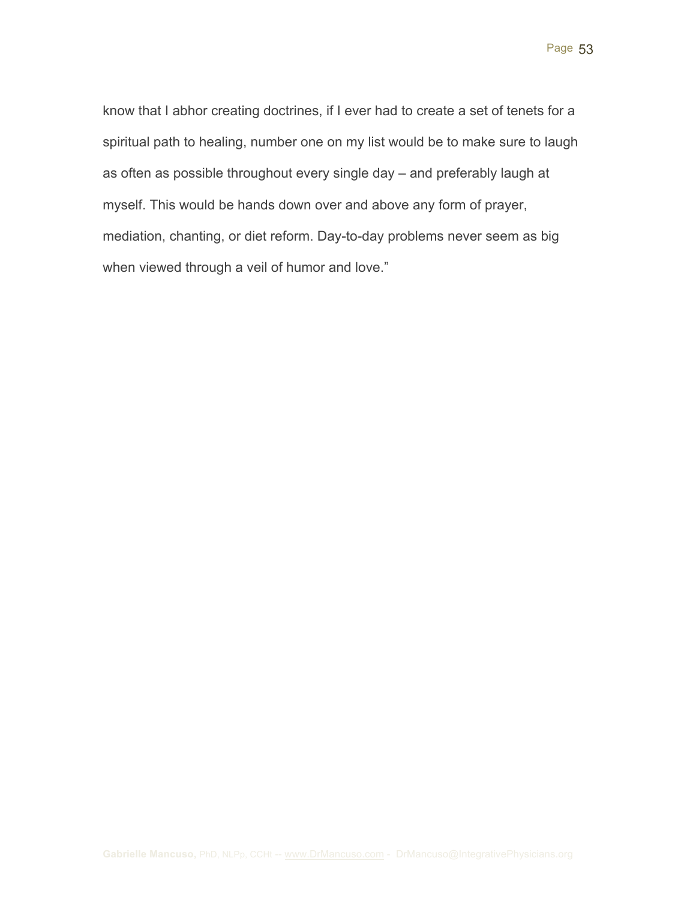know that I abhor creating doctrines, if I ever had to create a set of tenets for a spiritual path to healing, number one on my list would be to make sure to laugh as often as possible throughout every single day – and preferably laugh at myself. This would be hands down over and above any form of prayer, mediation, chanting, or diet reform. Day-to-day problems never seem as big when viewed through a veil of humor and love."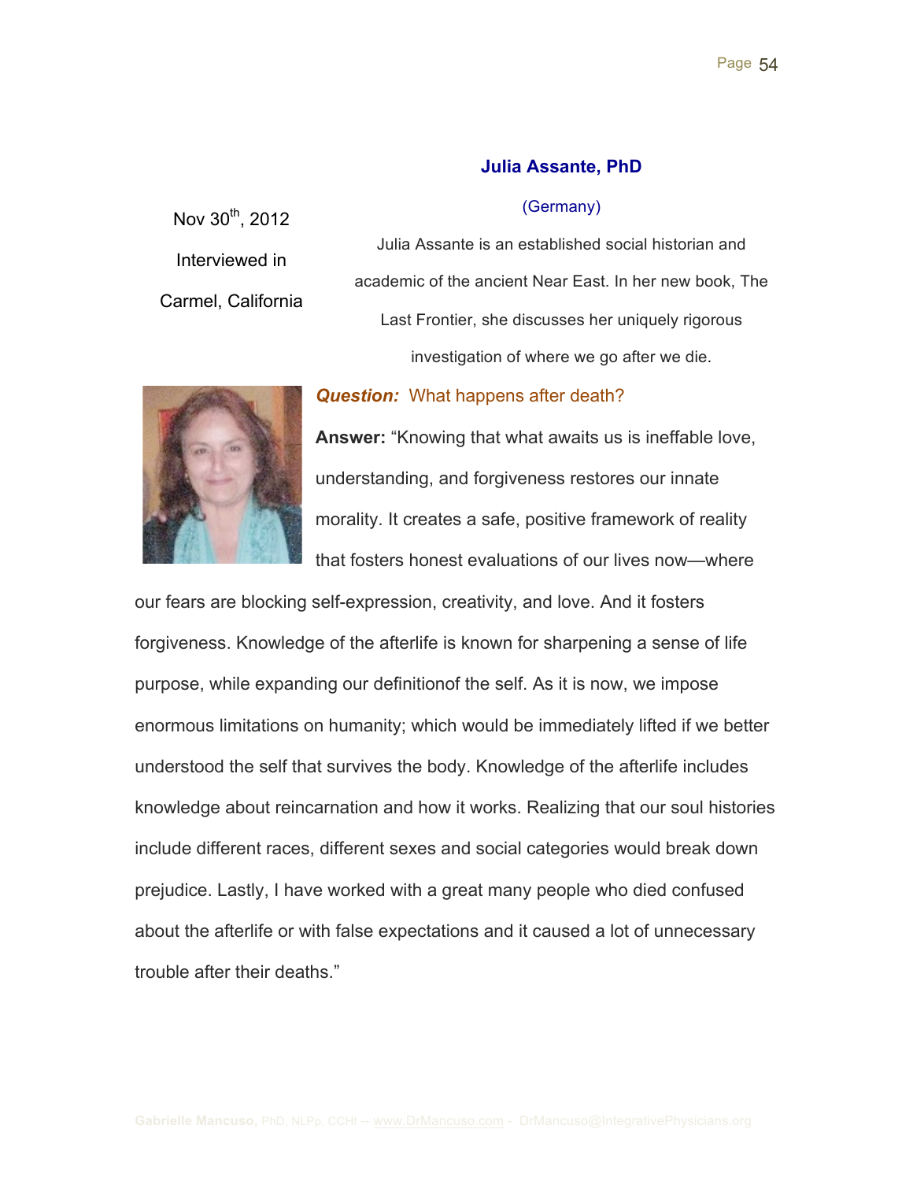## Julia Assante, PhD

(Germany)

Nov 30th, 2012

Interviewed in

Carmel, California

Julia Assante is an established social historian and academic of the ancient Near East. In her new book, The Last Frontier, she discusses her uniquely rigorous investigation of where we go after we die.

***Question:*** What happens after death?

**Answer:** "Knowing that what awaits us is ineffable love, understanding, and forgiveness restores our innate morality. It creates a safe, positive framework of reality that fosters honest evaluations of our lives now—where our fears are blocking self-expression, creativity, and love. And it fosters forgiveness. Knowledge of the afterlife is known for sharpening a sense of life purpose, while expanding our definitionof the self. As it is now, we impose enormous limitations on humanity; which would be immediately lifted if we better understood the self that survives the body. Knowledge of the afterlife includes knowledge about reincarnation and how it works. Realizing that our soul histories include different races, different sexes and social categories would break down prejudice. Lastly, I have worked with a great many people who died confused about the afterlife or with false expectations and it caused a lot of unnecessary trouble after their deaths."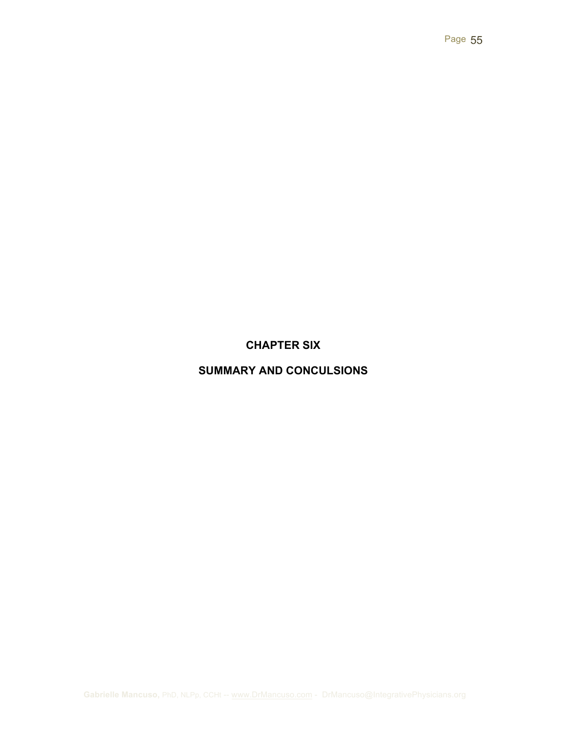# CHAPTER SIX

## SUMMARY AND CONCULSIONS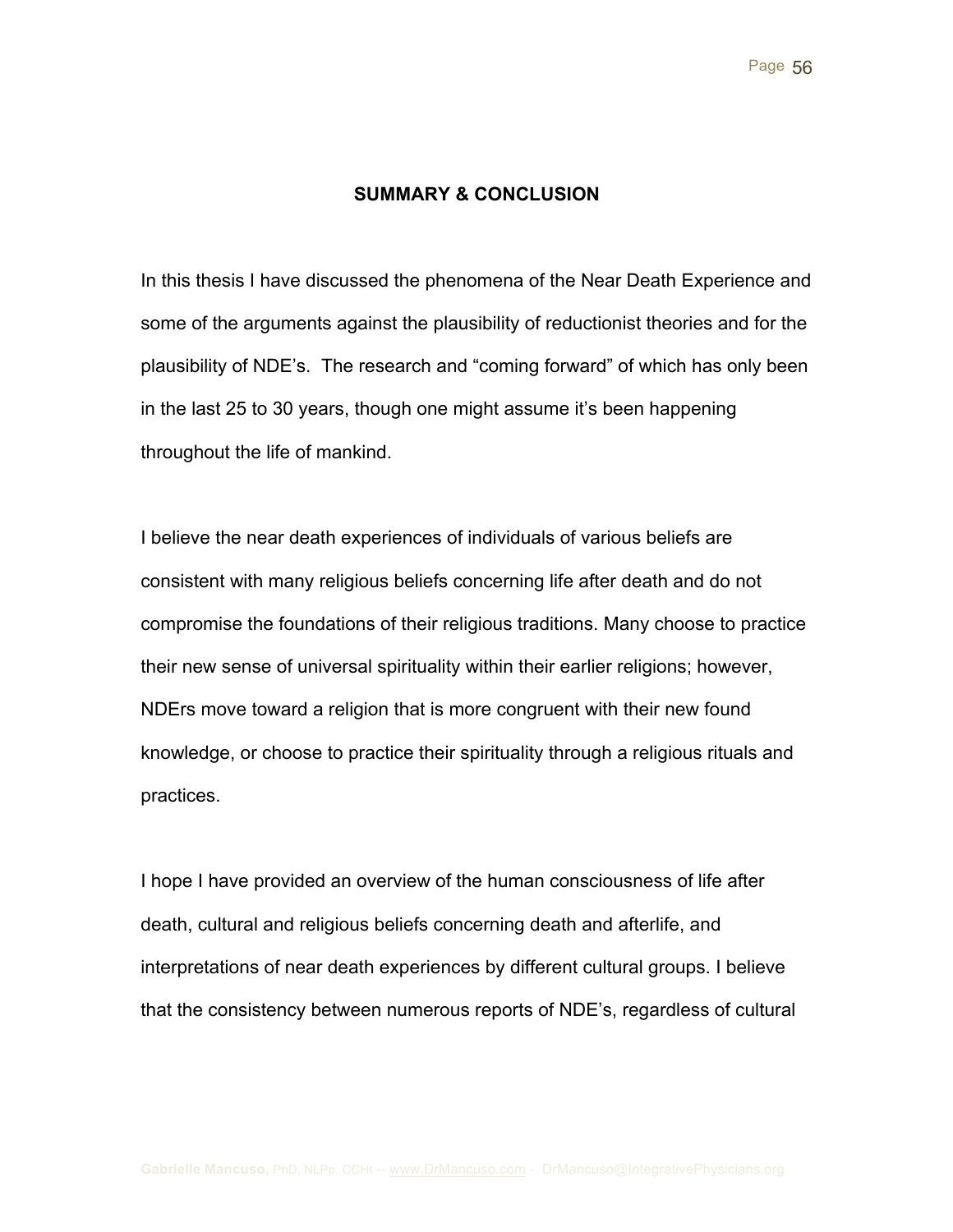## SUMMARY & CONCLUSION

In this thesis I have discussed the phenomena of the Near Death Experience and some of the arguments against the plausibility of reductionist theories and for the plausibility of NDE's. The research and "coming forward" of which has only been in the last 25 to 30 years, though one might assume it's been happening throughout the life of mankind.

I believe the near death experiences of individuals of various beliefs are consistent with many religious beliefs concerning life after death and do not compromise the foundations of their religious traditions. Many choose to practice their new sense of universal spirituality within their earlier religions; however, NDErs move toward a religion that is more congruent with their new found knowledge, or choose to practice their spirituality through a religious rituals and practices.

I hope I have provided an overview of the human consciousness of life after death, cultural and religious beliefs concerning death and afterlife, and interpretations of near death experiences by different cultural groups. I believe that the consistency between numerous reports of NDE's, regardless of cultural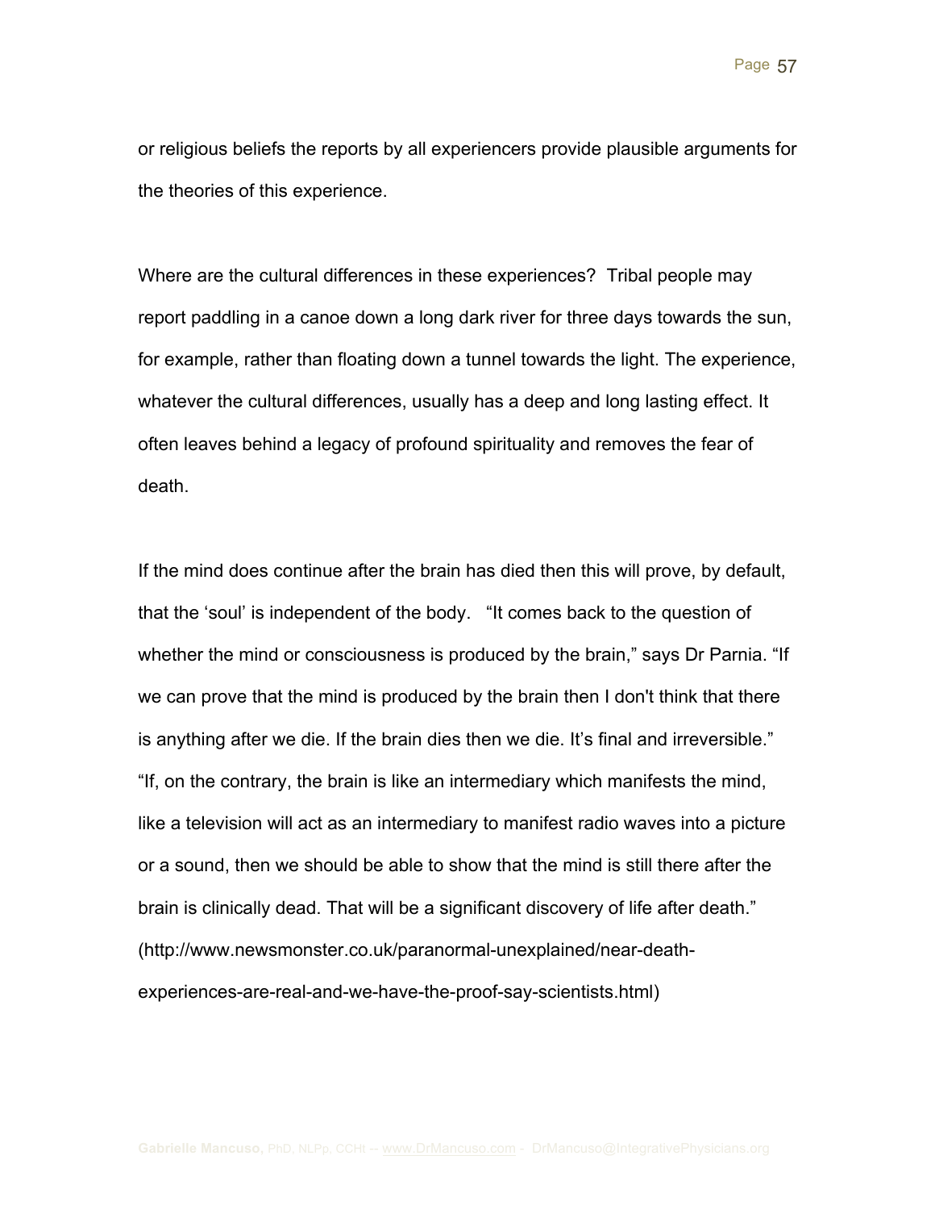or religious beliefs the reports by all experiencers provide plausible arguments for the theories of this experience.

Where are the cultural differences in these experiences? Tribal people may report paddling in a canoe down a long dark river for three days towards the sun, for example, rather than floating down a tunnel towards the light. The experience, whatever the cultural differences, usually has a deep and long lasting effect. It often leaves behind a legacy of profound spirituality and removes the fear of death.

If the mind does continue after the brain has died then this will prove, by default, that the 'soul' is independent of the body. "It comes back to the question of whether the mind or consciousness is produced by the brain," says Dr Parnia. "If we can prove that the mind is produced by the brain then I don't think that there is anything after we die. If the brain dies then we die. It's final and irreversible." "If, on the contrary, the brain is like an intermediary which manifests the mind, like a television will act as an intermediary to manifest radio waves into a picture or a sound, then we should be able to show that the mind is still there after the brain is clinically dead. That will be a significant discovery of life after death." (http://www.newsmonster.co.uk/paranormal-unexplained/near-death-experiences-are-real-and-we-have-the-proof-say-scientists.html)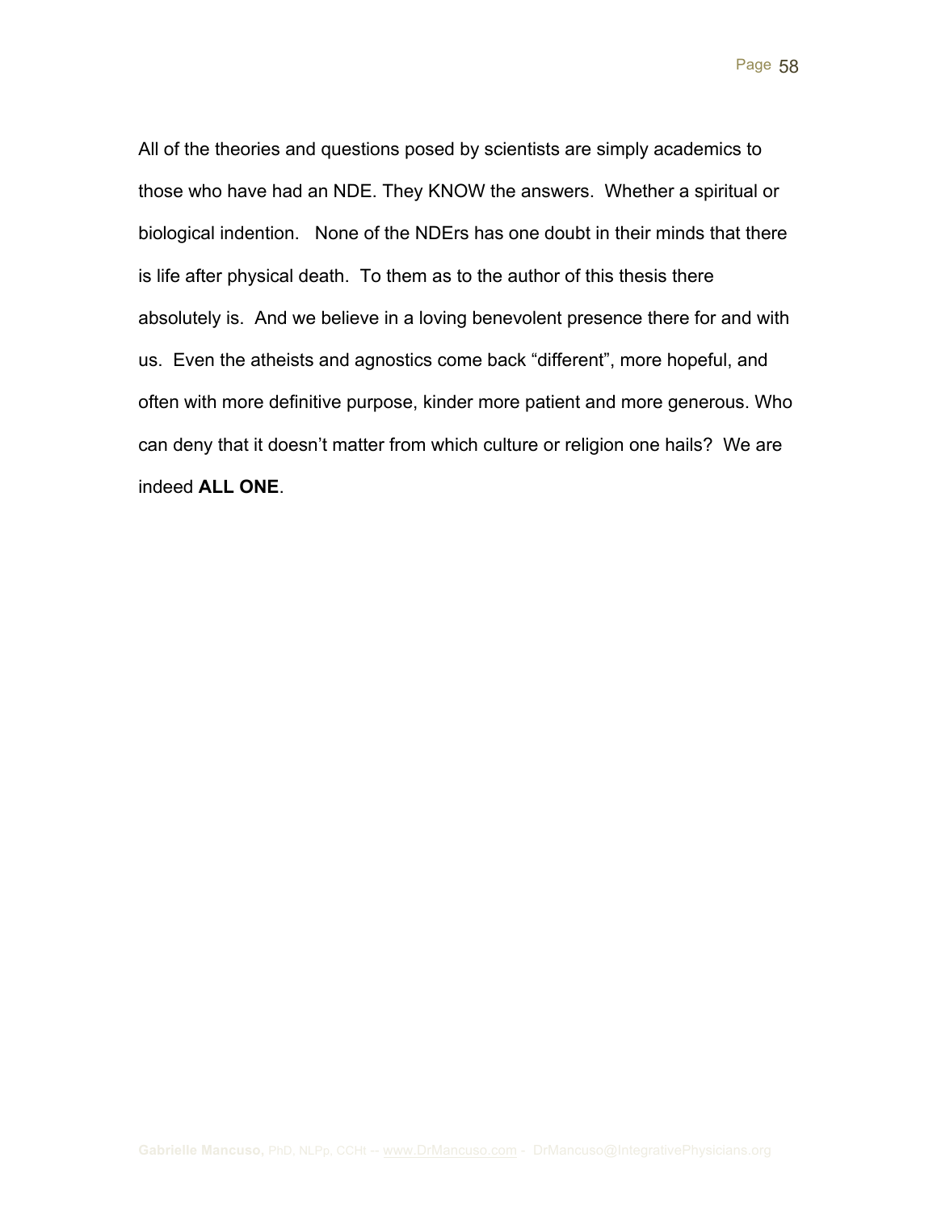All of the theories and questions posed by scientists are simply academics to those who have had an NDE. They KNOW the answers. Whether a spiritual or biological indention. None of the NDErs has one doubt in their minds that there is life after physical death. To them as to the author of this thesis there absolutely is. And we believe in a loving benevolent presence there for and with us. Even the atheists and agnostics come back “different”, more hopeful, and often with more definitive purpose, kinder more patient and more generous. Who can deny that it doesn’t matter from which culture or religion one hails? We are indeed **ALL ONE**.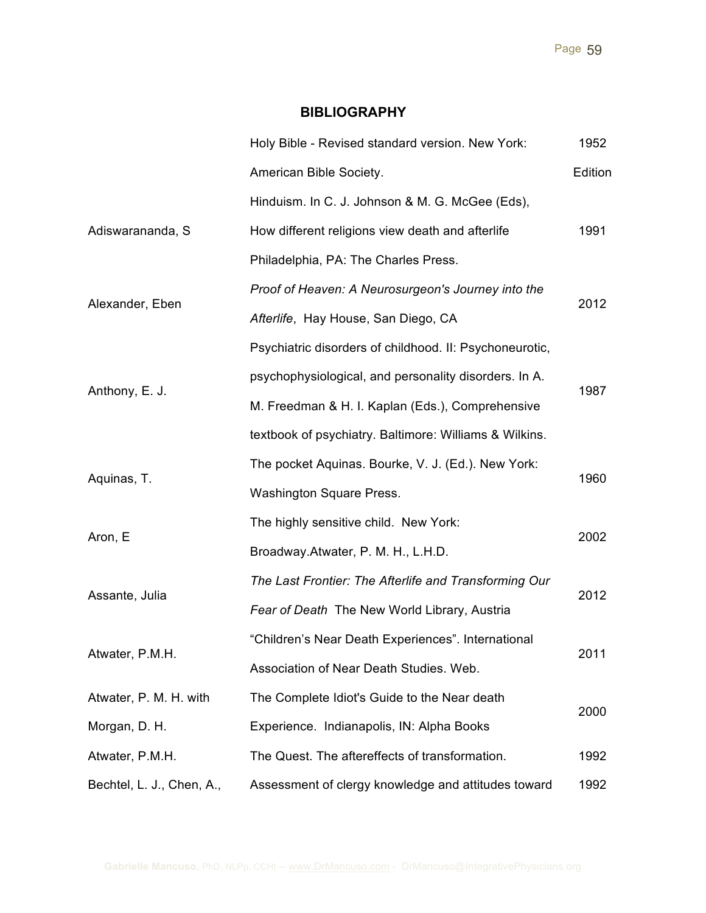## BIBLIOGRAPHY

| | | |
|---|---|---|
| | Holy Bible - Revised standard version. New York: American Bible Society. | 1952 Edition |
| Adiswarananda, S | Hinduism. In C. J. Johnson & M. G. McGee (Eds), How different religions view death and afterlife Philadelphia, PA: The Charles Press. | 1991 |
| Alexander, Eben | *Proof of Heaven: A Neurosurgeon's Journey into the Afterlife*, Hay House, San Diego, CA | 2012 |
| Anthony, E. J. | Psychiatric disorders of childhood. II: Psychoneurotic, psychophysiological, and personality disorders. In A. M. Freedman & H. I. Kaplan (Eds.), Comprehensive textbook of psychiatry. Baltimore: Williams & Wilkins. | 1987 |
| Aquinas, T. | The pocket Aquinas. Bourke, V. J. (Ed.). New York: Washington Square Press. | 1960 |
| Aron, E | The highly sensitive child. New York: Broadway.Atwater, P. M. H., L.H.D. | 2002 |
| Assante, Julia | *The Last Frontier: The Afterlife and Transforming Our Fear of Death* The New World Library, Austria | 2012 |
| Atwater, P.M.H. | "Children's Near Death Experiences". International Association of Near Death Studies. Web. | 2011 |
| Atwater, P. M. H. with Morgan, D. H. | The Complete Idiot's Guide to the Near death Experience. Indianapolis, IN: Alpha Books | 2000 |
| Atwater, P.M.H. | The Quest. The aftereffects of transformation. | 1992 |
| Bechtel, L. J., Chen, A., | Assessment of clergy knowledge and attitudes toward | 1992 |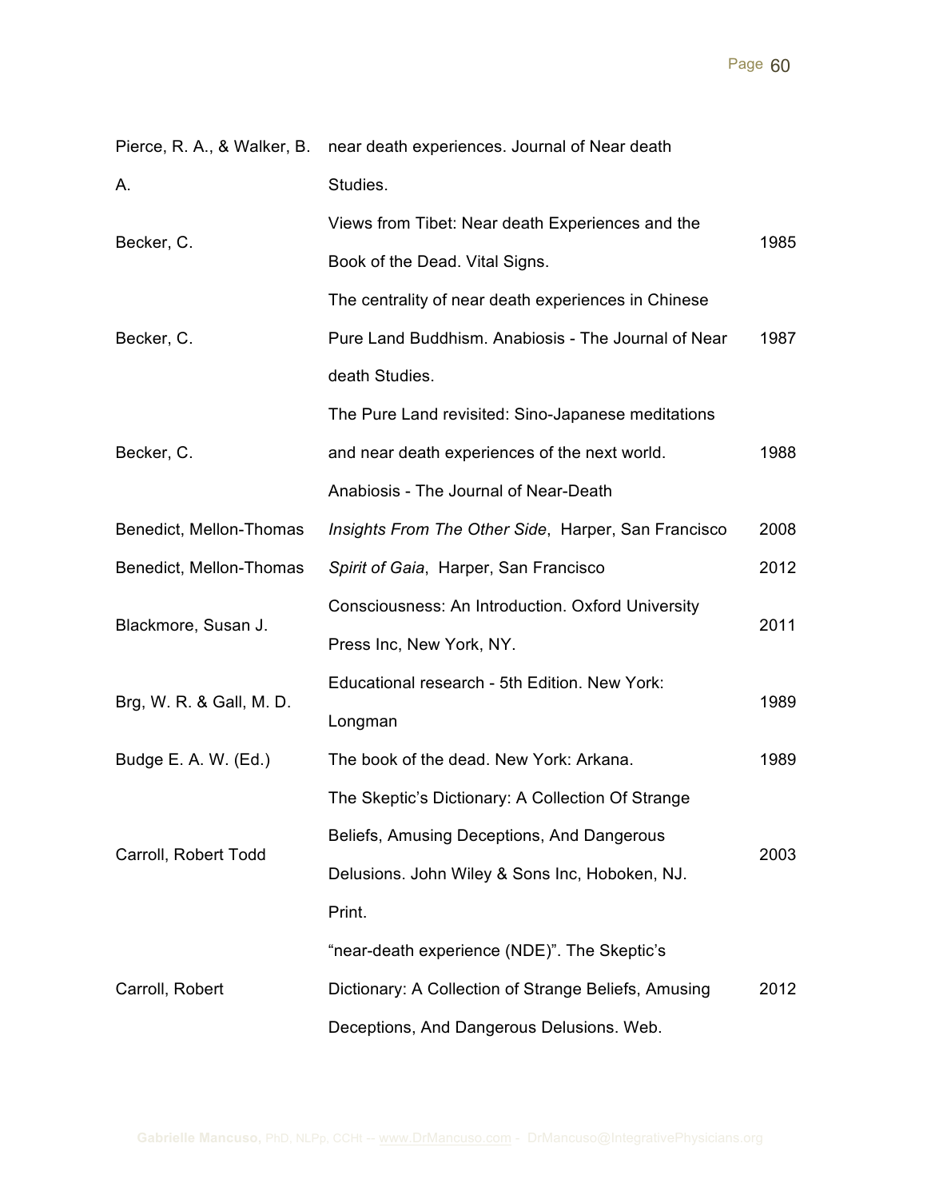| | | |
|---|---|---|
| Pierce, R. A., & Walker, B. A. | near death experiences. Journal of Near death Studies. | |
| Becker, C. | Views from Tibet: Near death Experiences and the Book of the Dead. Vital Signs. | 1985 |
| Becker, C. | The centrality of near death experiences in Chinese Pure Land Buddhism. Anabiosis - The Journal of Near death Studies. | 1987 |
| Becker, C. | The Pure Land revisited: Sino-Japanese meditations and near death experiences of the next world. Anabiosis - The Journal of Near-Death | 1988 |
| Benedict, Mellon-Thomas | *Insights From The Other Side*, Harper, San Francisco | 2008 |
| Benedict, Mellon-Thomas | *Spirit of Gaia*, Harper, San Francisco | 2012 |
| Blackmore, Susan J. | Consciousness: An Introduction. Oxford University Press Inc, New York, NY. | 2011 |
| Brg, W. R. & Gall, M. D. | Educational research - 5th Edition. New York: Longman | 1989 |
| Budge E. A. W. (Ed.) | The book of the dead. New York: Arkana. | 1989 |
| Carroll, Robert Todd | The Skeptic's Dictionary: A Collection Of Strange Beliefs, Amusing Deceptions, And Dangerous Delusions. John Wiley & Sons Inc, Hoboken, NJ. Print. | 2003 |
| Carroll, Robert | "near-death experience (NDE)". The Skeptic's Dictionary: A Collection of Strange Beliefs, Amusing Deceptions, And Dangerous Delusions. Web. | 2012 |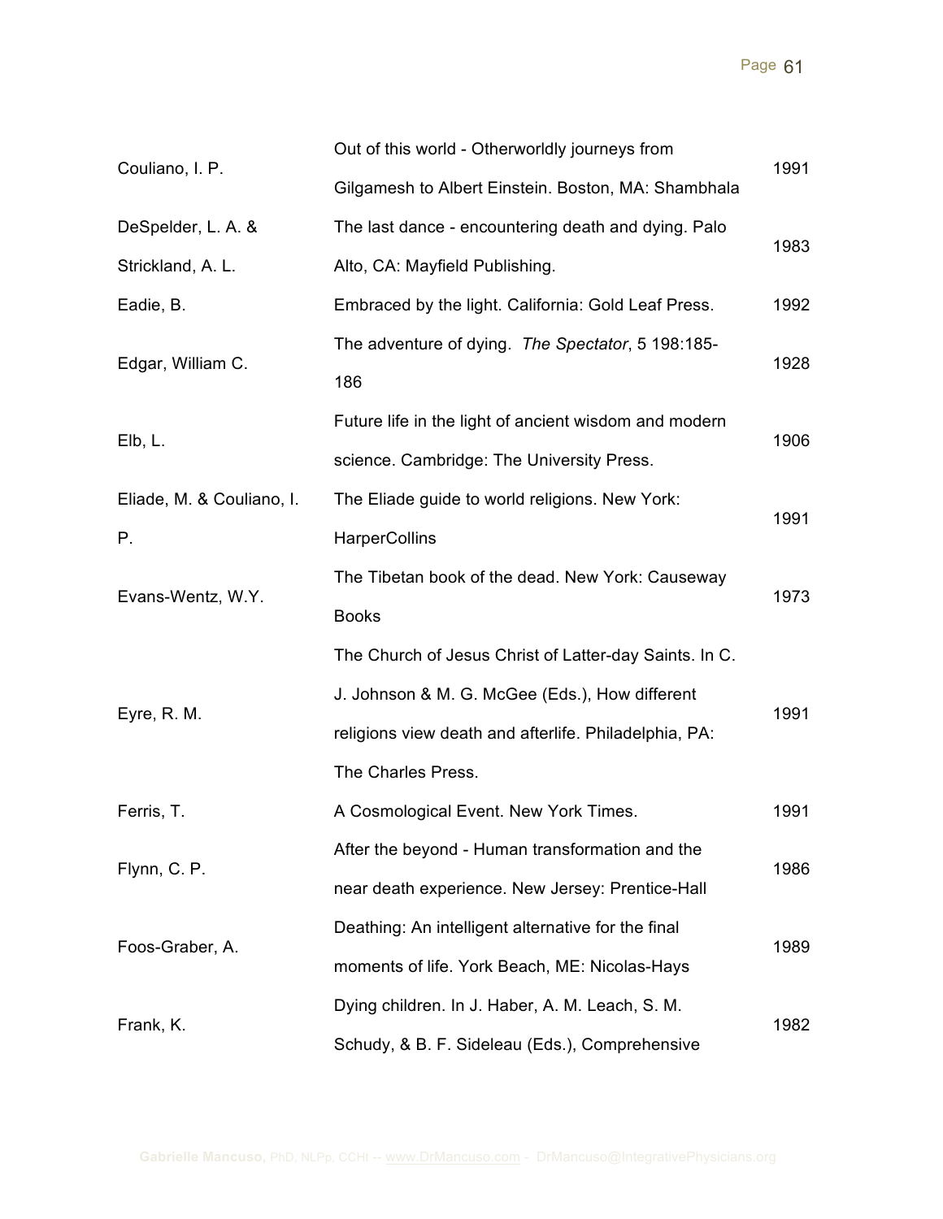| | | |
|---|---|---|
| Couliano, I. P. | Out of this world - Otherworldly journeys from Gilgamesh to Albert Einstein. Boston, MA: Shambhala | 1991 |
| DeSpelder, L. A. & Strickland, A. L. | The last dance - encountering death and dying. Palo Alto, CA: Mayfield Publishing. | 1983 |
| Eadie, B. | Embraced by the light. California: Gold Leaf Press. | 1992 |
| Edgar, William C. | The adventure of dying. *The Spectator*, 5 198:185-186 | 1928 |
| Elb, L. | Future life in the light of ancient wisdom and modern science. Cambridge: The University Press. | 1906 |
| Eliade, M. & Couliano, I. P. | The Eliade guide to world religions. New York: HarperCollins | 1991 |
| Evans-Wentz, W.Y. | The Tibetan book of the dead. New York: Causeway Books | 1973 |
| Eyre, R. M. | The Church of Jesus Christ of Latter-day Saints. In C. J. Johnson & M. G. McGee (Eds.), How different religions view death and afterlife. Philadelphia, PA: The Charles Press. | 1991 |
| Ferris, T. | A Cosmological Event. New York Times. | 1991 |
| Flynn, C. P. | After the beyond - Human transformation and the near death experience. New Jersey: Prentice-Hall | 1986 |
| Foos-Graber, A. | Deathing: An intelligent alternative for the final moments of life. York Beach, ME: Nicolas-Hays | 1989 |
| Frank, K. | Dying children. In J. Haber, A. M. Leach, S. M. Schudy, & B. F. Sideleau (Eds.), Comprehensive | 1982 |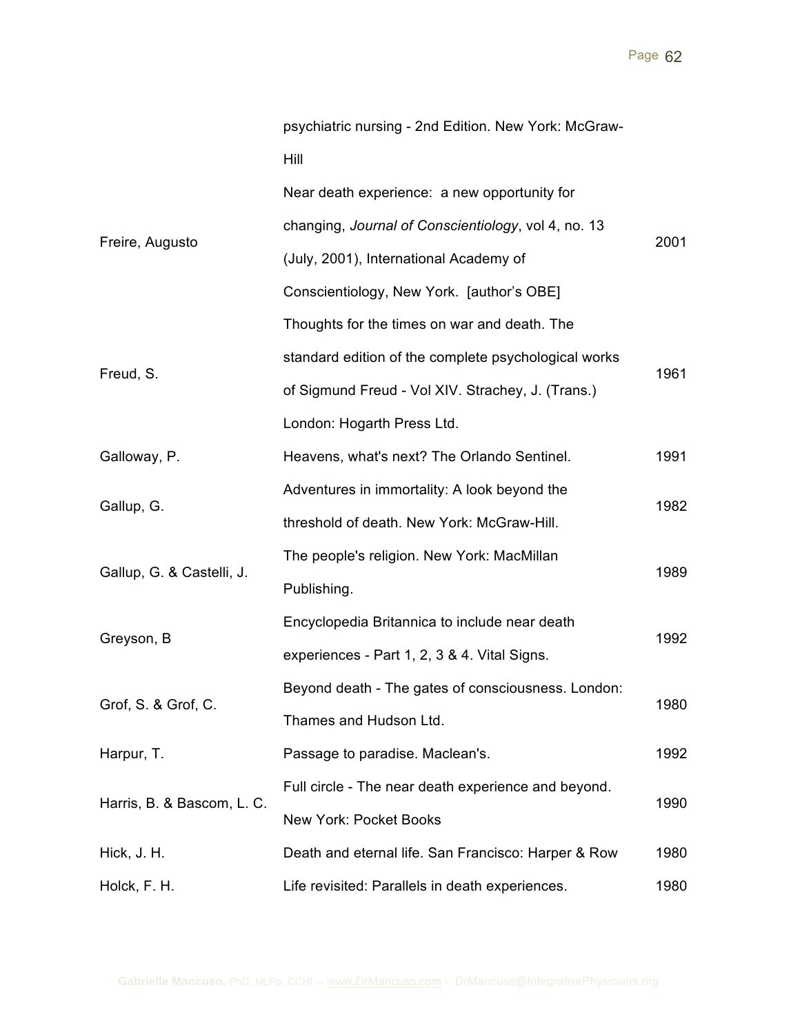| | | |
|---|---|---|
| | psychiatric nursing - 2nd Edition. New York: McGraw-Hill | |
| Freire, Augusto | Near death experience: a new opportunity for changing, *Journal of Conscientiology*, vol 4, no. 13 (July, 2001), International Academy of Conscientiology, New York. [author's OBE] | 2001 |
| Freud, S. | Thoughts for the times on war and death. The standard edition of the complete psychological works of Sigmund Freud - Vol XIV. Strachey, J. (Trans.) London: Hogarth Press Ltd. | 1961 |
| Galloway, P. | Heavens, what's next? The Orlando Sentinel. | 1991 |
| Gallup, G. | Adventures in immortality: A look beyond the threshold of death. New York: McGraw-Hill. | 1982 |
| Gallup, G. & Castelli, J. | The people's religion. New York: MacMillan Publishing. | 1989 |
| Greyson, B | Encyclopedia Britannica to include near death experiences - Part 1, 2, 3 & 4. Vital Signs. | 1992 |
| Grof, S. & Grof, C. | Beyond death - The gates of consciousness. London: Thames and Hudson Ltd. | 1980 |
| Harpur, T. | Passage to paradise. Maclean's. | 1992 |
| Harris, B. & Bascom, L. C. | Full circle - The near death experience and beyond. New York: Pocket Books | 1990 |
| Hick, J. H. | Death and eternal life. San Francisco: Harper & Row | 1980 |
| Holck, F. H. | Life revisited: Parallels in death experiences. | 1980 |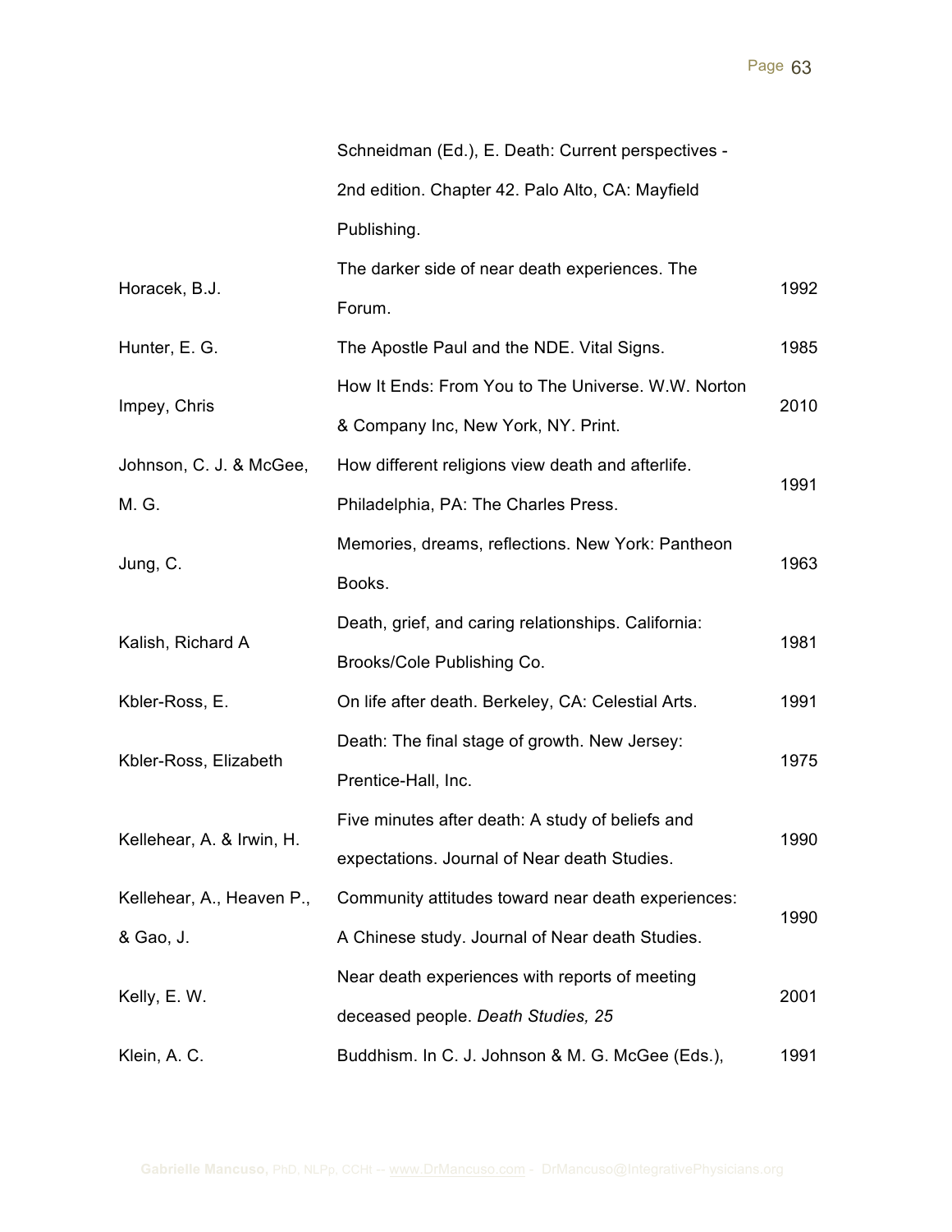| | | |
|---|---|---|
| | Schneidman (Ed.), E. Death: Current perspectives - 2nd edition. Chapter 42. Palo Alto, CA: Mayfield Publishing. | |
| Horacek, B.J. | The darker side of near death experiences. The Forum. | 1992 |
| Hunter, E. G. | The Apostle Paul and the NDE. Vital Signs. | 1985 |
| Impey, Chris | How It Ends: From You to The Universe. W.W. Norton & Company Inc, New York, NY. Print. | 2010 |
| Johnson, C. J. & McGee, M. G. | How different religions view death and afterlife. Philadelphia, PA: The Charles Press. | 1991 |
| Jung, C. | Memories, dreams, reflections. New York: Pantheon Books. | 1963 |
| Kalish, Richard A | Death, grief, and caring relationships. California: Brooks/Cole Publishing Co. | 1981 |
| Kbler-Ross, E. | On life after death. Berkeley, CA: Celestial Arts. | 1991 |
| Kbler-Ross, Elizabeth | Death: The final stage of growth. New Jersey: Prentice-Hall, Inc. | 1975 |
| Kellehear, A. & Irwin, H. | Five minutes after death: A study of beliefs and expectations. Journal of Near death Studies. | 1990 |
| Kellehear, A., Heaven P., & Gao, J. | Community attitudes toward near death experiences: A Chinese study. Journal of Near death Studies. | 1990 |
| Kelly, E. W. | Near death experiences with reports of meeting deceased people. *Death Studies, 25* | 2001 |
| Klein, A. C. | Buddhism. In C. J. Johnson & M. G. McGee (Eds.), | 1991 |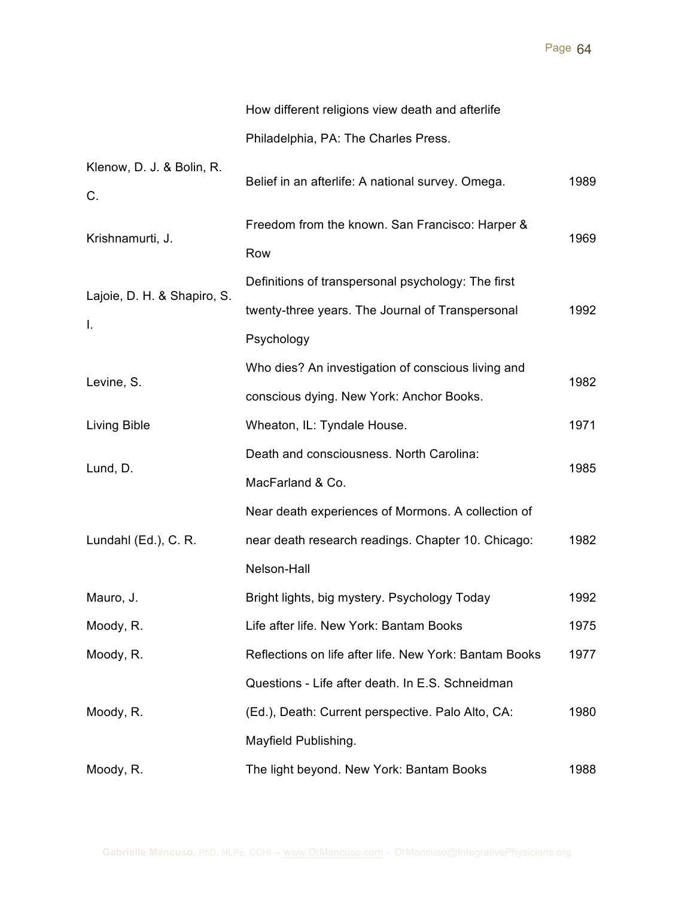| | | |
|---|---|---|
| | How different religions view death and afterlife Philadelphia, PA: The Charles Press. | |
| Klenow, D. J. & Bolin, R. C. | Belief in an afterlife: A national survey. Omega. | 1989 |
| Krishnamurti, J. | Freedom from the known. San Francisco: Harper & Row | 1969 |
| Lajoie, D. H. & Shapiro, S. I. | Definitions of transpersonal psychology: The first twenty-three years. The Journal of Transpersonal Psychology | 1992 |
| Levine, S. | Who dies? An investigation of conscious living and conscious dying. New York: Anchor Books. | 1982 |
| Living Bible | Wheaton, IL: Tyndale House. | 1971 |
| Lund, D. | Death and consciousness. North Carolina: MacFarland & Co. | 1985 |
| Lundahl (Ed.), C. R. | Near death experiences of Mormons. A collection of near death research readings. Chapter 10. Chicago: Nelson-Hall | 1982 |
| Mauro, J. | Bright lights, big mystery. Psychology Today | 1992 |
| Moody, R. | Life after life. New York: Bantam Books | 1975 |
| Moody, R. | Reflections on life after life. New York: Bantam Books | 1977 |
| Moody, R. | Questions - Life after death. In E.S. Schneidman (Ed.), Death: Current perspective. Palo Alto, CA: Mayfield Publishing. | 1980 |
| Moody, R. | The light beyond. New York: Bantam Books | 1988 |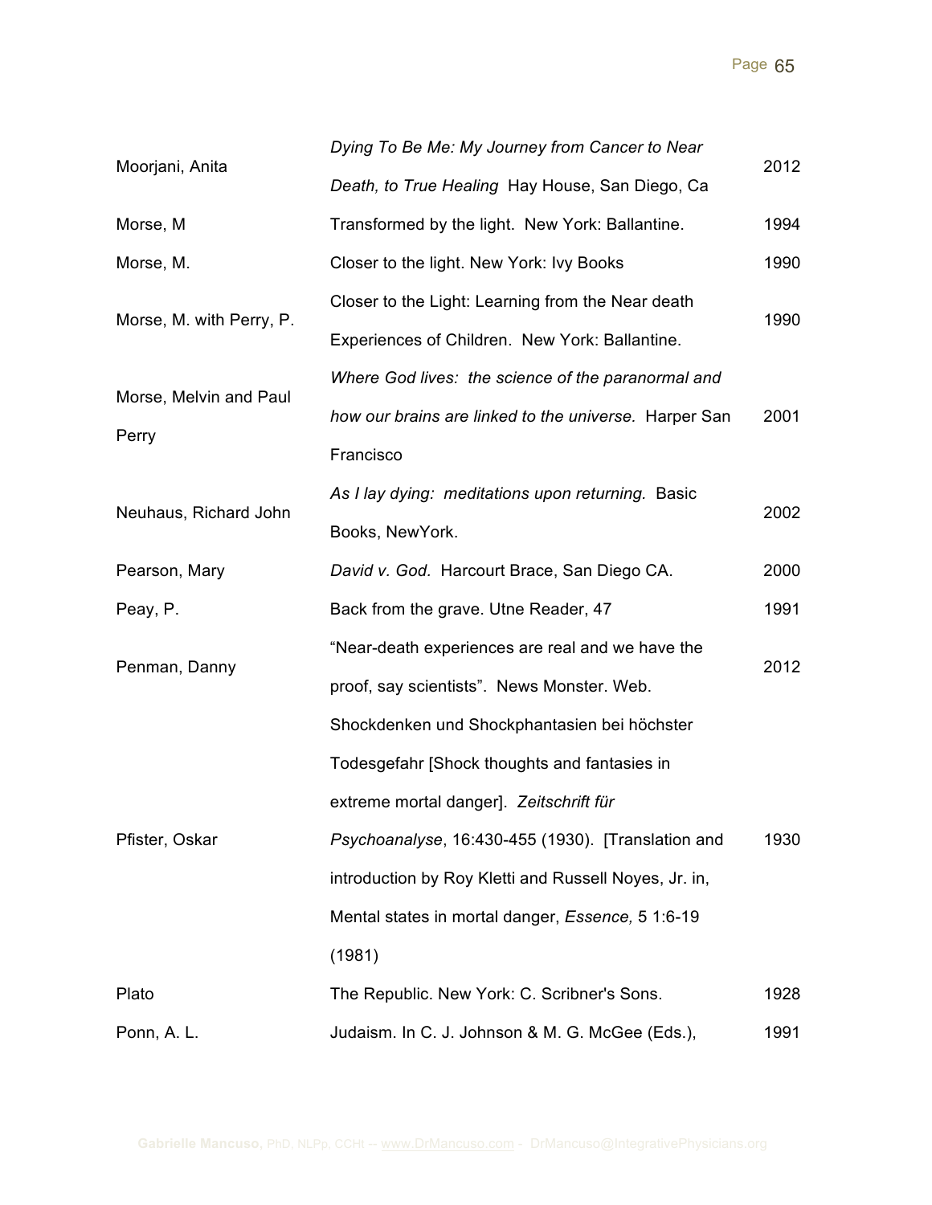| | | |
|---|---|---|
| Moorjani, Anita | *Dying To Be Me: My Journey from Cancer to Near Death, to True Healing* Hay House, San Diego, Ca | 2012 |
| Morse, M | Transformed by the light. New York: Ballantine. | 1994 |
| Morse, M. | Closer to the light. New York: Ivy Books | 1990 |
| Morse, M. with Perry, P. | Closer to the Light: Learning from the Near death Experiences of Children. New York: Ballantine. | 1990 |
| Morse, Melvin and Paul Perry | *Where God lives: the science of the paranormal and how our brains are linked to the universe.* Harper San Francisco | 2001 |
| Neuhaus, Richard John | *As I lay dying: meditations upon returning.* Basic Books, NewYork. | 2002 |
| Pearson, Mary | *David v. God.* Harcourt Brace, San Diego CA. | 2000 |
| Peay, P. | Back from the grave. Utne Reader, 47 | 1991 |
| Penman, Danny | “Near-death experiences are real and we have the proof, say scientists”. News Monster. Web. | 2012 |
| Pfister, Oskar | Shockdenken und Shockphantasien bei höchster Todesgefahr [Shock thoughts and fantasies in extreme mortal danger]. *Zeitschrift für Psychoanalyse*, 16:430-455 (1930). [Translation and introduction by Roy Kletti and Russell Noyes, Jr. in, Mental states in mortal danger, *Essence,* 5 1:6-19 (1981) | 1930 |
| Plato | The Republic. New York: C. Scribner's Sons. | 1928 |
| Ponn, A. L. | Judaism. In C. J. Johnson & M. G. McGee (Eds.), | 1991 |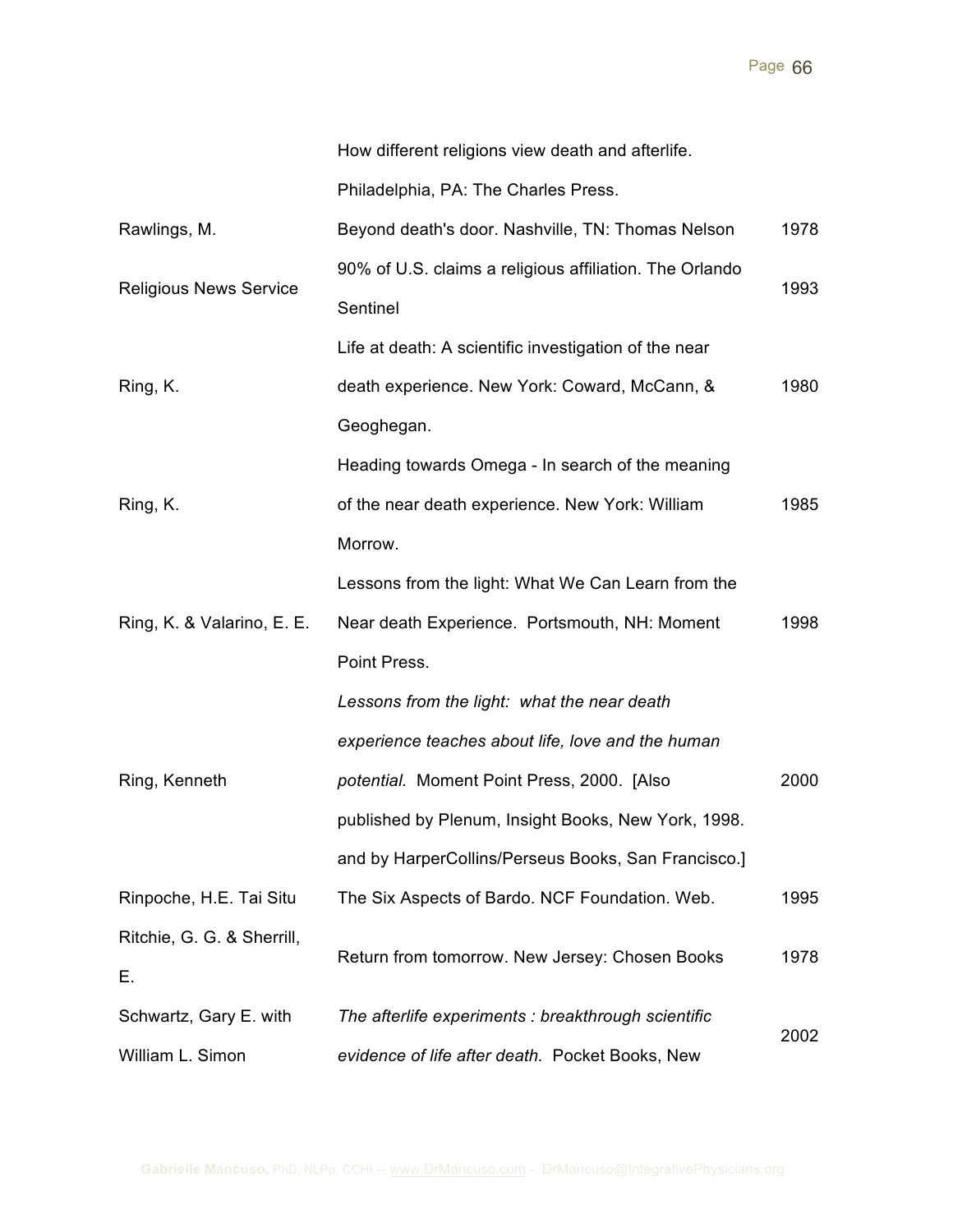| | | |
|---|---|---|
| | How different religions view death and afterlife. Philadelphia, PA: The Charles Press. | |
| Rawlings, M. | Beyond death's door. Nashville, TN: Thomas Nelson | 1978 |
| Religious News Service | 90% of U.S. claims a religious affiliation. The Orlando Sentinel | 1993 |
| Ring, K. | Life at death: A scientific investigation of the near death experience. New York: Coward, McCann, & Geoghegan. | 1980 |
| Ring, K. | Heading towards Omega - In search of the meaning of the near death experience. New York: William Morrow. | 1985 |
| Ring, K. & Valarino, E. E. | Lessons from the light: What We Can Learn from the Near death Experience. Portsmouth, NH: Moment Point Press. | 1998 |
| Ring, Kenneth | *Lessons from the light: what the near death experience teaches about life, love and the human potential.* Moment Point Press, 2000. [Also published by Plenum, Insight Books, New York, 1998. and by HarperCollins/Perseus Books, San Francisco.] | 2000 |
| Rinpoche, H.E. Tai Situ | The Six Aspects of Bardo. NCF Foundation. Web. | 1995 |
| Ritchie, G. G. & Sherrill, E. | Return from tomorrow. New Jersey: Chosen Books | 1978 |
| Schwartz, Gary E. with William L. Simon | *The afterlife experiments : breakthrough scientific evidence of life after death.* Pocket Books, New | 2002 |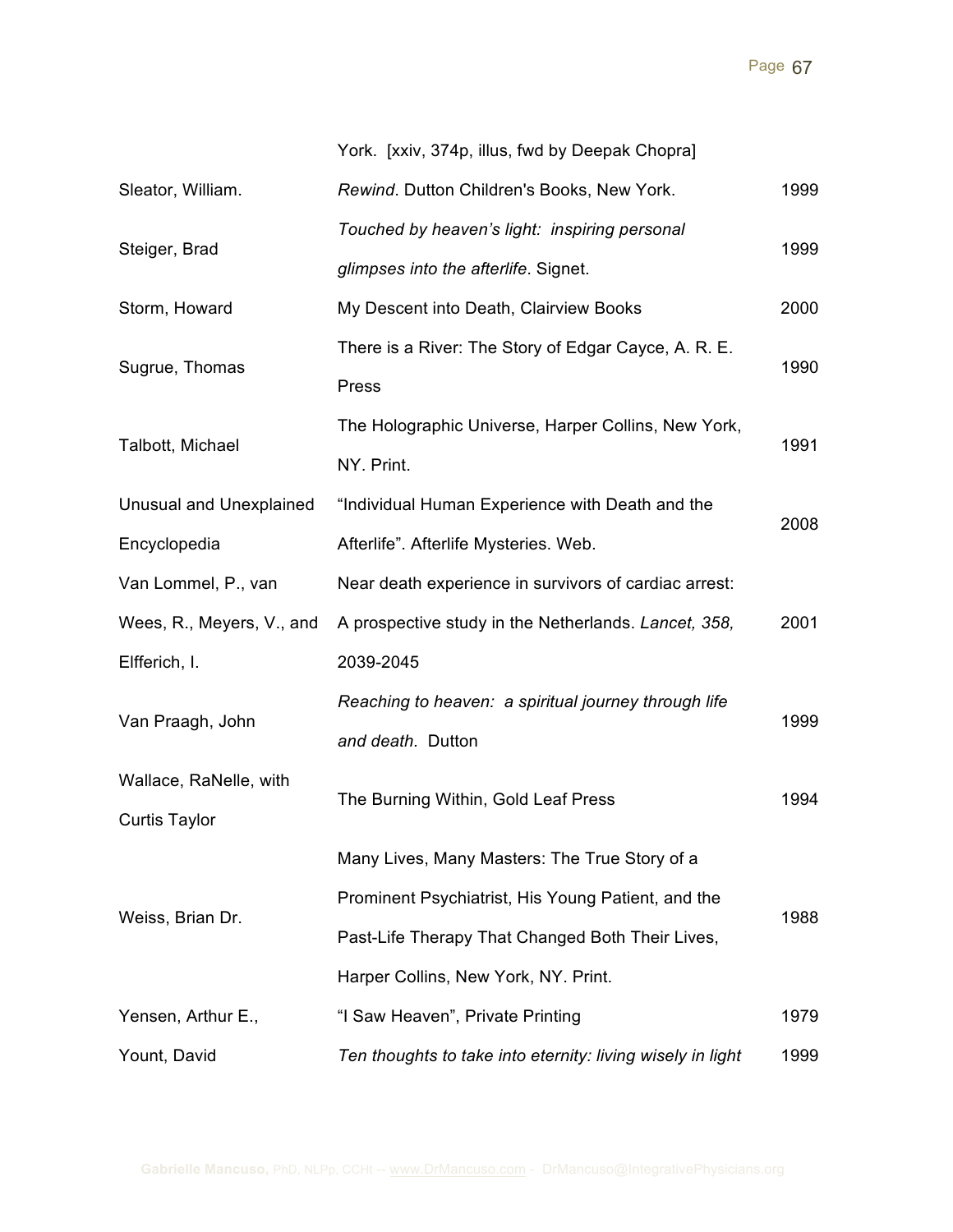| | | |
|---|---|---|
| | York. [xxiv, 374p, illus, fwd by Deepak Chopra] | |
| Sleator, William. | *Rewind*. Dutton Children's Books, New York. | 1999 |
| Steiger, Brad | *Touched by heaven's light: inspiring personal glimpses into the afterlife*. Signet. | 1999 |
| Storm, Howard | My Descent into Death, Clairview Books | 2000 |
| Sugrue, Thomas | There is a River: The Story of Edgar Cayce, A. R. E. Press | 1990 |
| Talbott, Michael | The Holographic Universe, Harper Collins, New York, NY. Print. | 1991 |
| Unusual and Unexplained Encyclopedia | "Individual Human Experience with Death and the Afterlife". Afterlife Mysteries. Web. | 2008 |
| Van Lommel, P., van Wees, R., Meyers, V., and Elfferich, I. | Near death experience in survivors of cardiac arrest: A prospective study in the Netherlands. *Lancet, 358,* 2039-2045 | 2001 |
| Van Praagh, John | *Reaching to heaven: a spiritual journey through life and death.* Dutton | 1999 |
| Wallace, RaNelle, with Curtis Taylor | The Burning Within, Gold Leaf Press | 1994 |
| Weiss, Brian Dr. | Many Lives, Many Masters: The True Story of a Prominent Psychiatrist, His Young Patient, and the Past-Life Therapy That Changed Both Their Lives, Harper Collins, New York, NY. Print. | 1988 |
| Yensen, Arthur E., | "I Saw Heaven", Private Printing | 1979 |
| Yount, David | *Ten thoughts to take into eternity: living wisely in light* | 1999 |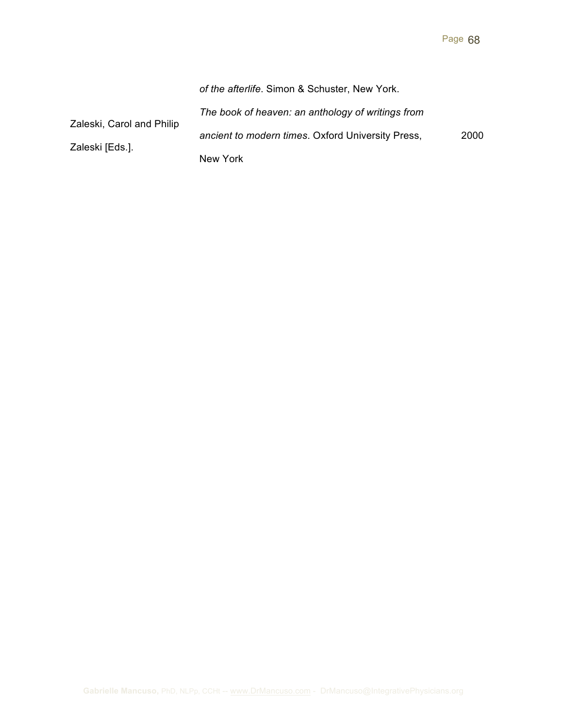| | *of the afterlife*. Simon & Schuster, New York. | |
|---|---|---|
| Zaleski, Carol and Philip Zaleski [Eds.]. | *The book of heaven: an anthology of writings from ancient to modern times*. Oxford University Press, New York | 2000 |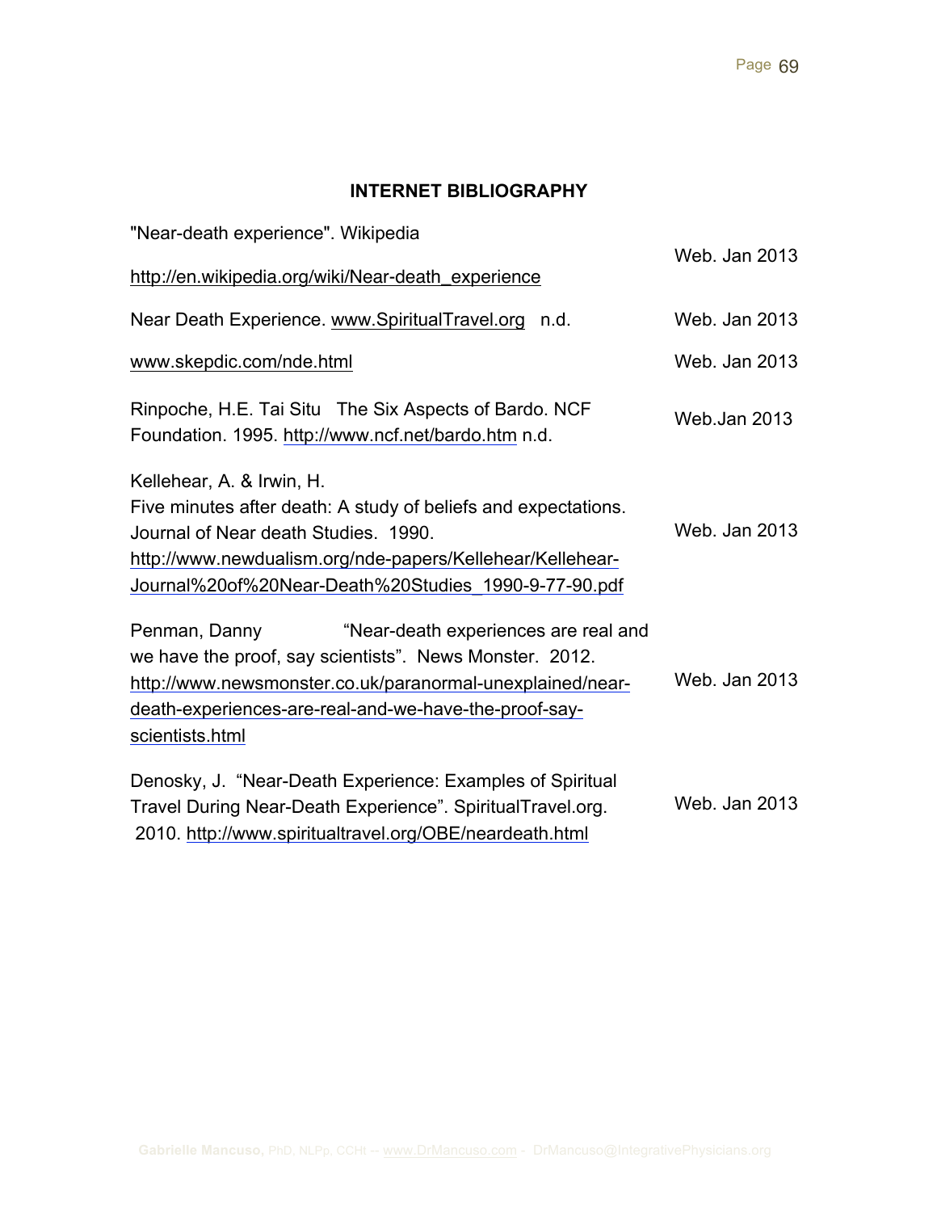## INTERNET BIBLIOGRAPHY

"Near-death experience". Wikipedia http://en.wikipedia.org/wiki/Near-death_experience — Web. Jan 2013

Near Death Experience. www.SpiritualTravel.org n.d. — Web. Jan 2013

www.skepdic.com/nde.html — Web. Jan 2013

Rinpoche, H.E. Tai Situ The Six Aspects of Bardo. NCF Foundation. 1995. http://www.ncf.net/bardo.htm n.d. — Web.Jan 2013

Kellehear, A. & Irwin, H.
Five minutes after death: A study of beliefs and expectations. Journal of Near death Studies. 1990. http://www.newdualism.org/nde-papers/Kellehear/Kellehear-Journal%20of%20Near-Death%20Studies_1990-9-77-90.pdf — Web. Jan 2013

Penman, Danny "Near-death experiences are real and we have the proof, say scientists". News Monster. 2012. http://www.newsmonster.co.uk/paranormal-unexplained/near-death-experiences-are-real-and-we-have-the-proof-say-scientists.html — Web. Jan 2013

Denosky, J. "Near-Death Experience: Examples of Spiritual Travel During Near-Death Experience". SpiritualTravel.org. 2010. http://www.spiritualtravel.org/OBE/neardeath.html — Web. Jan 2013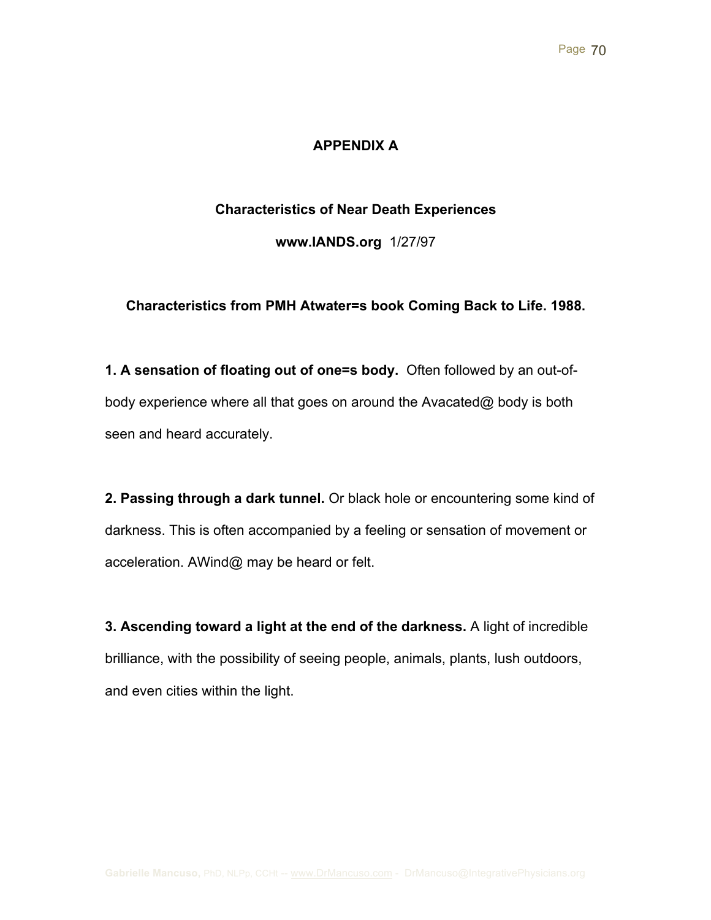# APPENDIX A

## Characteristics of Near Death Experiences

**www.IANDS.org** 1/27/97

**Characteristics from PMH Atwater=s book Coming Back to Life. 1988.**

**1. A sensation of floating out of one=s body.** Often followed by an out-of-body experience where all that goes on around the Avacated@ body is both seen and heard accurately.

**2. Passing through a dark tunnel.** Or black hole or encountering some kind of darkness. This is often accompanied by a feeling or sensation of movement or acceleration. AWind@ may be heard or felt.

**3. Ascending toward a light at the end of the darkness.** A light of incredible brilliance, with the possibility of seeing people, animals, plants, lush outdoors, and even cities within the light.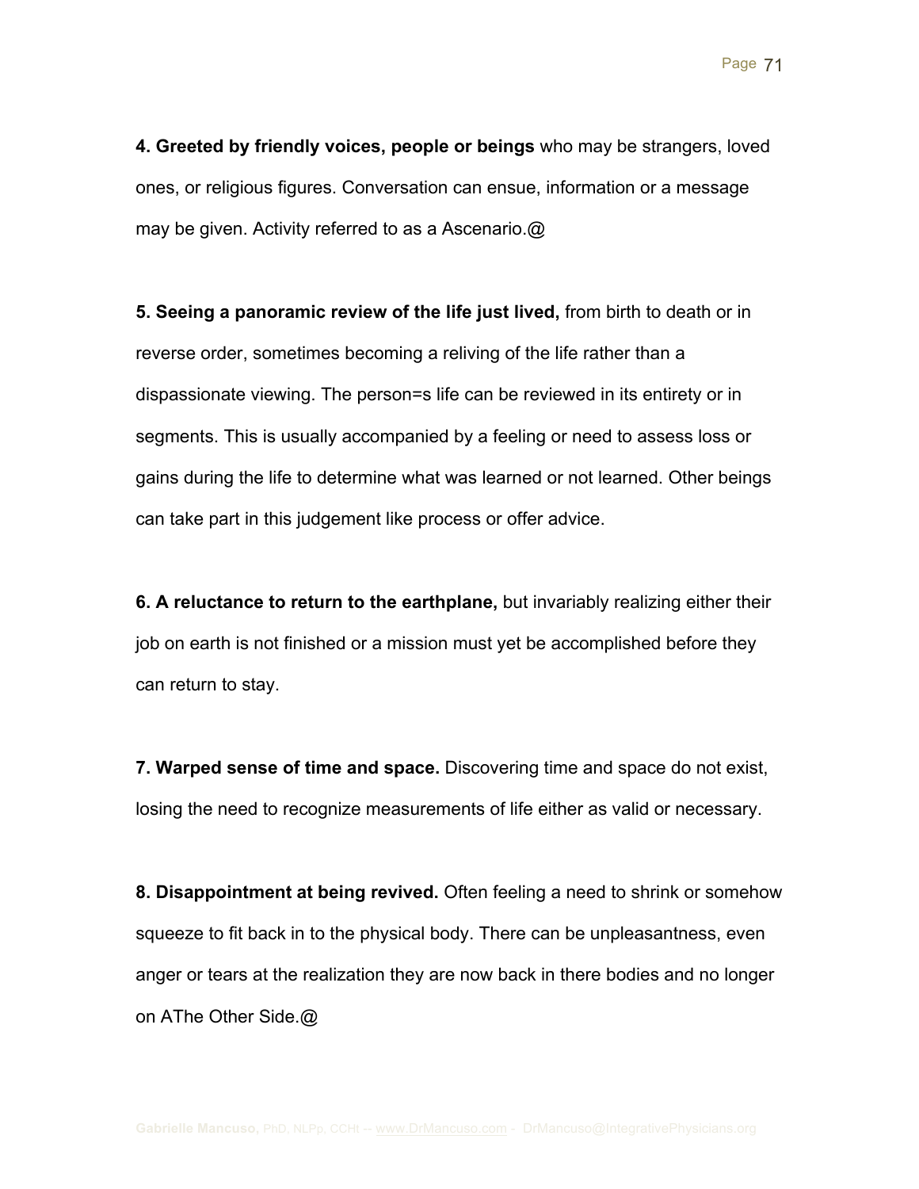**4. Greeted by friendly voices, people or beings** who may be strangers, loved ones, or religious figures. Conversation can ensue, information or a message may be given. Activity referred to as a Ascenario.@

**5. Seeing a panoramic review of the life just lived,** from birth to death or in reverse order, sometimes becoming a reliving of the life rather than a dispassionate viewing. The person=s life can be reviewed in its entirety or in segments. This is usually accompanied by a feeling or need to assess loss or gains during the life to determine what was learned or not learned. Other beings can take part in this judgement like process or offer advice.

**6. A reluctance to return to the earthplane,** but invariably realizing either their job on earth is not finished or a mission must yet be accomplished before they can return to stay.

**7. Warped sense of time and space.** Discovering time and space do not exist, losing the need to recognize measurements of life either as valid or necessary.

**8. Disappointment at being revived.** Often feeling a need to shrink or somehow squeeze to fit back in to the physical body. There can be unpleasantness, even anger or tears at the realization they are now back in there bodies and no longer on AThe Other Side.@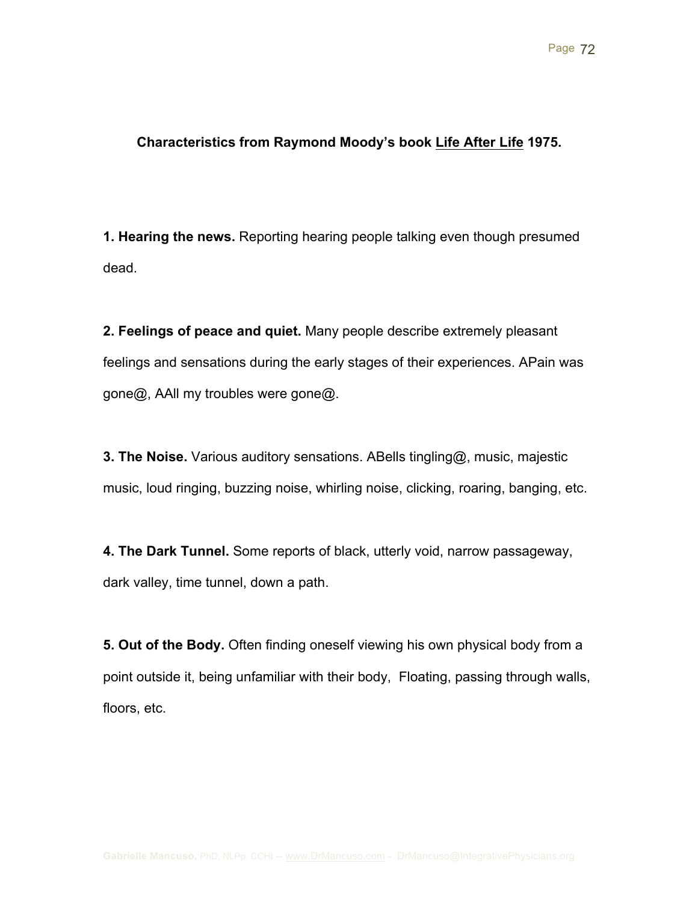**Characteristics from Raymond Moody's book Life After Life 1975.**

**1. Hearing the news.** Reporting hearing people talking even though presumed dead.

**2. Feelings of peace and quiet.** Many people describe extremely pleasant feelings and sensations during the early stages of their experiences. APain was gone@, AAll my troubles were gone@.

**3. The Noise.** Various auditory sensations. ABells tingling@, music, majestic music, loud ringing, buzzing noise, whirling noise, clicking, roaring, banging, etc.

**4. The Dark Tunnel.** Some reports of black, utterly void, narrow passageway, dark valley, time tunnel, down a path.

**5. Out of the Body.** Often finding oneself viewing his own physical body from a point outside it, being unfamiliar with their body, Floating, passing through walls, floors, etc.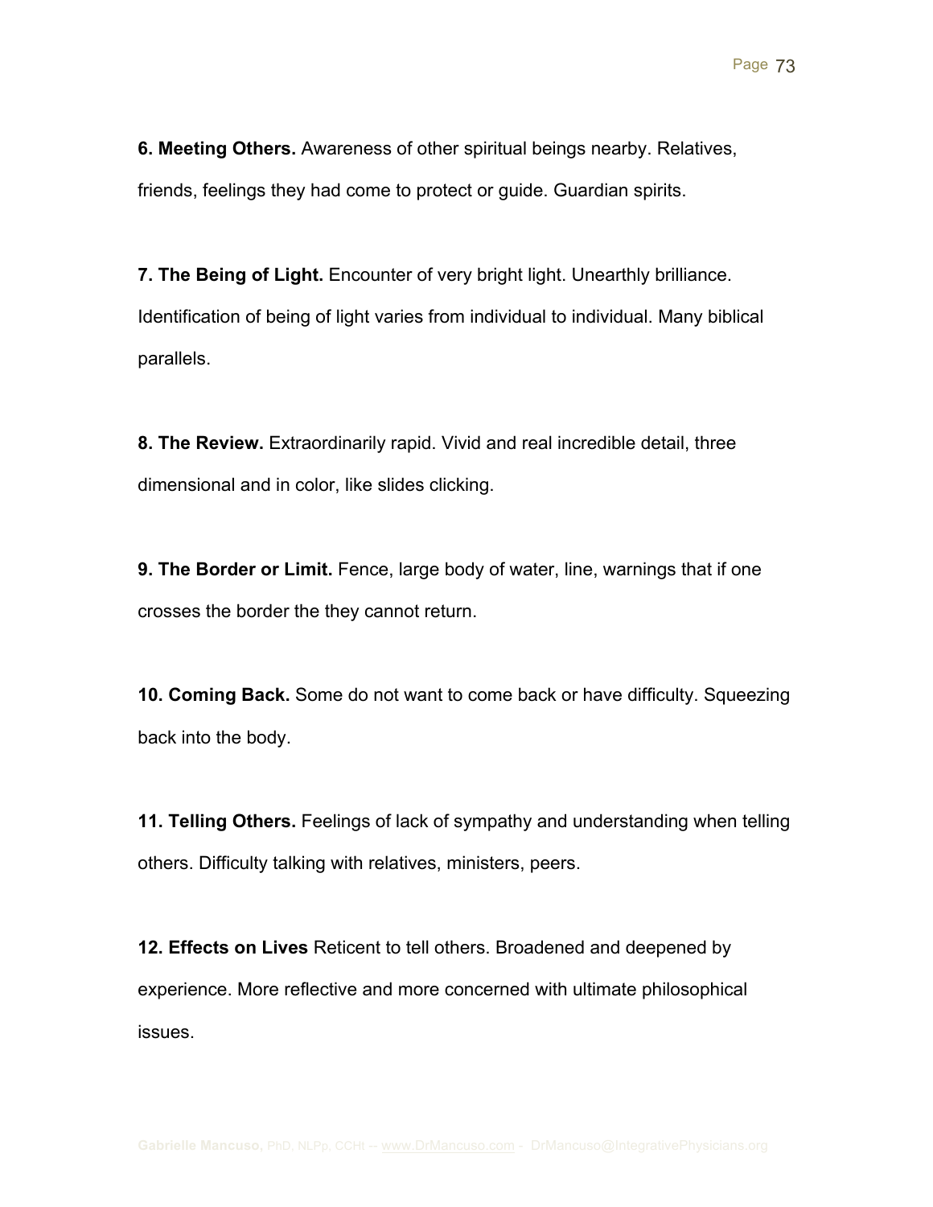**6. Meeting Others.** Awareness of other spiritual beings nearby. Relatives, friends, feelings they had come to protect or guide. Guardian spirits.

**7. The Being of Light.** Encounter of very bright light. Unearthly brilliance. Identification of being of light varies from individual to individual. Many biblical parallels.

**8. The Review.** Extraordinarily rapid. Vivid and real incredible detail, three dimensional and in color, like slides clicking.

**9. The Border or Limit.** Fence, large body of water, line, warnings that if one crosses the border the they cannot return.

**10. Coming Back.** Some do not want to come back or have difficulty. Squeezing back into the body.

**11. Telling Others.** Feelings of lack of sympathy and understanding when telling others. Difficulty talking with relatives, ministers, peers.

**12. Effects on Lives** Reticent to tell others. Broadened and deepened by experience. More reflective and more concerned with ultimate philosophical issues.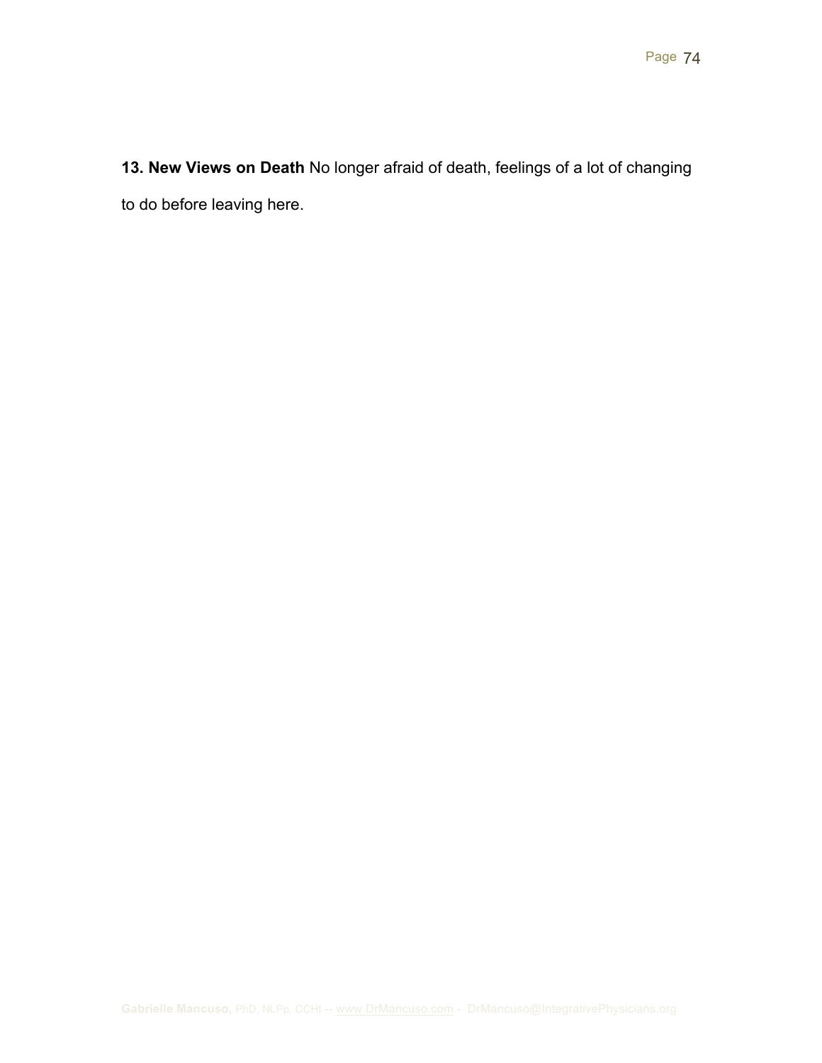**13. New Views on Death** No longer afraid of death, feelings of a lot of changing to do before leaving here.